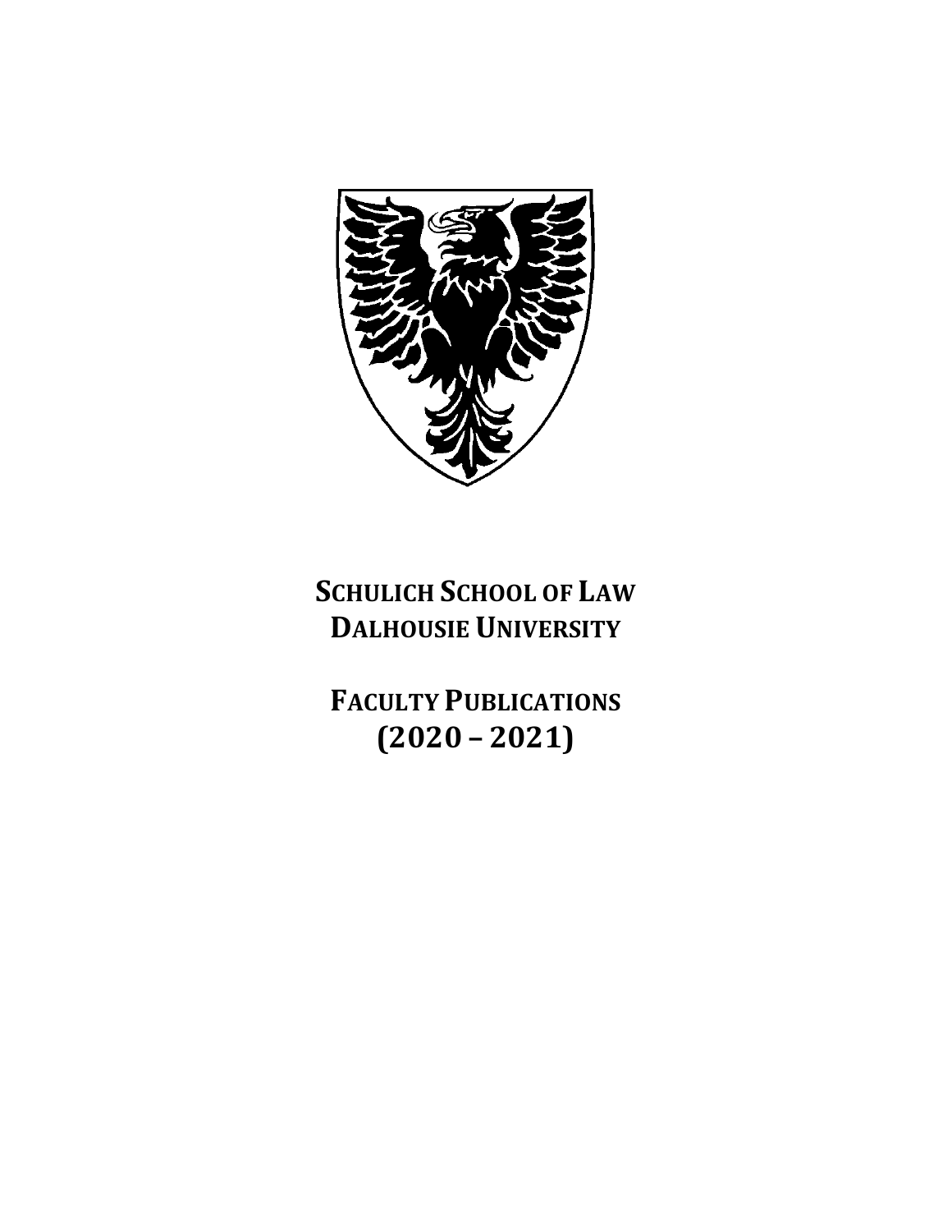# SCHULICH SCHOOL OF LAW
# DALHOUSIE UNIVERSITY

# FACULTY PUBLICATIONS
# (2020 – 2021)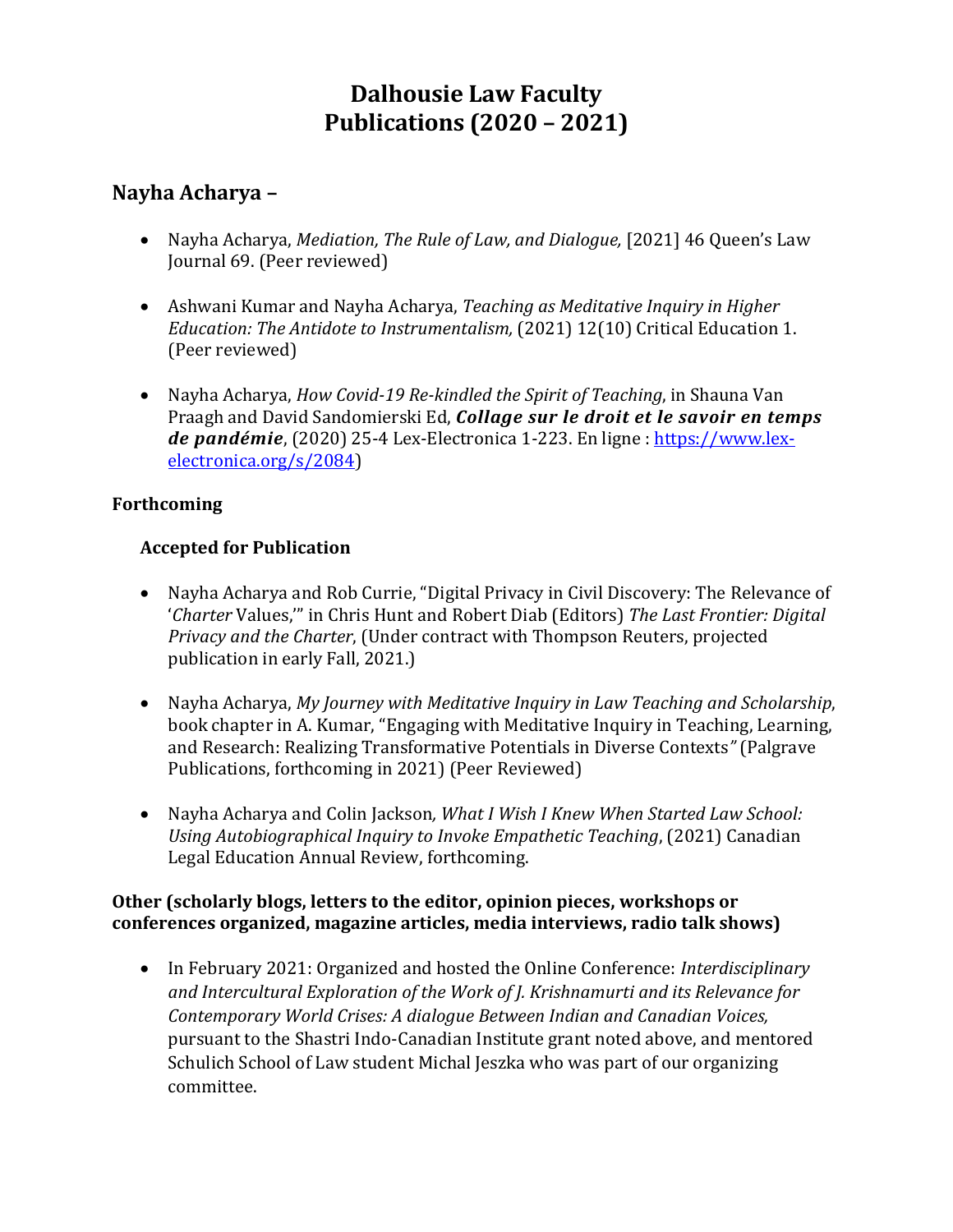# Dalhousie Law Faculty Publications (2020 – 2021)

## Nayha Acharya –

- Nayha Acharya, *Mediation, The Rule of Law, and Dialogue,* [2021] 46 Queen's Law Journal 69. (Peer reviewed)

- Ashwani Kumar and Nayha Acharya, *Teaching as Meditative Inquiry in Higher Education: The Antidote to Instrumentalism,* (2021) 12(10) Critical Education 1. (Peer reviewed)

- Nayha Acharya, *How Covid-19 Re-kindled the Spirit of Teaching*, in Shauna Van Praagh and David Sandomierski Ed, ***Collage sur le droit et le savoir en temps de pandémie***, (2020) 25-4 Lex-Electronica 1-223. En ligne : [https://www.lex-electronica.org/s/2084](https://www.lex-electronica.org/s/2084))

**Forthcoming**

**Accepted for Publication**

- Nayha Acharya and Rob Currie, "Digital Privacy in Civil Discovery: The Relevance of '*Charter* Values,'" in Chris Hunt and Robert Diab (Editors) *The Last Frontier: Digital Privacy and the Charter*, (Under contract with Thompson Reuters, projected publication in early Fall, 2021.)

- Nayha Acharya, *My Journey with Meditative Inquiry in Law Teaching and Scholarship*, book chapter in A. Kumar, "Engaging with Meditative Inquiry in Teaching, Learning, and Research: Realizing Transformative Potentials in Diverse Contexts*"* (Palgrave Publications, forthcoming in 2021) (Peer Reviewed)

- Nayha Acharya and Colin Jackson*, What I Wish I Knew When Started Law School: Using Autobiographical Inquiry to Invoke Empathetic Teaching*, (2021) Canadian Legal Education Annual Review, forthcoming.

**Other (scholarly blogs, letters to the editor, opinion pieces, workshops or conferences organized, magazine articles, media interviews, radio talk shows)**

- In February 2021: Organized and hosted the Online Conference: *Interdisciplinary and Intercultural Exploration of the Work of J. Krishnamurti and its Relevance for Contemporary World Crises: A dialogue Between Indian and Canadian Voices,* pursuant to the Shastri Indo-Canadian Institute grant noted above, and mentored Schulich School of Law student Michal Jeszka who was part of our organizing committee.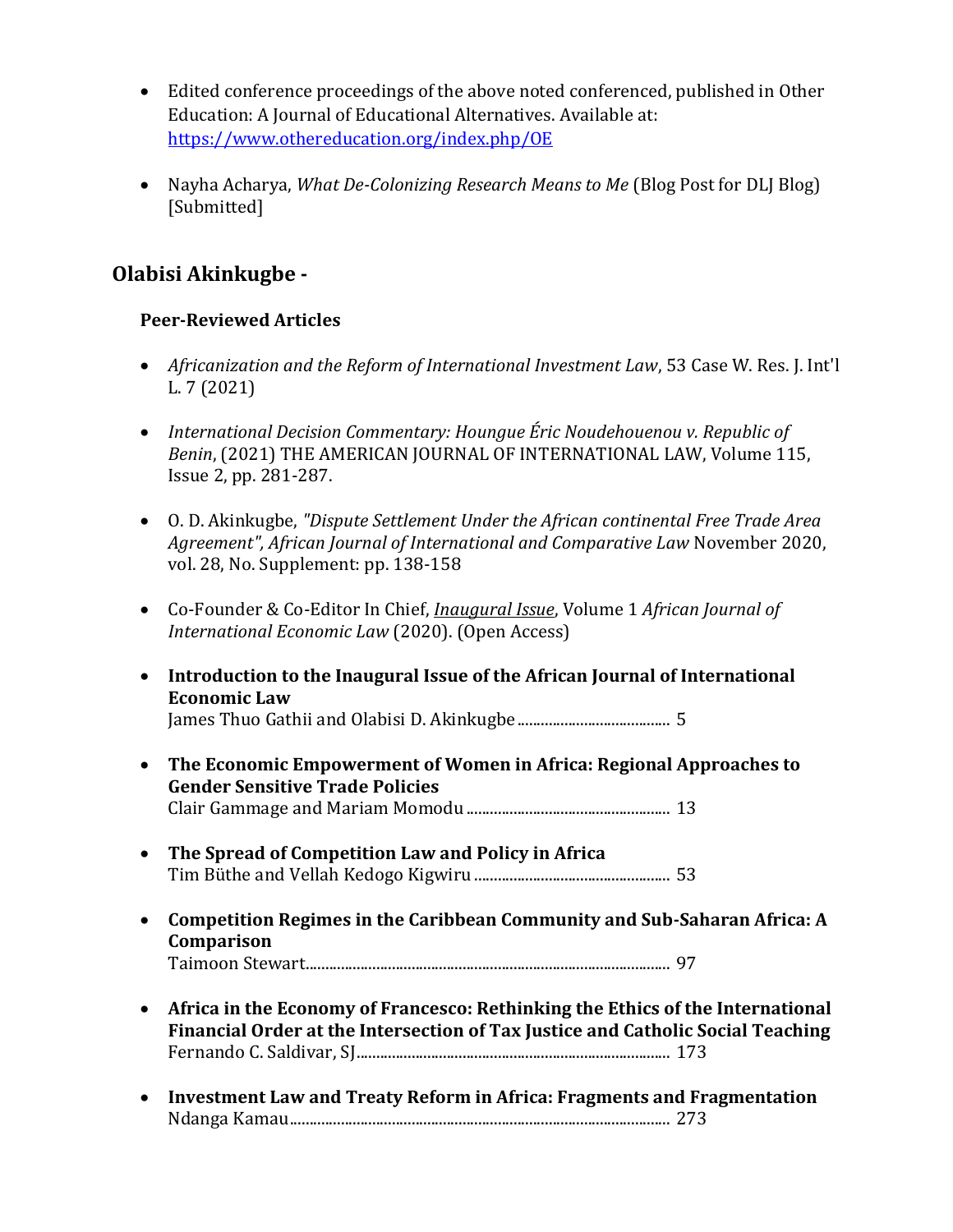- Edited conference proceedings of the above noted conferenced, published in Other Education: A Journal of Educational Alternatives. Available at: https://www.othereducation.org/index.php/OE

- Nayha Acharya, *What De-Colonizing Research Means to Me* (Blog Post for DLJ Blog) [Submitted]

## Olabisi Akinkugbe -

### Peer-Reviewed Articles

- *Africanization and the Reform of International Investment Law*, 53 Case W. Res. J. Int'l L. 7 (2021)

- *International Decision Commentary: Houngue Éric Noudehouenou v. Republic of Benin*, (2021) THE AMERICAN JOURNAL OF INTERNATIONAL LAW, Volume 115, Issue 2, pp. 281-287.

- O. D. Akinkugbe, *"Dispute Settlement Under the African continental Free Trade Area Agreement", African Journal of International and Comparative Law* November 2020, vol. 28, No. Supplement: pp. 138-158

- Co-Founder & Co-Editor In Chief, *Inaugural Issue*, Volume 1 *African Journal of International Economic Law* (2020). (Open Access)

- **Introduction to the Inaugural Issue of the African Journal of International Economic Law**
  James Thuo Gathii and Olabisi D. Akinkugbe ........................................ 5

- **The Economic Empowerment of Women in Africa: Regional Approaches to Gender Sensitive Trade Policies**
  Clair Gammage and Mariam Momodu .................................................... 13

- **The Spread of Competition Law and Policy in Africa**
  Tim Büthe and Vellah Kedogo Kigwiru .................................................. 53

- **Competition Regimes in the Caribbean Community and Sub-Saharan Africa: A Comparison**
  Taimoon Stewart............................................................................................ 97

- **Africa in the Economy of Francesco: Rethinking the Ethics of the International Financial Order at the Intersection of Tax Justice and Catholic Social Teaching**
  Fernando C. Saldivar, SJ............................................................................... 173

- **Investment Law and Treaty Reform in Africa: Fragments and Fragmentation**
  Ndanga Kamau................................................................................................ 273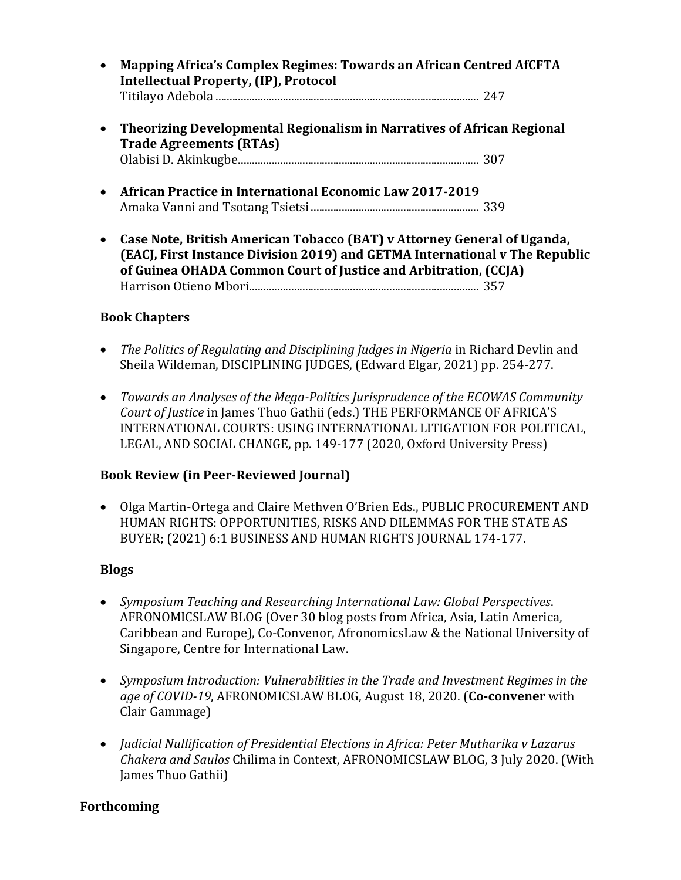- **Mapping Africa's Complex Regimes: Towards an African Centred AfCFTA Intellectual Property, (IP), Protocol**
  Titilayo Adebola ........................................................................................... 247

- **Theorizing Developmental Regionalism in Narratives of African Regional Trade Agreements (RTAs)**
  Olabisi D. Akinkugbe..................................................................................... 307

- **African Practice in International Economic Law 2017-2019**
  Amaka Vanni and Tsotang Tsietsi ........................................................... 339

- **Case Note, British American Tobacco (BAT) v Attorney General of Uganda, (EACJ, First Instance Division 2019) and GETMA International v The Republic of Guinea OHADA Common Court of Justice and Arbitration, (CCJA)**
  Harrison Otieno Mbori................................................................................ 357

### Book Chapters

- *The Politics of Regulating and Disciplining Judges in Nigeria* in Richard Devlin and Sheila Wildeman, DISCIPLINING JUDGES, (Edward Elgar, 2021) pp. 254-277.

- *Towards an Analyses of the Mega-Politics Jurisprudence of the ECOWAS Community Court of Justice* in James Thuo Gathii (eds.) THE PERFORMANCE OF AFRICA'S INTERNATIONAL COURTS: USING INTERNATIONAL LITIGATION FOR POLITICAL, LEGAL, AND SOCIAL CHANGE, pp. 149-177 (2020, Oxford University Press)

### Book Review (in Peer-Reviewed Journal)

- Olga Martin-Ortega and Claire Methven O'Brien Eds., PUBLIC PROCUREMENT AND HUMAN RIGHTS: OPPORTUNITIES, RISKS AND DILEMMAS FOR THE STATE AS BUYER; (2021) 6:1 BUSINESS AND HUMAN RIGHTS JOURNAL 174-177.

### Blogs

- *Symposium Teaching and Researching International Law: Global Perspectives*. AFRONOMICSLAW BLOG (Over 30 blog posts from Africa, Asia, Latin America, Caribbean and Europe), Co-Convenor, AfronomicsLaw & the National University of Singapore, Centre for International Law.

- *Symposium Introduction: Vulnerabilities in the Trade and Investment Regimes in the age of COVID-19*, AFRONOMICSLAW BLOG, August 18, 2020. (**Co-convener** with Clair Gammage)

- *Judicial Nullification of Presidential Elections in Africa: Peter Mutharika v Lazarus Chakera and Saulos* Chilima in Context, AFRONOMICSLAW BLOG, 3 July 2020. (With James Thuo Gathii)

### Forthcoming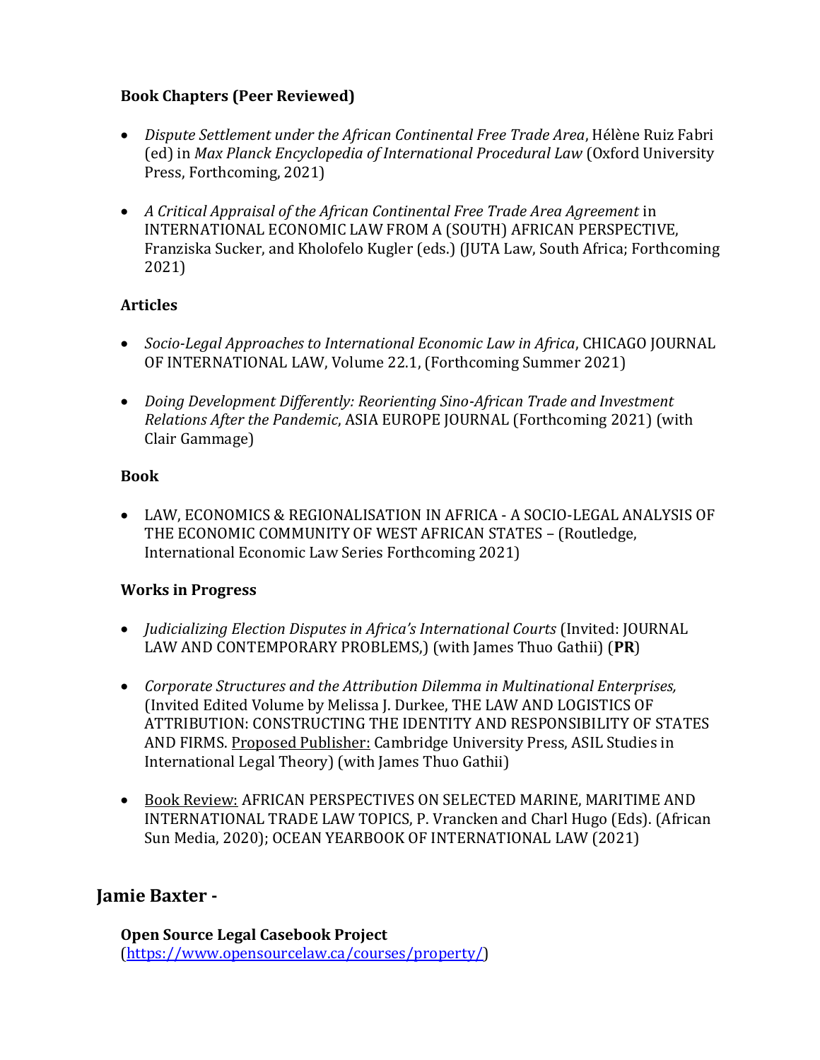### Book Chapters (Peer Reviewed)

- *Dispute Settlement under the African Continental Free Trade Area*, Hélène Ruiz Fabri (ed) in *Max Planck Encyclopedia of International Procedural Law* (Oxford University Press, Forthcoming, 2021)

- *A Critical Appraisal of the African Continental Free Trade Area Agreement* in INTERNATIONAL ECONOMIC LAW FROM A (SOUTH) AFRICAN PERSPECTIVE, Franziska Sucker, and Kholofelo Kugler (eds.) (JUTA Law, South Africa; Forthcoming 2021)

### Articles

- *Socio-Legal Approaches to International Economic Law in Africa*, CHICAGO JOURNAL OF INTERNATIONAL LAW, Volume 22.1, (Forthcoming Summer 2021)

- *Doing Development Differently: Reorienting Sino-African Trade and Investment Relations After the Pandemic*, ASIA EUROPE JOURNAL (Forthcoming 2021) (with Clair Gammage)

### Book

- LAW, ECONOMICS & REGIONALISATION IN AFRICA - A SOCIO-LEGAL ANALYSIS OF THE ECONOMIC COMMUNITY OF WEST AFRICAN STATES – (Routledge, International Economic Law Series Forthcoming 2021)

### Works in Progress

- *Judicializing Election Disputes in Africa's International Courts* (Invited: JOURNAL LAW AND CONTEMPORARY PROBLEMS,) (with James Thuo Gathii) (**PR**)

- *Corporate Structures and the Attribution Dilemma in Multinational Enterprises,* (Invited Edited Volume by Melissa J. Durkee, THE LAW AND LOGISTICS OF ATTRIBUTION: CONSTRUCTING THE IDENTITY AND RESPONSIBILITY OF STATES AND FIRMS. Proposed Publisher: Cambridge University Press, ASIL Studies in International Legal Theory) (with James Thuo Gathii)

- Book Review: AFRICAN PERSPECTIVES ON SELECTED MARINE, MARITIME AND INTERNATIONAL TRADE LAW TOPICS, P. Vrancken and Charl Hugo (Eds). (African Sun Media, 2020); OCEAN YEARBOOK OF INTERNATIONAL LAW (2021)

## Jamie Baxter -

**Open Source Legal Casebook Project**
(https://www.opensourcelaw.ca/courses/property/)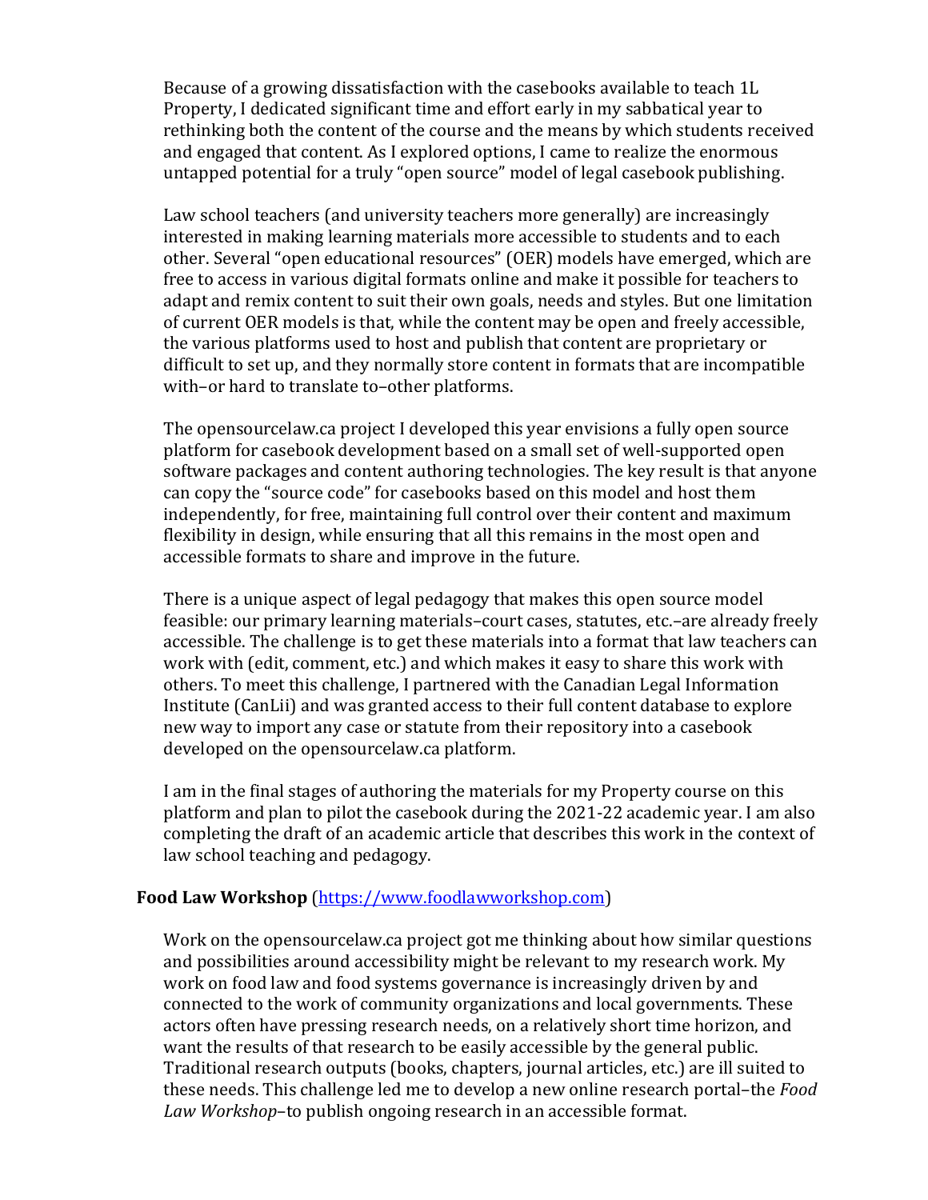Because of a growing dissatisfaction with the casebooks available to teach 1L Property, I dedicated significant time and effort early in my sabbatical year to rethinking both the content of the course and the means by which students received and engaged that content. As I explored options, I came to realize the enormous untapped potential for a truly "open source" model of legal casebook publishing.

Law school teachers (and university teachers more generally) are increasingly interested in making learning materials more accessible to students and to each other. Several "open educational resources" (OER) models have emerged, which are free to access in various digital formats online and make it possible for teachers to adapt and remix content to suit their own goals, needs and styles. But one limitation of current OER models is that, while the content may be open and freely accessible, the various platforms used to host and publish that content are proprietary or difficult to set up, and they normally store content in formats that are incompatible with–or hard to translate to–other platforms.

The opensourcelaw.ca project I developed this year envisions a fully open source platform for casebook development based on a small set of well-supported open software packages and content authoring technologies. The key result is that anyone can copy the "source code" for casebooks based on this model and host them independently, for free, maintaining full control over their content and maximum flexibility in design, while ensuring that all this remains in the most open and accessible formats to share and improve in the future.

There is a unique aspect of legal pedagogy that makes this open source model feasible: our primary learning materials–court cases, statutes, etc.–are already freely accessible. The challenge is to get these materials into a format that law teachers can work with (edit, comment, etc.) and which makes it easy to share this work with others. To meet this challenge, I partnered with the Canadian Legal Information Institute (CanLii) and was granted access to their full content database to explore new way to import any case or statute from their repository into a casebook developed on the opensourcelaw.ca platform.

I am in the final stages of authoring the materials for my Property course on this platform and plan to pilot the casebook during the 2021-22 academic year. I am also completing the draft of an academic article that describes this work in the context of law school teaching and pedagogy.

**Food Law Workshop** ([https://www.foodlawworkshop.com](https://www.foodlawworkshop.com))

Work on the opensourcelaw.ca project got me thinking about how similar questions and possibilities around accessibility might be relevant to my research work. My work on food law and food systems governance is increasingly driven by and connected to the work of community organizations and local governments. These actors often have pressing research needs, on a relatively short time horizon, and want the results of that research to be easily accessible by the general public. Traditional research outputs (books, chapters, journal articles, etc.) are ill suited to these needs. This challenge led me to develop a new online research portal–the *Food Law Workshop*–to publish ongoing research in an accessible format.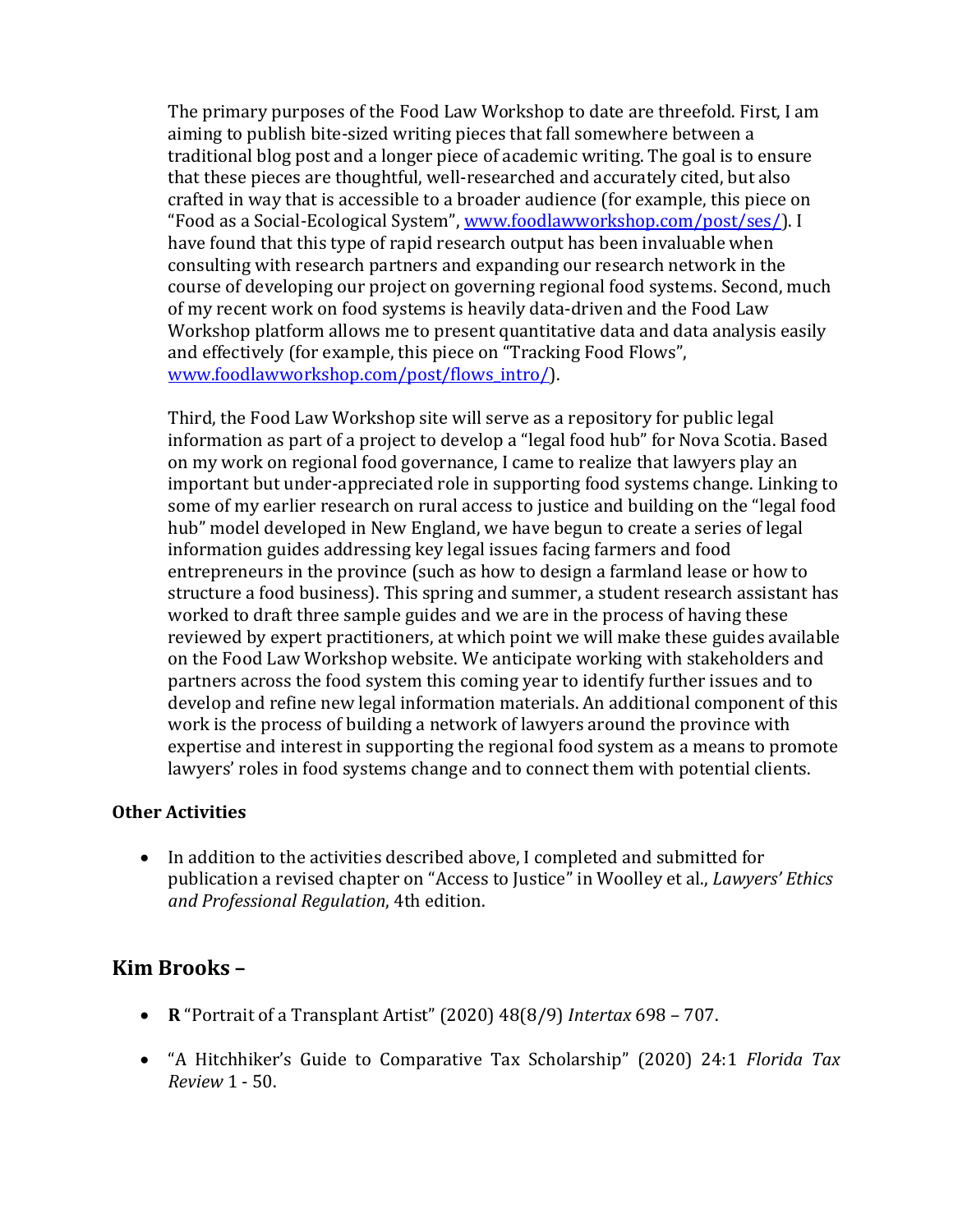The primary purposes of the Food Law Workshop to date are threefold. First, I am aiming to publish bite-sized writing pieces that fall somewhere between a traditional blog post and a longer piece of academic writing. The goal is to ensure that these pieces are thoughtful, well-researched and accurately cited, but also crafted in way that is accessible to a broader audience (for example, this piece on "Food as a Social-Ecological System", [www.foodlawworkshop.com/post/ses/](www.foodlawworkshop.com/post/ses/)). I have found that this type of rapid research output has been invaluable when consulting with research partners and expanding our research network in the course of developing our project on governing regional food systems. Second, much of my recent work on food systems is heavily data-driven and the Food Law Workshop platform allows me to present quantitative data and data analysis easily and effectively (for example, this piece on "Tracking Food Flows", [www.foodlawworkshop.com/post/flows_intro/](www.foodlawworkshop.com/post/flows_intro/)).

Third, the Food Law Workshop site will serve as a repository for public legal information as part of a project to develop a "legal food hub" for Nova Scotia. Based on my work on regional food governance, I came to realize that lawyers play an important but under-appreciated role in supporting food systems change. Linking to some of my earlier research on rural access to justice and building on the "legal food hub" model developed in New England, we have begun to create a series of legal information guides addressing key legal issues facing farmers and food entrepreneurs in the province (such as how to design a farmland lease or how to structure a food business). This spring and summer, a student research assistant has worked to draft three sample guides and we are in the process of having these reviewed by expert practitioners, at which point we will make these guides available on the Food Law Workshop website. We anticipate working with stakeholders and partners across the food system this coming year to identify further issues and to develop and refine new legal information materials. An additional component of this work is the process of building a network of lawyers around the province with expertise and interest in supporting the regional food system as a means to promote lawyers' roles in food systems change and to connect them with potential clients.

### Other Activities

- In addition to the activities described above, I completed and submitted for publication a revised chapter on "Access to Justice" in Woolley et al., *Lawyers' Ethics and Professional Regulation*, 4th edition.

## Kim Brooks –

- **R** "Portrait of a Transplant Artist" (2020) 48(8/9) *Intertax* 698 – 707.

- "A Hitchhiker's Guide to Comparative Tax Scholarship" (2020) 24:1 *Florida Tax Review* 1 - 50.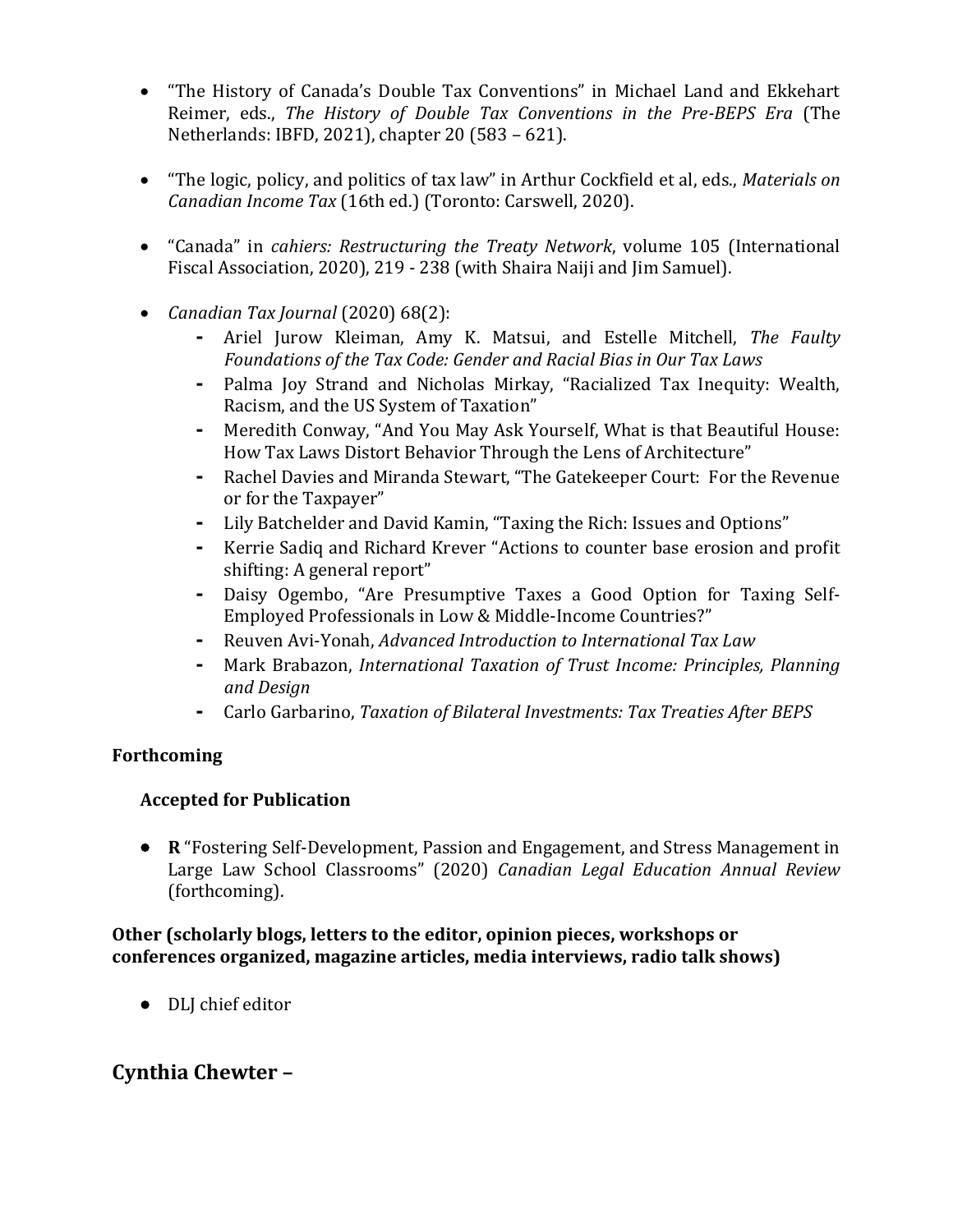- "The History of Canada's Double Tax Conventions" in Michael Land and Ekkehart Reimer, eds., *The History of Double Tax Conventions in the Pre-BEPS Era* (The Netherlands: IBFD, 2021), chapter 20 (583 – 621).

- "The logic, policy, and politics of tax law" in Arthur Cockfield et al, eds., *Materials on Canadian Income Tax* (16th ed.) (Toronto: Carswell, 2020).

- "Canada" in *cahiers: Restructuring the Treaty Network*, volume 105 (International Fiscal Association, 2020), 219 - 238 (with Shaira Naiji and Jim Samuel).

- *Canadian Tax Journal* (2020) 68(2):
  - Ariel Jurow Kleiman, Amy K. Matsui, and Estelle Mitchell, *The Faulty Foundations of the Tax Code: Gender and Racial Bias in Our Tax Laws*
  - Palma Joy Strand and Nicholas Mirkay, "Racialized Tax Inequity: Wealth, Racism, and the US System of Taxation"
  - Meredith Conway, "And You May Ask Yourself, What is that Beautiful House: How Tax Laws Distort Behavior Through the Lens of Architecture"
  - Rachel Davies and Miranda Stewart, "The Gatekeeper Court: For the Revenue or for the Taxpayer"
  - Lily Batchelder and David Kamin, "Taxing the Rich: Issues and Options"
  - Kerrie Sadiq and Richard Krever "Actions to counter base erosion and profit shifting: A general report"
  - Daisy Ogembo, "Are Presumptive Taxes a Good Option for Taxing Self-Employed Professionals in Low & Middle-Income Countries?"
  - Reuven Avi-Yonah, *Advanced Introduction to International Tax Law*
  - Mark Brabazon, *International Taxation of Trust Income: Principles, Planning and Design*
  - Carlo Garbarino, *Taxation of Bilateral Investments: Tax Treaties After BEPS*

**Forthcoming**

**Accepted for Publication**

- **R** "Fostering Self-Development, Passion and Engagement, and Stress Management in Large Law School Classrooms" (2020) *Canadian Legal Education Annual Review* (forthcoming).

**Other (scholarly blogs, letters to the editor, opinion pieces, workshops or conferences organized, magazine articles, media interviews, radio talk shows)**

- DLJ chief editor

## Cynthia Chewter –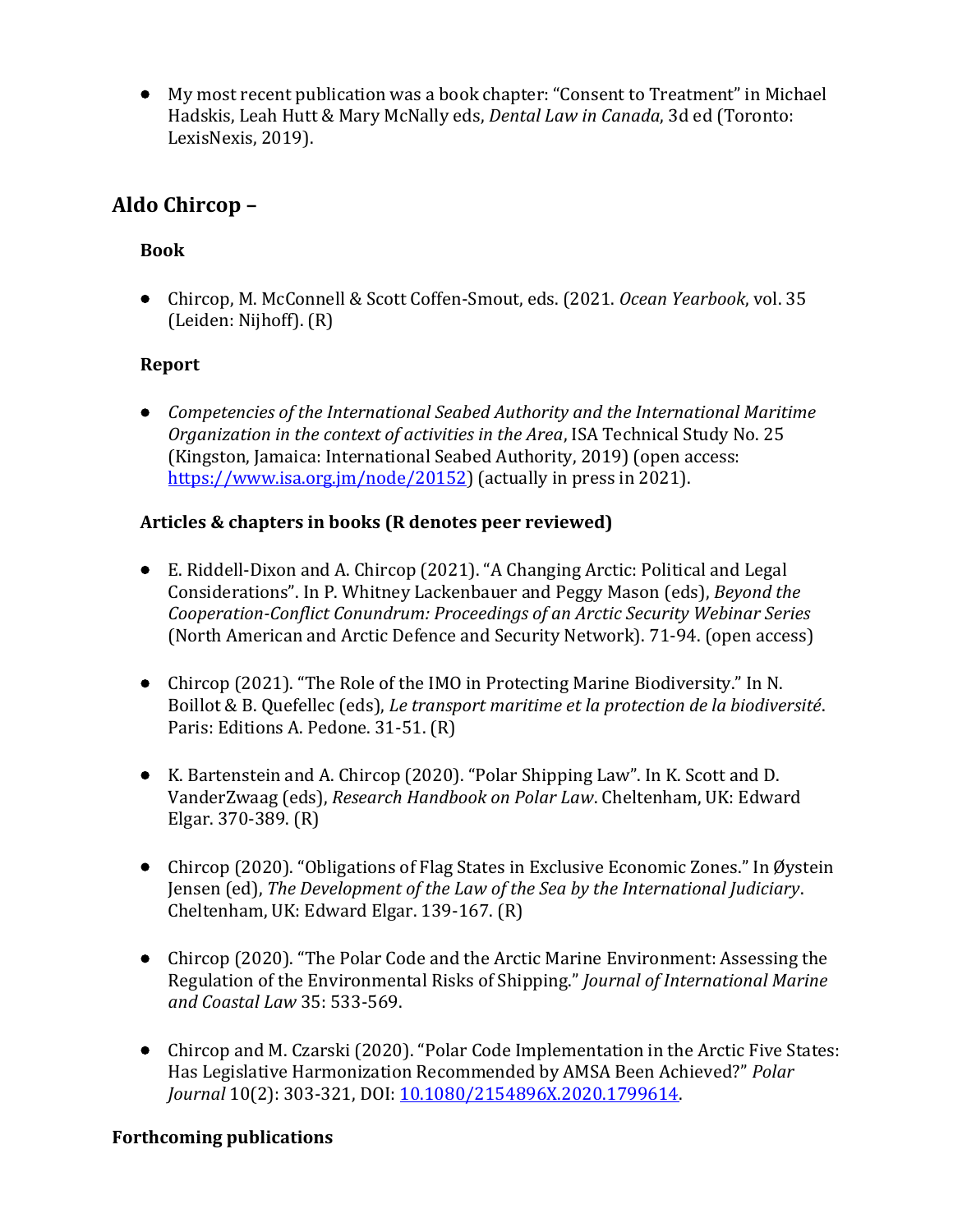- My most recent publication was a book chapter: "Consent to Treatment" in Michael Hadskis, Leah Hutt & Mary McNally eds, *Dental Law in Canada*, 3d ed (Toronto: LexisNexis, 2019).

## Aldo Chircop –

### Book

- Chircop, M. McConnell & Scott Coffen-Smout, eds. (2021. *Ocean Yearbook*, vol. 35 (Leiden: Nijhoff). (R)

### Report

- *Competencies of the International Seabed Authority and the International Maritime Organization in the context of activities in the Area*, ISA Technical Study No. 25 (Kingston, Jamaica: International Seabed Authority, 2019) (open access: https://www.isa.org.jm/node/20152) (actually in press in 2021).

### Articles & chapters in books (R denotes peer reviewed)

- E. Riddell-Dixon and A. Chircop (2021). "A Changing Arctic: Political and Legal Considerations". In P. Whitney Lackenbauer and Peggy Mason (eds), *Beyond the Cooperation-Conflict Conundrum: Proceedings of an Arctic Security Webinar Series* (North American and Arctic Defence and Security Network). 71-94. (open access)

- Chircop (2021). "The Role of the IMO in Protecting Marine Biodiversity." In N. Boillot & B. Quefellec (eds), *Le transport maritime et la protection de la biodiversité*. Paris: Editions A. Pedone. 31-51. (R)

- K. Bartenstein and A. Chircop (2020). "Polar Shipping Law". In K. Scott and D. VanderZwaag (eds), *Research Handbook on Polar Law*. Cheltenham, UK: Edward Elgar. 370-389. (R)

- Chircop (2020). "Obligations of Flag States in Exclusive Economic Zones." In Øystein Jensen (ed), *The Development of the Law of the Sea by the International Judiciary*. Cheltenham, UK: Edward Elgar. 139-167. (R)

- Chircop (2020). "The Polar Code and the Arctic Marine Environment: Assessing the Regulation of the Environmental Risks of Shipping." *Journal of International Marine and Coastal Law* 35: 533-569.

- Chircop and M. Czarski (2020). "Polar Code Implementation in the Arctic Five States: Has Legislative Harmonization Recommended by AMSA Been Achieved?" *Polar Journal* 10(2): 303-321, DOI: 10.1080/2154896X.2020.1799614.

### Forthcoming publications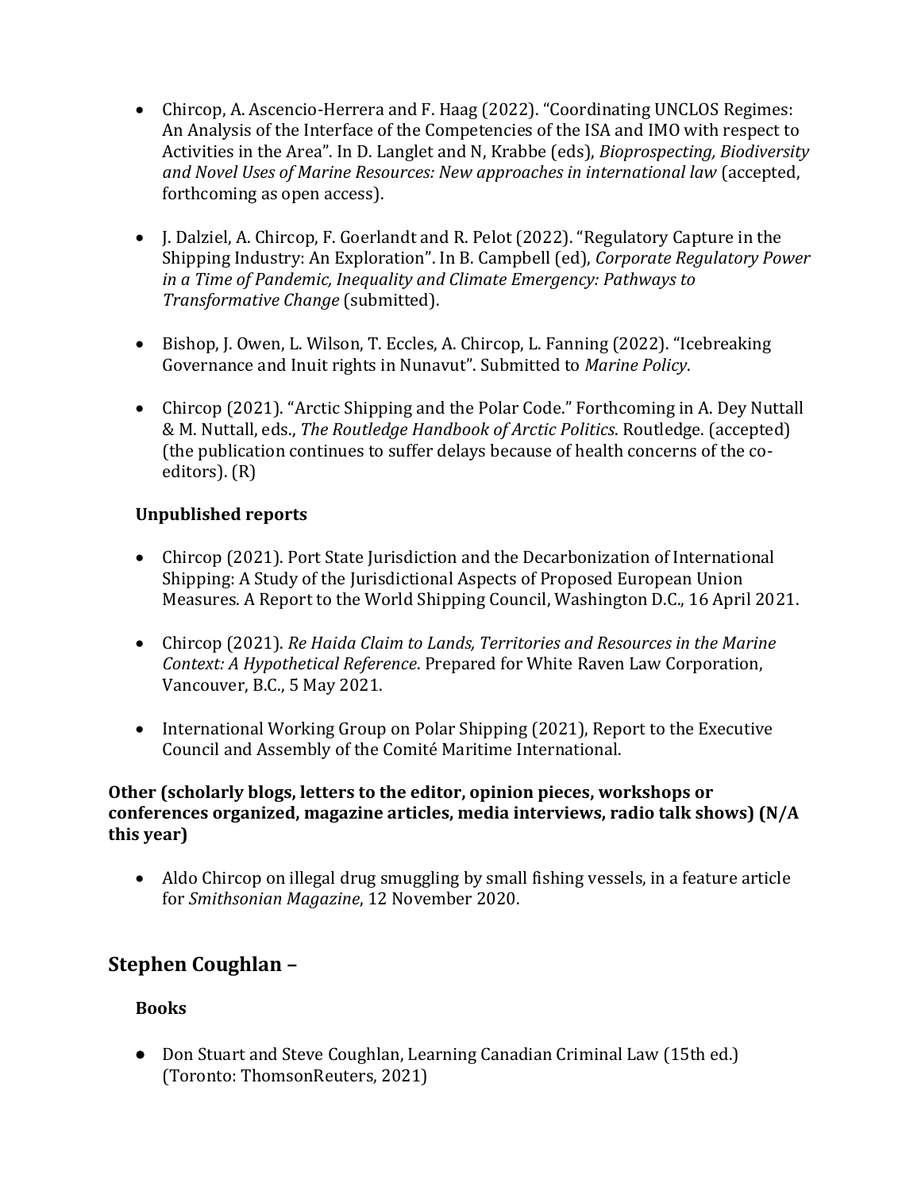- Chircop, A. Ascencio-Herrera and F. Haag (2022). "Coordinating UNCLOS Regimes: An Analysis of the Interface of the Competencies of the ISA and IMO with respect to Activities in the Area". In D. Langlet and N, Krabbe (eds), *Bioprospecting, Biodiversity and Novel Uses of Marine Resources: New approaches in international law* (accepted, forthcoming as open access).

- J. Dalziel, A. Chircop, F. Goerlandt and R. Pelot (2022). "Regulatory Capture in the Shipping Industry: An Exploration". In B. Campbell (ed), *Corporate Regulatory Power in a Time of Pandemic, Inequality and Climate Emergency: Pathways to Transformative Change* (submitted).

- Bishop, J. Owen, L. Wilson, T. Eccles, A. Chircop, L. Fanning (2022). "Icebreaking Governance and Inuit rights in Nunavut". Submitted to *Marine Policy*.

- Chircop (2021). "Arctic Shipping and the Polar Code." Forthcoming in A. Dey Nuttall & M. Nuttall, eds., *The Routledge Handbook of Arctic Politics*. Routledge. (accepted) (the publication continues to suffer delays because of health concerns of the co-editors). (R)

**Unpublished reports**

- Chircop (2021). Port State Jurisdiction and the Decarbonization of International Shipping: A Study of the Jurisdictional Aspects of Proposed European Union Measures. A Report to the World Shipping Council, Washington D.C., 16 April 2021.

- Chircop (2021). *Re Haida Claim to Lands, Territories and Resources in the Marine Context: A Hypothetical Reference*. Prepared for White Raven Law Corporation, Vancouver, B.C., 5 May 2021.

- International Working Group on Polar Shipping (2021), Report to the Executive Council and Assembly of the Comité Maritime International.

**Other (scholarly blogs, letters to the editor, opinion pieces, workshops or conferences organized, magazine articles, media interviews, radio talk shows) (N/A this year)**

- Aldo Chircop on illegal drug smuggling by small fishing vessels, in a feature article for *Smithsonian Magazine*, 12 November 2020.

## Stephen Coughlan –

**Books**

- Don Stuart and Steve Coughlan, Learning Canadian Criminal Law (15th ed.) (Toronto: ThomsonReuters, 2021)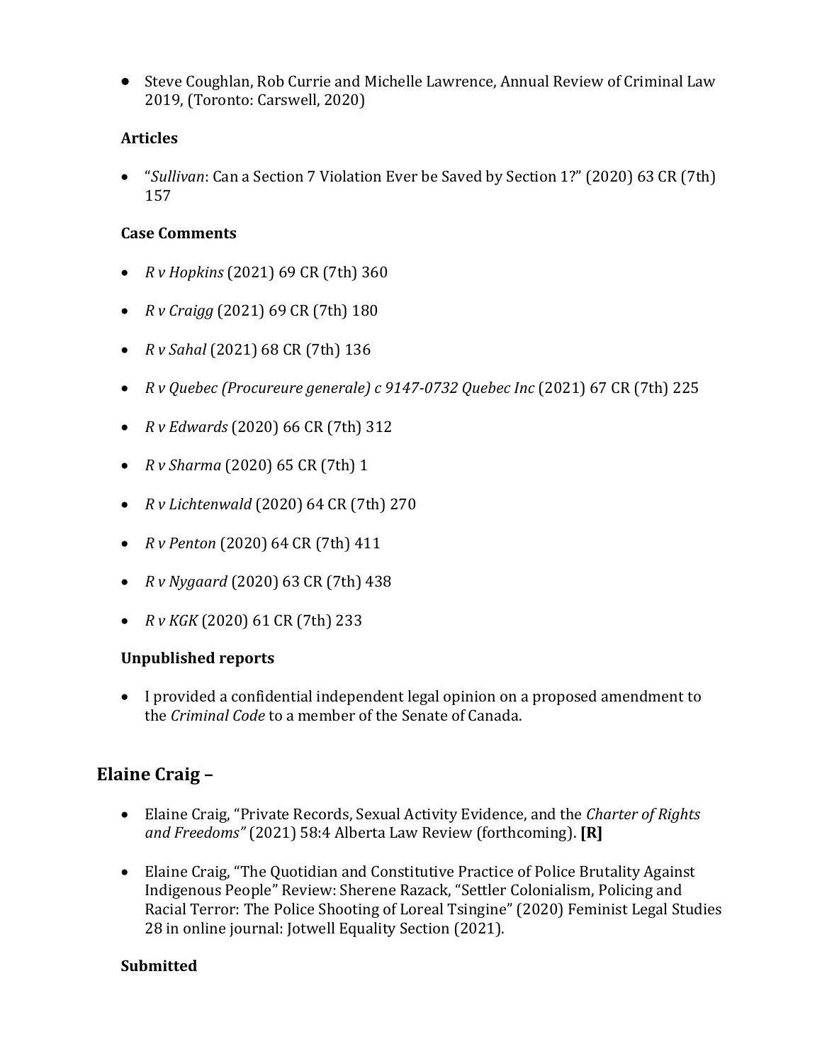- Steve Coughlan, Rob Currie and Michelle Lawrence, Annual Review of Criminal Law 2019, (Toronto: Carswell, 2020)

**Articles**

- "*Sullivan*: Can a Section 7 Violation Ever be Saved by Section 1?" (2020) 63 CR (7th) 157

**Case Comments**

- *R v Hopkins* (2021) 69 CR (7th) 360
- *R v Craigg* (2021) 69 CR (7th) 180
- *R v Sahal* (2021) 68 CR (7th) 136
- *R v Quebec (Procureure generale) c 9147-0732 Quebec Inc* (2021) 67 CR (7th) 225
- *R v Edwards* (2020) 66 CR (7th) 312
- *R v Sharma* (2020) 65 CR (7th) 1
- *R v Lichtenwald* (2020) 64 CR (7th) 270
- *R v Penton* (2020) 64 CR (7th) 411
- *R v Nygaard* (2020) 63 CR (7th) 438
- *R v KGK* (2020) 61 CR (7th) 233

**Unpublished reports**

- I provided a confidential independent legal opinion on a proposed amendment to the *Criminal Code* to a member of the Senate of Canada.

## Elaine Craig –

- Elaine Craig, "Private Records, Sexual Activity Evidence, and the *Charter of Rights and Freedoms"* (2021) 58:4 Alberta Law Review (forthcoming). **[R]**
- Elaine Craig, "The Quotidian and Constitutive Practice of Police Brutality Against Indigenous People" Review: Sherene Razack, "Settler Colonialism, Policing and Racial Terror: The Police Shooting of Loreal Tsingine" (2020) Feminist Legal Studies 28 in online journal: Jotwell Equality Section (2021).

**Submitted**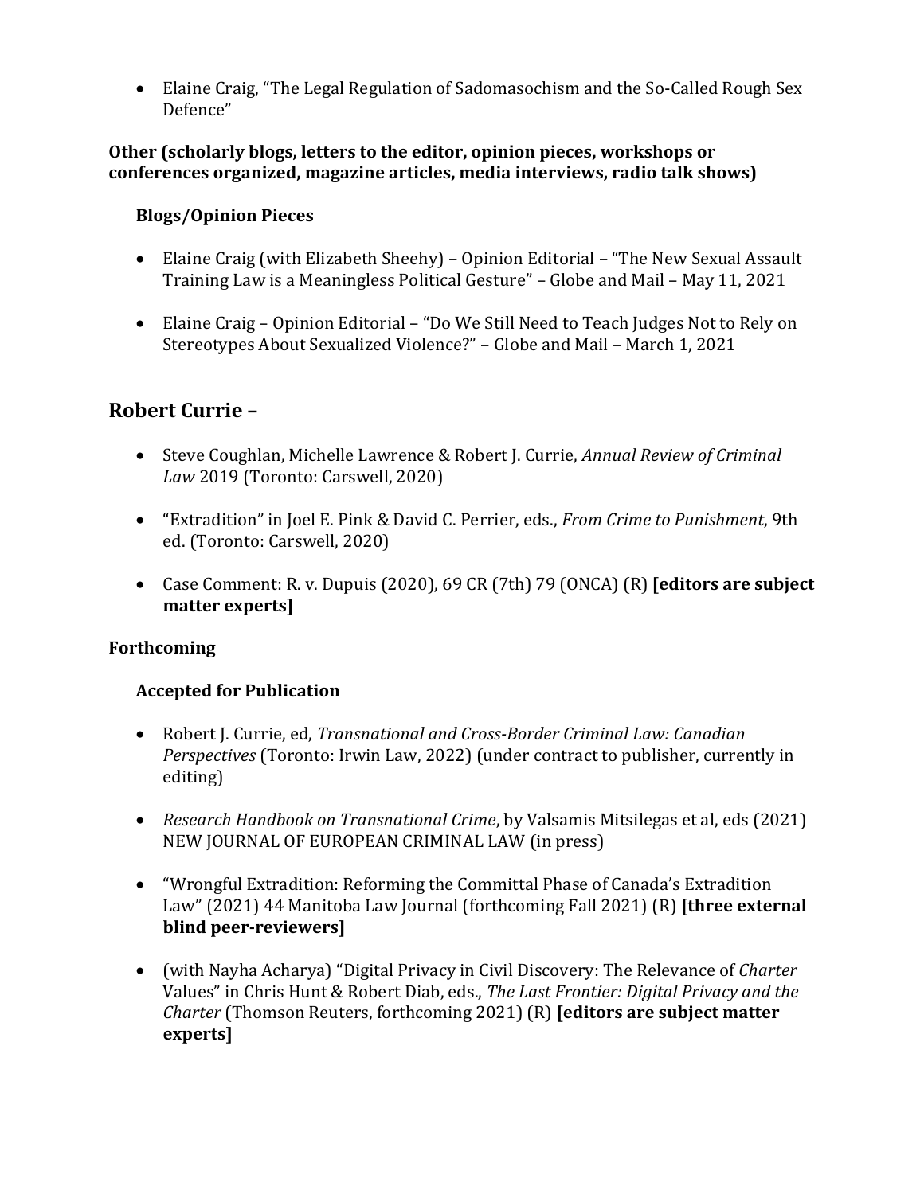- Elaine Craig, "The Legal Regulation of Sadomasochism and the So-Called Rough Sex Defence"

**Other (scholarly blogs, letters to the editor, opinion pieces, workshops or conferences organized, magazine articles, media interviews, radio talk shows)**

**Blogs/Opinion Pieces**

- Elaine Craig (with Elizabeth Sheehy) – Opinion Editorial – "The New Sexual Assault Training Law is a Meaningless Political Gesture" – Globe and Mail – May 11, 2021

- Elaine Craig – Opinion Editorial – "Do We Still Need to Teach Judges Not to Rely on Stereotypes About Sexualized Violence?" – Globe and Mail – March 1, 2021

## Robert Currie –

- Steve Coughlan, Michelle Lawrence & Robert J. Currie, *Annual Review of Criminal Law* 2019 (Toronto: Carswell, 2020)

- "Extradition" in Joel E. Pink & David C. Perrier, eds., *From Crime to Punishment*, 9th ed. (Toronto: Carswell, 2020)

- Case Comment: R. v. Dupuis (2020), 69 CR (7th) 79 (ONCA) (R) **[editors are subject matter experts]**

**Forthcoming**

**Accepted for Publication**

- Robert J. Currie, ed, *Transnational and Cross-Border Criminal Law: Canadian Perspectives* (Toronto: Irwin Law, 2022) (under contract to publisher, currently in editing)

- *Research Handbook on Transnational Crime*, by Valsamis Mitsilegas et al, eds (2021) NEW JOURNAL OF EUROPEAN CRIMINAL LAW (in press)

- "Wrongful Extradition: Reforming the Committal Phase of Canada's Extradition Law" (2021) 44 Manitoba Law Journal (forthcoming Fall 2021) (R) **[three external blind peer-reviewers]**

- (with Nayha Acharya) "Digital Privacy in Civil Discovery: The Relevance of *Charter* Values" in Chris Hunt & Robert Diab, eds., *The Last Frontier: Digital Privacy and the Charter* (Thomson Reuters, forthcoming 2021) (R) **[editors are subject matter experts]**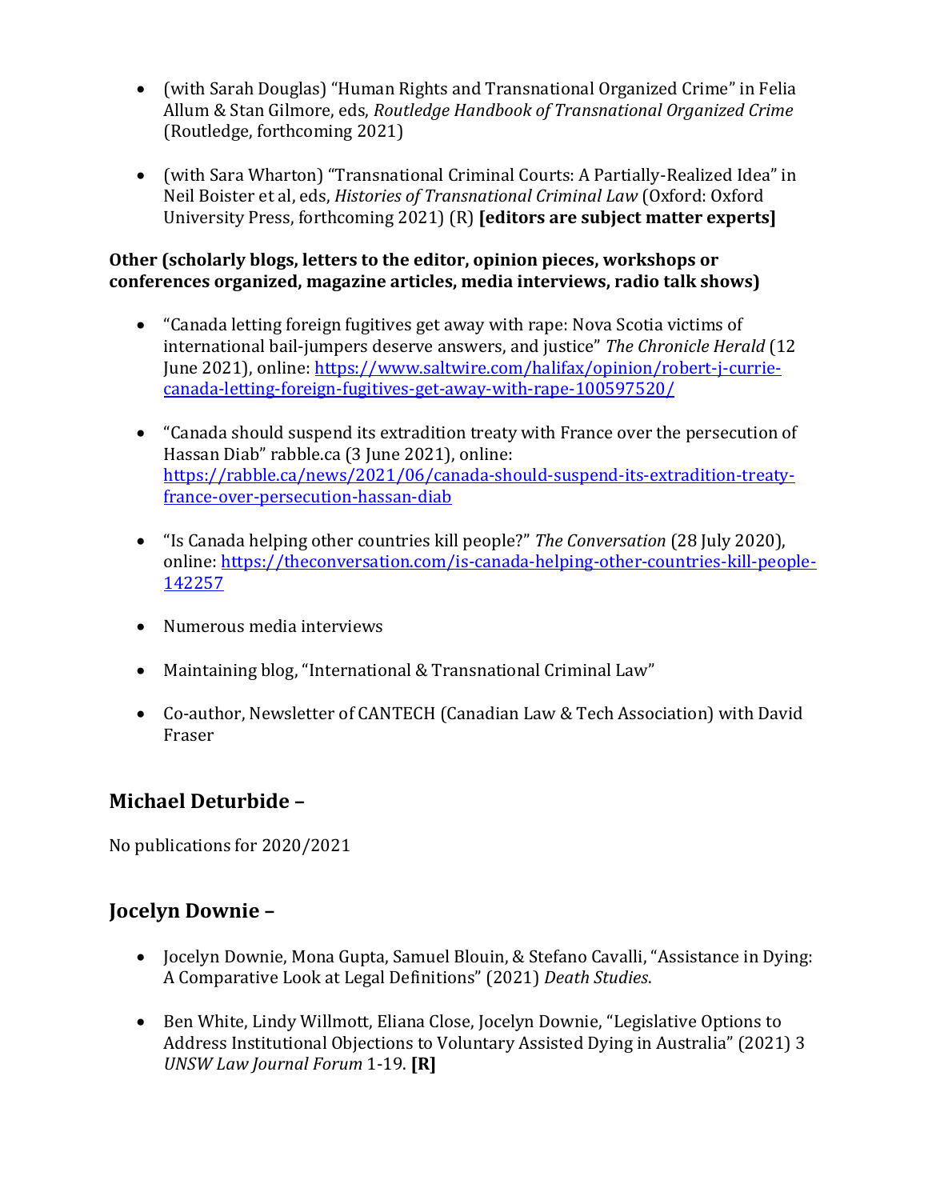- (with Sarah Douglas) "Human Rights and Transnational Organized Crime" in Felia Allum & Stan Gilmore, eds, *Routledge Handbook of Transnational Organized Crime* (Routledge, forthcoming 2021)

- (with Sara Wharton) "Transnational Criminal Courts: A Partially-Realized Idea" in Neil Boister et al, eds, *Histories of Transnational Criminal Law* (Oxford: Oxford University Press, forthcoming 2021) (R) **[editors are subject matter experts]**

**Other (scholarly blogs, letters to the editor, opinion pieces, workshops or conferences organized, magazine articles, media interviews, radio talk shows)**

- "Canada letting foreign fugitives get away with rape: Nova Scotia victims of international bail-jumpers deserve answers, and justice" *The Chronicle Herald* (12 June 2021), online: [https://www.saltwire.com/halifax/opinion/robert-j-currie-canada-letting-foreign-fugitives-get-away-with-rape-100597520/](https://www.saltwire.com/halifax/opinion/robert-j-currie-canada-letting-foreign-fugitives-get-away-with-rape-100597520/)

- "Canada should suspend its extradition treaty with France over the persecution of Hassan Diab" rabble.ca (3 June 2021), online: [https://rabble.ca/news/2021/06/canada-should-suspend-its-extradition-treaty-france-over-persecution-hassan-diab](https://rabble.ca/news/2021/06/canada-should-suspend-its-extradition-treaty-france-over-persecution-hassan-diab)

- "Is Canada helping other countries kill people?" *The Conversation* (28 July 2020), online: [https://theconversation.com/is-canada-helping-other-countries-kill-people-142257](https://theconversation.com/is-canada-helping-other-countries-kill-people-142257)

- Numerous media interviews

- Maintaining blog, "International & Transnational Criminal Law"

- Co-author, Newsletter of CANTECH (Canadian Law & Tech Association) with David Fraser

## Michael Deturbide –

No publications for 2020/2021

## Jocelyn Downie –

- Jocelyn Downie, Mona Gupta, Samuel Blouin, & Stefano Cavalli, "Assistance in Dying: A Comparative Look at Legal Definitions" (2021) *Death Studies*.

- Ben White, Lindy Willmott, Eliana Close, Jocelyn Downie, "Legislative Options to Address Institutional Objections to Voluntary Assisted Dying in Australia" (2021) 3 *UNSW Law Journal Forum* 1-19. **[R]**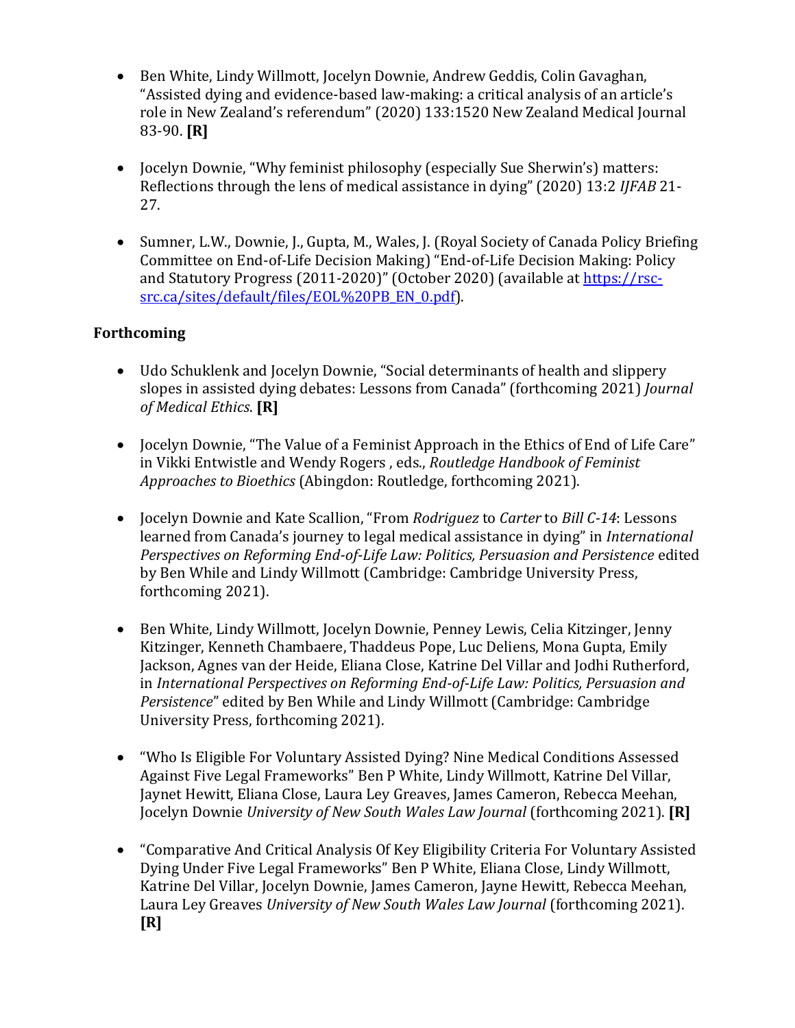- Ben White, Lindy Willmott, Jocelyn Downie, Andrew Geddis, Colin Gavaghan, "Assisted dying and evidence-based law-making: a critical analysis of an article's role in New Zealand's referendum" (2020) 133:1520 New Zealand Medical Journal 83-90. **[R]**

- Jocelyn Downie, "Why feminist philosophy (especially Sue Sherwin's) matters: Reflections through the lens of medical assistance in dying" (2020) 13:2 *IJFAB* 21-27.

- Sumner, L.W., Downie, J., Gupta, M., Wales, J. (Royal Society of Canada Policy Briefing Committee on End-of-Life Decision Making) "End-of-Life Decision Making: Policy and Statutory Progress (2011-2020)" (October 2020) (available at [https://rsc-src.ca/sites/default/files/EOL%20PB_EN_0.pdf](https://rsc-src.ca/sites/default/files/EOL%20PB_EN_0.pdf)).

## Forthcoming

- Udo Schuklenk and Jocelyn Downie, "Social determinants of health and slippery slopes in assisted dying debates: Lessons from Canada" (forthcoming 2021) *Journal of Medical Ethics*. **[R]**

- Jocelyn Downie, "The Value of a Feminist Approach in the Ethics of End of Life Care" in Vikki Entwistle and Wendy Rogers , eds., *Routledge Handbook of Feminist Approaches to Bioethics* (Abingdon: Routledge, forthcoming 2021).

- Jocelyn Downie and Kate Scallion, "From *Rodriguez* to *Carter* to *Bill C-14*: Lessons learned from Canada's journey to legal medical assistance in dying" in *International Perspectives on Reforming End-of-Life Law: Politics, Persuasion and Persistence* edited by Ben While and Lindy Willmott (Cambridge: Cambridge University Press, forthcoming 2021).

- Ben White, Lindy Willmott, Jocelyn Downie, Penney Lewis, Celia Kitzinger, Jenny Kitzinger, Kenneth Chambaere, Thaddeus Pope, Luc Deliens, Mona Gupta, Emily Jackson, Agnes van der Heide, Eliana Close, Katrine Del Villar and Jodhi Rutherford, in *International Perspectives on Reforming End-of-Life Law: Politics, Persuasion and Persistence*" edited by Ben While and Lindy Willmott (Cambridge: Cambridge University Press, forthcoming 2021).

- "Who Is Eligible For Voluntary Assisted Dying? Nine Medical Conditions Assessed Against Five Legal Frameworks" Ben P White, Lindy Willmott, Katrine Del Villar, Jaynet Hewitt, Eliana Close, Laura Ley Greaves, James Cameron, Rebecca Meehan, Jocelyn Downie *University of New South Wales Law Journal* (forthcoming 2021). **[R]**

- "Comparative And Critical Analysis Of Key Eligibility Criteria For Voluntary Assisted Dying Under Five Legal Frameworks" Ben P White, Eliana Close, Lindy Willmott, Katrine Del Villar, Jocelyn Downie, James Cameron, Jayne Hewitt, Rebecca Meehan, Laura Ley Greaves *University of New South Wales Law Journal* (forthcoming 2021). **[R]**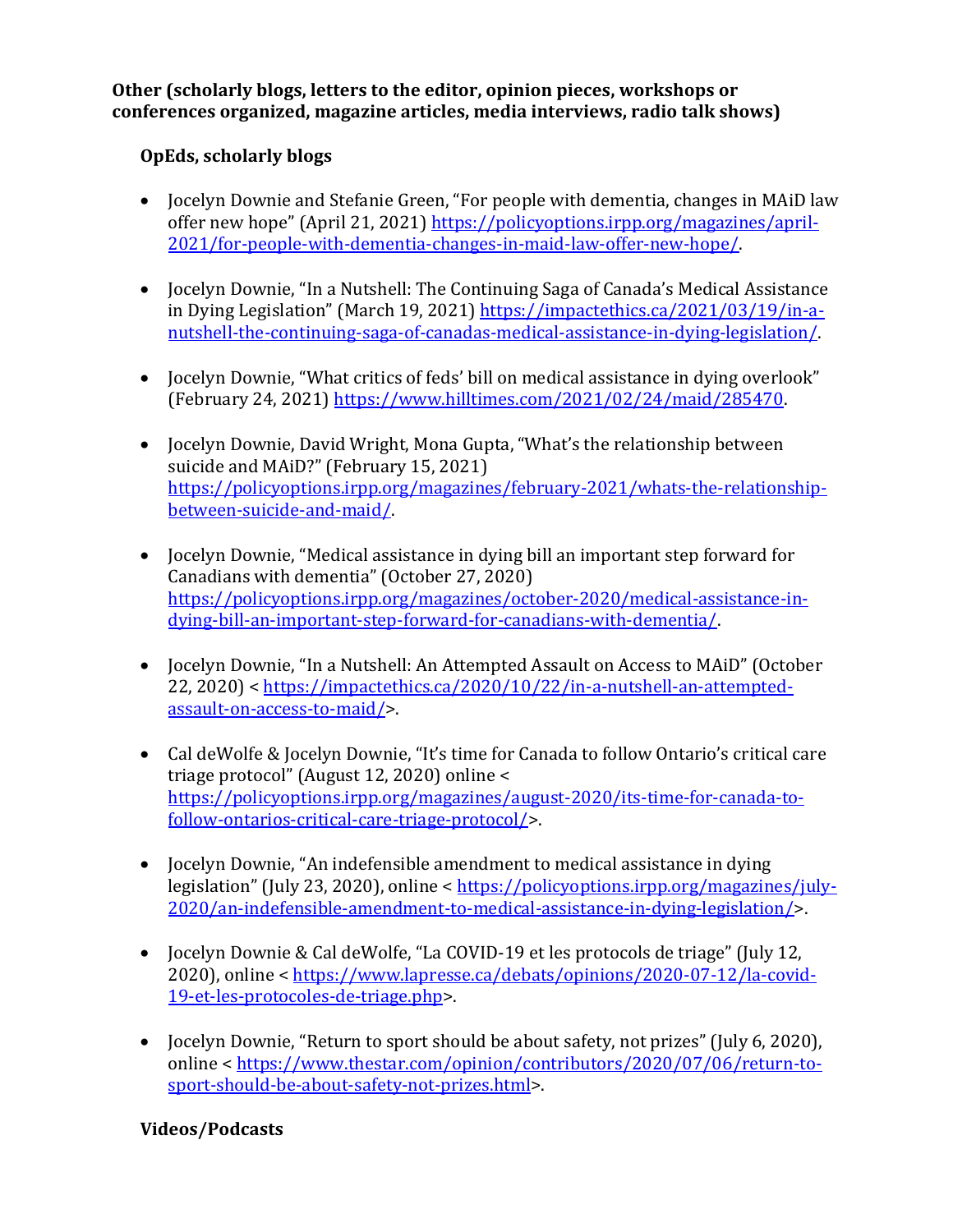**Other (scholarly blogs, letters to the editor, opinion pieces, workshops or conferences organized, magazine articles, media interviews, radio talk shows)**

**OpEds, scholarly blogs**

- Jocelyn Downie and Stefanie Green, "For people with dementia, changes in MAiD law offer new hope" (April 21, 2021) https://policyoptions.irpp.org/magazines/april-2021/for-people-with-dementia-changes-in-maid-law-offer-new-hope/.

- Jocelyn Downie, "In a Nutshell: The Continuing Saga of Canada's Medical Assistance in Dying Legislation" (March 19, 2021) https://impactethics.ca/2021/03/19/in-a-nutshell-the-continuing-saga-of-canadas-medical-assistance-in-dying-legislation/.

- Jocelyn Downie, "What critics of feds' bill on medical assistance in dying overlook" (February 24, 2021) https://www.hilltimes.com/2021/02/24/maid/285470.

- Jocelyn Downie, David Wright, Mona Gupta, "What's the relationship between suicide and MAiD?" (February 15, 2021) https://policyoptions.irpp.org/magazines/february-2021/whats-the-relationship-between-suicide-and-maid/.

- Jocelyn Downie, "Medical assistance in dying bill an important step forward for Canadians with dementia" (October 27, 2020) https://policyoptions.irpp.org/magazines/october-2020/medical-assistance-in-dying-bill-an-important-step-forward-for-canadians-with-dementia/.

- Jocelyn Downie, "In a Nutshell: An Attempted Assault on Access to MAiD" (October 22, 2020) < https://impactethics.ca/2020/10/22/in-a-nutshell-an-attempted-assault-on-access-to-maid/>.

- Cal deWolfe & Jocelyn Downie, "It's time for Canada to follow Ontario's critical care triage protocol" (August 12, 2020) online < https://policyoptions.irpp.org/magazines/august-2020/its-time-for-canada-to-follow-ontarios-critical-care-triage-protocol/>.

- Jocelyn Downie, "An indefensible amendment to medical assistance in dying legislation" (July 23, 2020), online < https://policyoptions.irpp.org/magazines/july-2020/an-indefensible-amendment-to-medical-assistance-in-dying-legislation/>.

- Jocelyn Downie & Cal deWolfe, "La COVID-19 et les protocols de triage" (July 12, 2020), online < https://www.lapresse.ca/debats/opinions/2020-07-12/la-covid-19-et-les-protocoles-de-triage.php>.

- Jocelyn Downie, "Return to sport should be about safety, not prizes" (July 6, 2020), online < https://www.thestar.com/opinion/contributors/2020/07/06/return-to-sport-should-be-about-safety-not-prizes.html>.

**Videos/Podcasts**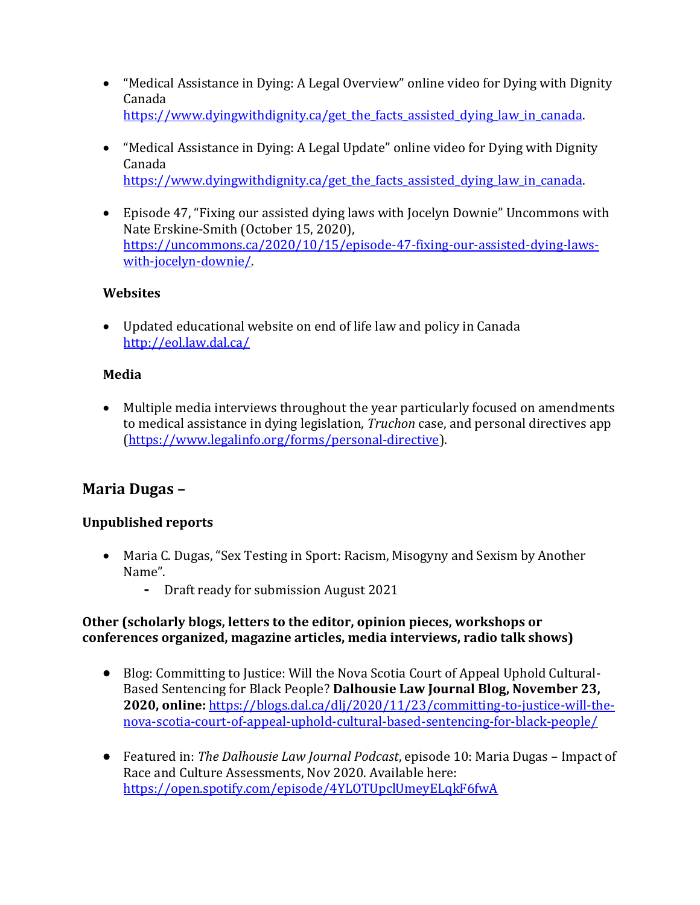- "Medical Assistance in Dying: A Legal Overview" online video for Dying with Dignity Canada https://www.dyingwithdignity.ca/get_the_facts_assisted_dying_law_in_canada.

- "Medical Assistance in Dying: A Legal Update" online video for Dying with Dignity Canada https://www.dyingwithdignity.ca/get_the_facts_assisted_dying_law_in_canada.

- Episode 47, "Fixing our assisted dying laws with Jocelyn Downie" Uncommons with Nate Erskine-Smith (October 15, 2020), https://uncommons.ca/2020/10/15/episode-47-fixing-our-assisted-dying-laws-with-jocelyn-downie/.

**Websites**

- Updated educational website on end of life law and policy in Canada http://eol.law.dal.ca/

**Media**

- Multiple media interviews throughout the year particularly focused on amendments to medical assistance in dying legislation, *Truchon* case, and personal directives app (https://www.legalinfo.org/forms/personal-directive).

## Maria Dugas –

**Unpublished reports**

- Maria C. Dugas, "Sex Testing in Sport: Racism, Misogyny and Sexism by Another Name".
    - Draft ready for submission August 2021

**Other (scholarly blogs, letters to the editor, opinion pieces, workshops or conferences organized, magazine articles, media interviews, radio talk shows)**

- Blog: Committing to Justice: Will the Nova Scotia Court of Appeal Uphold Cultural-Based Sentencing for Black People? **Dalhousie Law Journal Blog, November 23, 2020, online:** https://blogs.dal.ca/dlj/2020/11/23/committing-to-justice-will-the-nova-scotia-court-of-appeal-uphold-cultural-based-sentencing-for-black-people/

- Featured in: *The Dalhousie Law Journal Podcast*, episode 10: Maria Dugas – Impact of Race and Culture Assessments, Nov 2020. Available here: https://open.spotify.com/episode/4YLOTUpclUmeyELqkF6fwA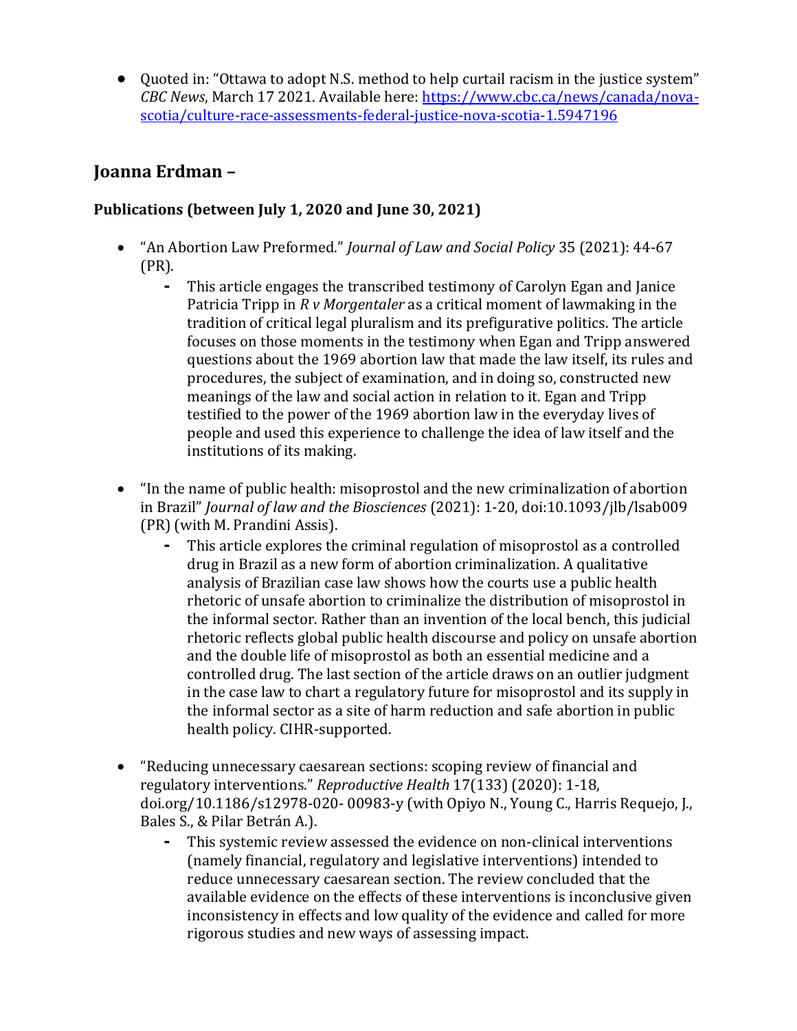- Quoted in: "Ottawa to adopt N.S. method to help curtail racism in the justice system" *CBC News*, March 17 2021. Available here: https://www.cbc.ca/news/canada/nova-scotia/culture-race-assessments-federal-justice-nova-scotia-1.5947196

## Joanna Erdman –

### Publications (between July 1, 2020 and June 30, 2021)

- "An Abortion Law Preformed." *Journal of Law and Social Policy* 35 (2021): 44-67 (PR).
  - This article engages the transcribed testimony of Carolyn Egan and Janice Patricia Tripp in *R v Morgentaler* as a critical moment of lawmaking in the tradition of critical legal pluralism and its prefigurative politics. The article focuses on those moments in the testimony when Egan and Tripp answered questions about the 1969 abortion law that made the law itself, its rules and procedures, the subject of examination, and in doing so, constructed new meanings of the law and social action in relation to it. Egan and Tripp testified to the power of the 1969 abortion law in the everyday lives of people and used this experience to challenge the idea of law itself and the institutions of its making.

- "In the name of public health: misoprostol and the new criminalization of abortion in Brazil" *Journal of law and the Biosciences* (2021): 1-20, doi:10.1093/jlb/lsab009 (PR) (with M. Prandini Assis).
  - This article explores the criminal regulation of misoprostol as a controlled drug in Brazil as a new form of abortion criminalization. A qualitative analysis of Brazilian case law shows how the courts use a public health rhetoric of unsafe abortion to criminalize the distribution of misoprostol in the informal sector. Rather than an invention of the local bench, this judicial rhetoric reflects global public health discourse and policy on unsafe abortion and the double life of misoprostol as both an essential medicine and a controlled drug. The last section of the article draws on an outlier judgment in the case law to chart a regulatory future for misoprostol and its supply in the informal sector as a site of harm reduction and safe abortion in public health policy. CIHR-supported.

- "Reducing unnecessary caesarean sections: scoping review of financial and regulatory interventions." *Reproductive Health* 17(133) (2020): 1-18, doi.org/10.1186/s12978-020- 00983-y (with Opiyo N., Young C., Harris Requejo, J., Bales S., & Pilar Betrán A.).
  - This systemic review assessed the evidence on non-clinical interventions (namely financial, regulatory and legislative interventions) intended to reduce unnecessary caesarean section. The review concluded that the available evidence on the effects of these interventions is inconclusive given inconsistency in effects and low quality of the evidence and called for more rigorous studies and new ways of assessing impact.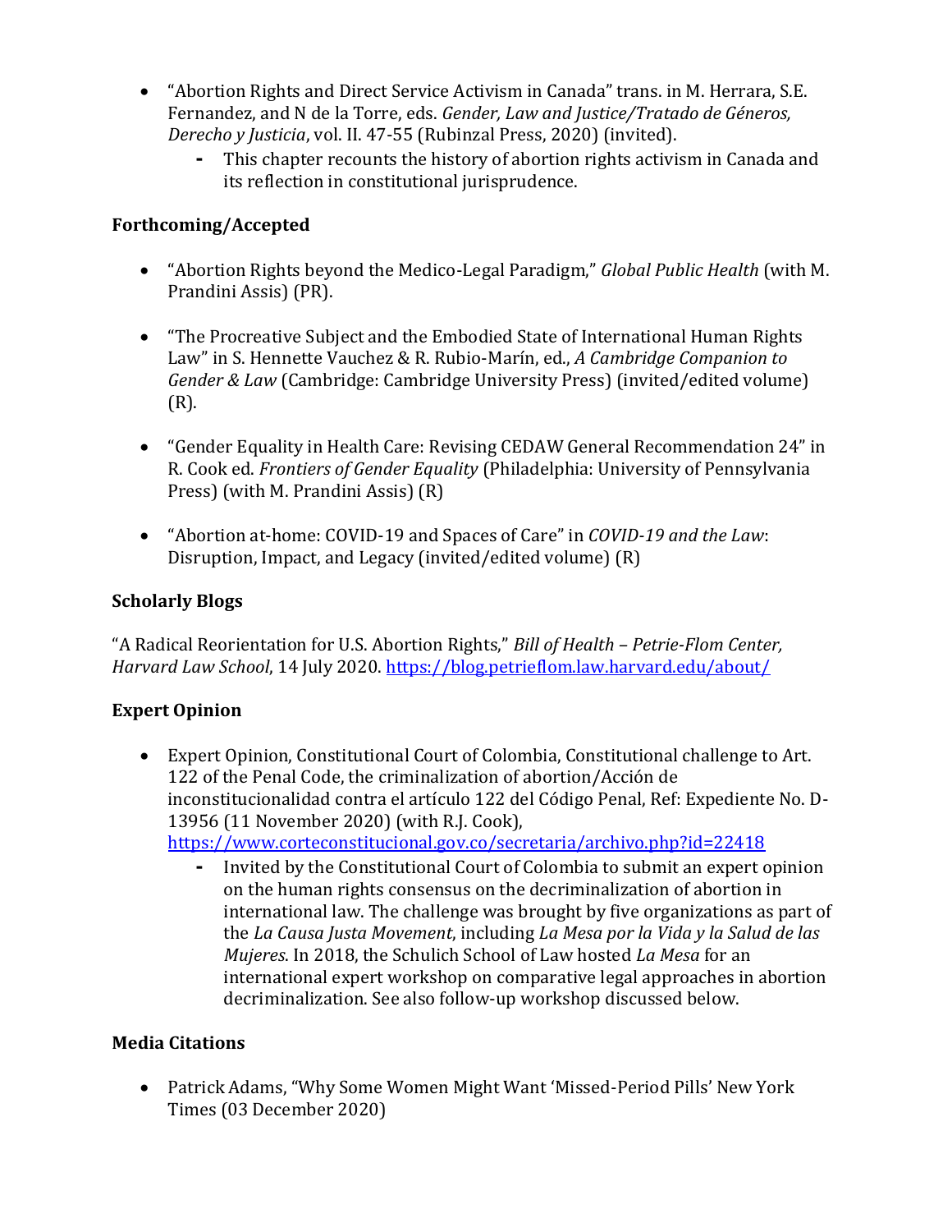- "Abortion Rights and Direct Service Activism in Canada" trans. in M. Herrara, S.E. Fernandez, and N de la Torre, eds. *Gender, Law and Justice/Tratado de Géneros, Derecho y Justicia*, vol. II. 47-55 (Rubinzal Press, 2020) (invited).
    - This chapter recounts the history of abortion rights activism in Canada and its reflection in constitutional jurisprudence.

### Forthcoming/Accepted

- "Abortion Rights beyond the Medico-Legal Paradigm," *Global Public Health* (with M. Prandini Assis) (PR).

- "The Procreative Subject and the Embodied State of International Human Rights Law" in S. Hennette Vauchez & R. Rubio-Marín, ed., *A Cambridge Companion to Gender & Law* (Cambridge: Cambridge University Press) (invited/edited volume) (R).

- "Gender Equality in Health Care: Revising CEDAW General Recommendation 24" in R. Cook ed. *Frontiers of Gender Equality* (Philadelphia: University of Pennsylvania Press) (with M. Prandini Assis) (R)

- "Abortion at-home: COVID-19 and Spaces of Care" in *COVID-19 and the Law*: Disruption, Impact, and Legacy (invited/edited volume) (R)

### Scholarly Blogs

"A Radical Reorientation for U.S. Abortion Rights," *Bill of Health – Petrie-Flom Center, Harvard Law School*, 14 July 2020. https://blog.petrieflom.law.harvard.edu/about/

### Expert Opinion

- Expert Opinion, Constitutional Court of Colombia, Constitutional challenge to Art. 122 of the Penal Code, the criminalization of abortion/Acción de inconstitucionalidad contra el artículo 122 del Código Penal, Ref: Expediente No. D-13956 (11 November 2020) (with R.J. Cook), https://www.corteconstitucional.gov.co/secretaria/archivo.php?id=22418
    - Invited by the Constitutional Court of Colombia to submit an expert opinion on the human rights consensus on the decriminalization of abortion in international law. The challenge was brought by five organizations as part of the *La Causa Justa Movement*, including *La Mesa por la Vida y la Salud de las Mujeres*. In 2018, the Schulich School of Law hosted *La Mesa* for an international expert workshop on comparative legal approaches in abortion decriminalization. See also follow-up workshop discussed below.

### Media Citations

- Patrick Adams, "Why Some Women Might Want 'Missed-Period Pills' New York Times (03 December 2020)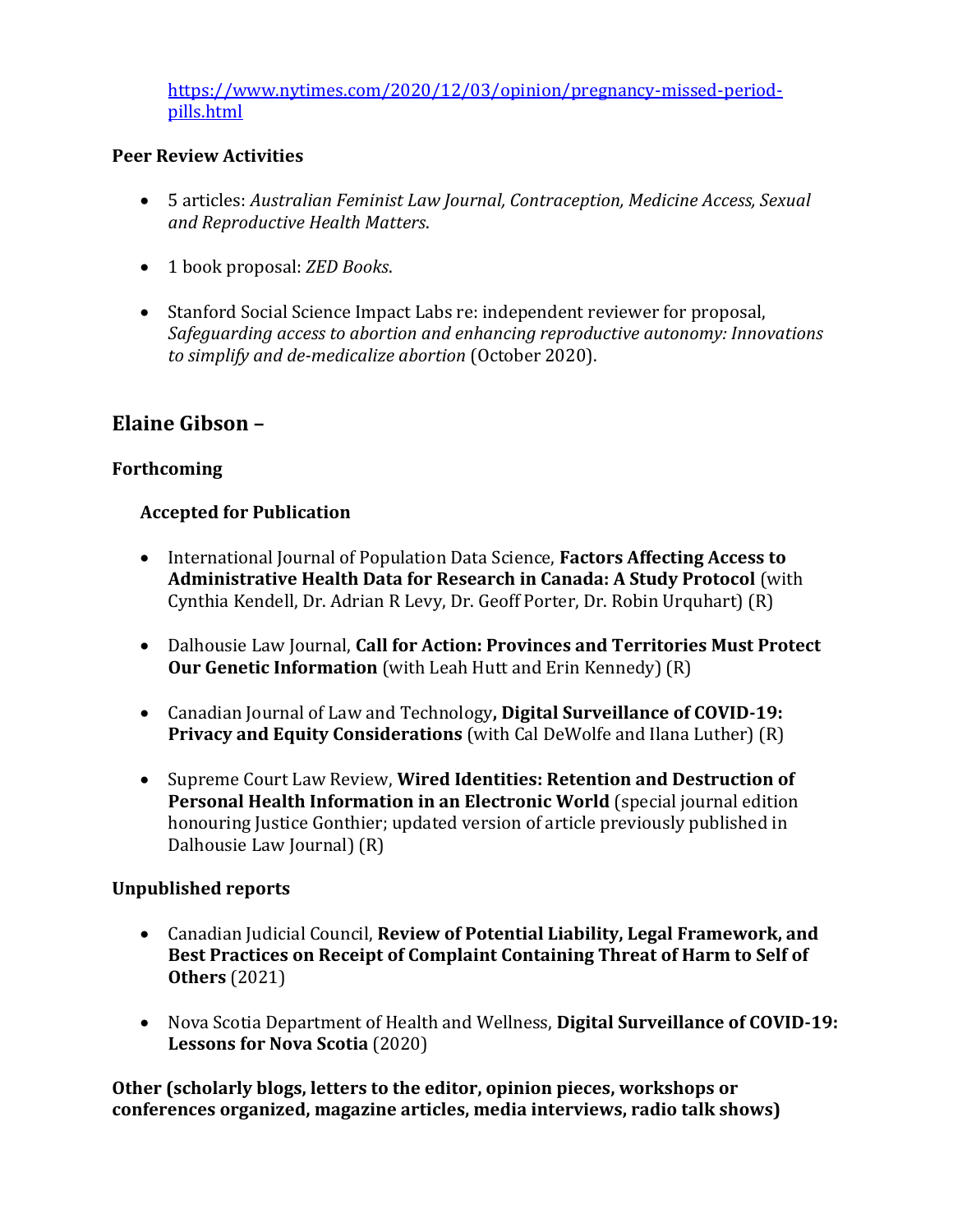https://www.nytimes.com/2020/12/03/opinion/pregnancy-missed-period-pills.html

**Peer Review Activities**

- 5 articles: *Australian Feminist Law Journal, Contraception, Medicine Access, Sexual and Reproductive Health Matters*.

- 1 book proposal: *ZED Books*.

- Stanford Social Science Impact Labs re: independent reviewer for proposal, *Safeguarding access to abortion and enhancing reproductive autonomy: Innovations to simplify and de-medicalize abortion* (October 2020).

## Elaine Gibson –

**Forthcoming**

**Accepted for Publication**

- International Journal of Population Data Science, **Factors Affecting Access to Administrative Health Data for Research in Canada: A Study Protocol** (with Cynthia Kendell, Dr. Adrian R Levy, Dr. Geoff Porter, Dr. Robin Urquhart) (R)

- Dalhousie Law Journal, **Call for Action: Provinces and Territories Must Protect Our Genetic Information** (with Leah Hutt and Erin Kennedy) (R)

- Canadian Journal of Law and Technology**, Digital Surveillance of COVID-19: Privacy and Equity Considerations** (with Cal DeWolfe and Ilana Luther) (R)

- Supreme Court Law Review, **Wired Identities: Retention and Destruction of Personal Health Information in an Electronic World** (special journal edition honouring Justice Gonthier; updated version of article previously published in Dalhousie Law Journal) (R)

**Unpublished reports**

- Canadian Judicial Council, **Review of Potential Liability, Legal Framework, and Best Practices on Receipt of Complaint Containing Threat of Harm to Self of Others** (2021)

- Nova Scotia Department of Health and Wellness, **Digital Surveillance of COVID-19: Lessons for Nova Scotia** (2020)

**Other (scholarly blogs, letters to the editor, opinion pieces, workshops or conferences organized, magazine articles, media interviews, radio talk shows)**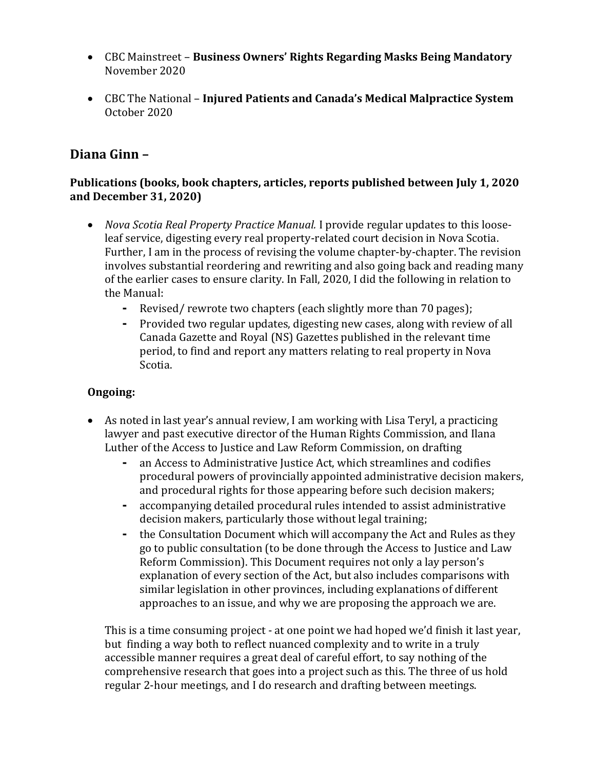- CBC Mainstreet – **Business Owners' Rights Regarding Masks Being Mandatory** November 2020

- CBC The National – **Injured Patients and Canada's Medical Malpractice System** October 2020

## Diana Ginn –

### Publications (books, book chapters, articles, reports published between July 1, 2020 and December 31, 2020)

- *Nova Scotia Real Property Practice Manual.* I provide regular updates to this loose-leaf service, digesting every real property-related court decision in Nova Scotia. Further, I am in the process of revising the volume chapter-by-chapter. The revision involves substantial reordering and rewriting and also going back and reading many of the earlier cases to ensure clarity. In Fall, 2020, I did the following in relation to the Manual:
    - Revised/ rewrote two chapters (each slightly more than 70 pages);
    - Provided two regular updates, digesting new cases, along with review of all Canada Gazette and Royal (NS) Gazettes published in the relevant time period, to find and report any matters relating to real property in Nova Scotia.

### Ongoing:

- As noted in last year's annual review, I am working with Lisa Teryl, a practicing lawyer and past executive director of the Human Rights Commission, and Ilana Luther of the Access to Justice and Law Reform Commission, on drafting
    - an Access to Administrative Justice Act, which streamlines and codifies procedural powers of provincially appointed administrative decision makers, and procedural rights for those appearing before such decision makers;
    - accompanying detailed procedural rules intended to assist administrative decision makers, particularly those without legal training;
    - the Consultation Document which will accompany the Act and Rules as they go to public consultation (to be done through the Access to Justice and Law Reform Commission). This Document requires not only a lay person's explanation of every section of the Act, but also includes comparisons with similar legislation in other provinces, including explanations of different approaches to an issue, and why we are proposing the approach we are.

  This is a time consuming project - at one point we had hoped we'd finish it last year, but finding a way both to reflect nuanced complexity and to write in a truly accessible manner requires a great deal of careful effort, to say nothing of the comprehensive research that goes into a project such as this. The three of us hold regular 2-hour meetings, and I do research and drafting between meetings.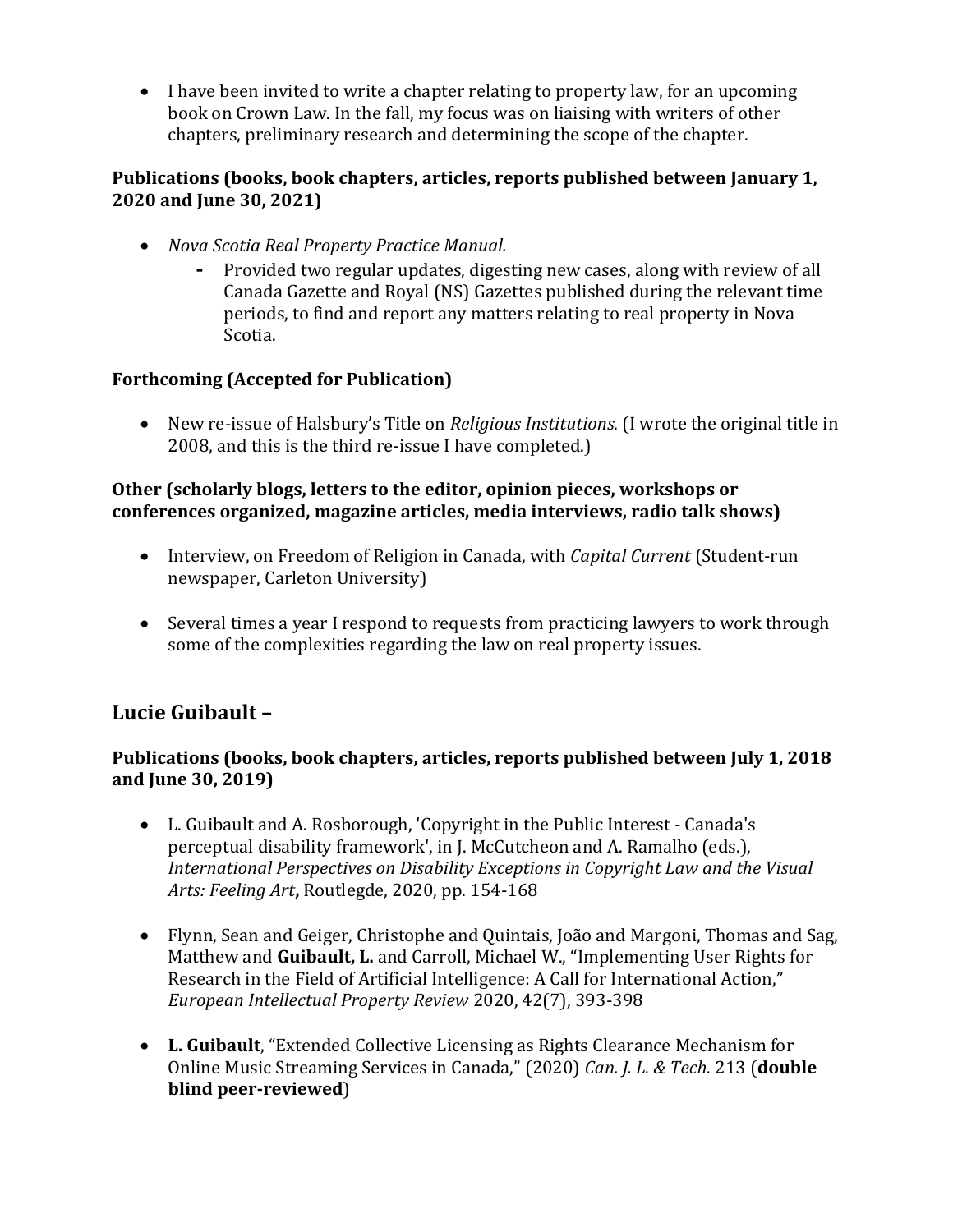- I have been invited to write a chapter relating to property law, for an upcoming book on Crown Law. In the fall, my focus was on liaising with writers of other chapters, preliminary research and determining the scope of the chapter.

**Publications (books, book chapters, articles, reports published between January 1, 2020 and June 30, 2021)**

- *Nova Scotia Real Property Practice Manual.*
    - Provided two regular updates, digesting new cases, along with review of all Canada Gazette and Royal (NS) Gazettes published during the relevant time periods, to find and report any matters relating to real property in Nova Scotia.

**Forthcoming (Accepted for Publication)**

- New re-issue of Halsbury's Title on *Religious Institutions*. (I wrote the original title in 2008, and this is the third re-issue I have completed.)

**Other (scholarly blogs, letters to the editor, opinion pieces, workshops or conferences organized, magazine articles, media interviews, radio talk shows)**

- Interview, on Freedom of Religion in Canada, with *Capital Current* (Student-run newspaper, Carleton University)

- Several times a year I respond to requests from practicing lawyers to work through some of the complexities regarding the law on real property issues.

## Lucie Guibault –

**Publications (books, book chapters, articles, reports published between July 1, 2018 and June 30, 2019)**

- L. Guibault and A. Rosborough, 'Copyright in the Public Interest - Canada's perceptual disability framework', in J. McCutcheon and A. Ramalho (eds.), *International Perspectives on Disability Exceptions in Copyright Law and the Visual Arts: Feeling Art***,** Routlegde, 2020, pp. 154-168

- Flynn, Sean and Geiger, Christophe and Quintais, João and Margoni, Thomas and Sag, Matthew and **Guibault, L.** and Carroll, Michael W., "Implementing User Rights for Research in the Field of Artificial Intelligence: A Call for International Action," *European Intellectual Property Review* 2020, 42(7), 393-398

- **L. Guibault**, "Extended Collective Licensing as Rights Clearance Mechanism for Online Music Streaming Services in Canada," (2020) *Can. J. L. & Tech.* 213 (**double blind peer-reviewed**)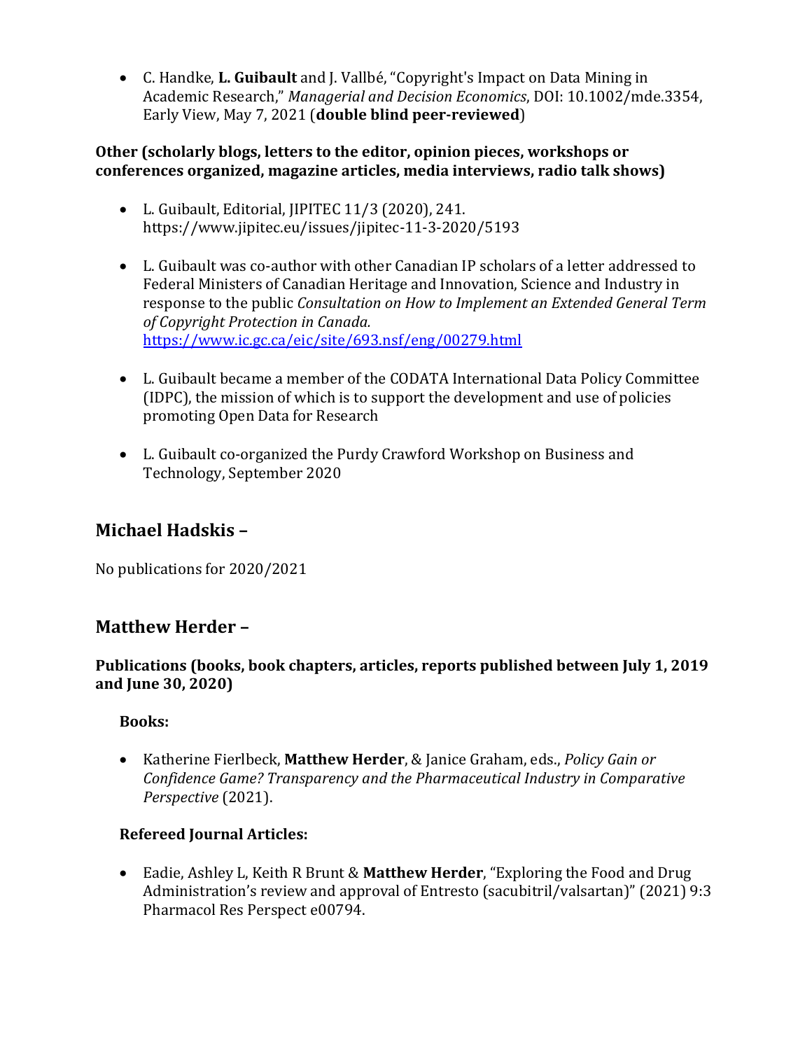- C. Handke, **L. Guibault** and J. Vallbé, "Copyright's Impact on Data Mining in Academic Research," *Managerial and Decision Economics*, DOI: 10.1002/mde.3354, Early View, May 7, 2021 (**double blind peer-reviewed**)

**Other (scholarly blogs, letters to the editor, opinion pieces, workshops or conferences organized, magazine articles, media interviews, radio talk shows)**

- L. Guibault, Editorial, JIPITEC 11/3 (2020), 241. https://www.jipitec.eu/issues/jipitec-11-3-2020/5193

- L. Guibault was co-author with other Canadian IP scholars of a letter addressed to Federal Ministers of Canadian Heritage and Innovation, Science and Industry in response to the public *Consultation on How to Implement an Extended General Term of Copyright Protection in Canada.* https://www.ic.gc.ca/eic/site/693.nsf/eng/00279.html

- L. Guibault became a member of the CODATA International Data Policy Committee (IDPC), the mission of which is to support the development and use of policies promoting Open Data for Research

- L. Guibault co-organized the Purdy Crawford Workshop on Business and Technology, September 2020

## Michael Hadskis –

No publications for 2020/2021

## Matthew Herder –

**Publications (books, book chapters, articles, reports published between July 1, 2019 and June 30, 2020)**

### Books:

- Katherine Fierlbeck, **Matthew Herder**, & Janice Graham, eds., *Policy Gain or Confidence Game? Transparency and the Pharmaceutical Industry in Comparative Perspective* (2021).

### Refereed Journal Articles:

- Eadie, Ashley L, Keith R Brunt & **Matthew Herder**, "Exploring the Food and Drug Administration's review and approval of Entresto (sacubitril/valsartan)" (2021) 9:3 Pharmacol Res Perspect e00794.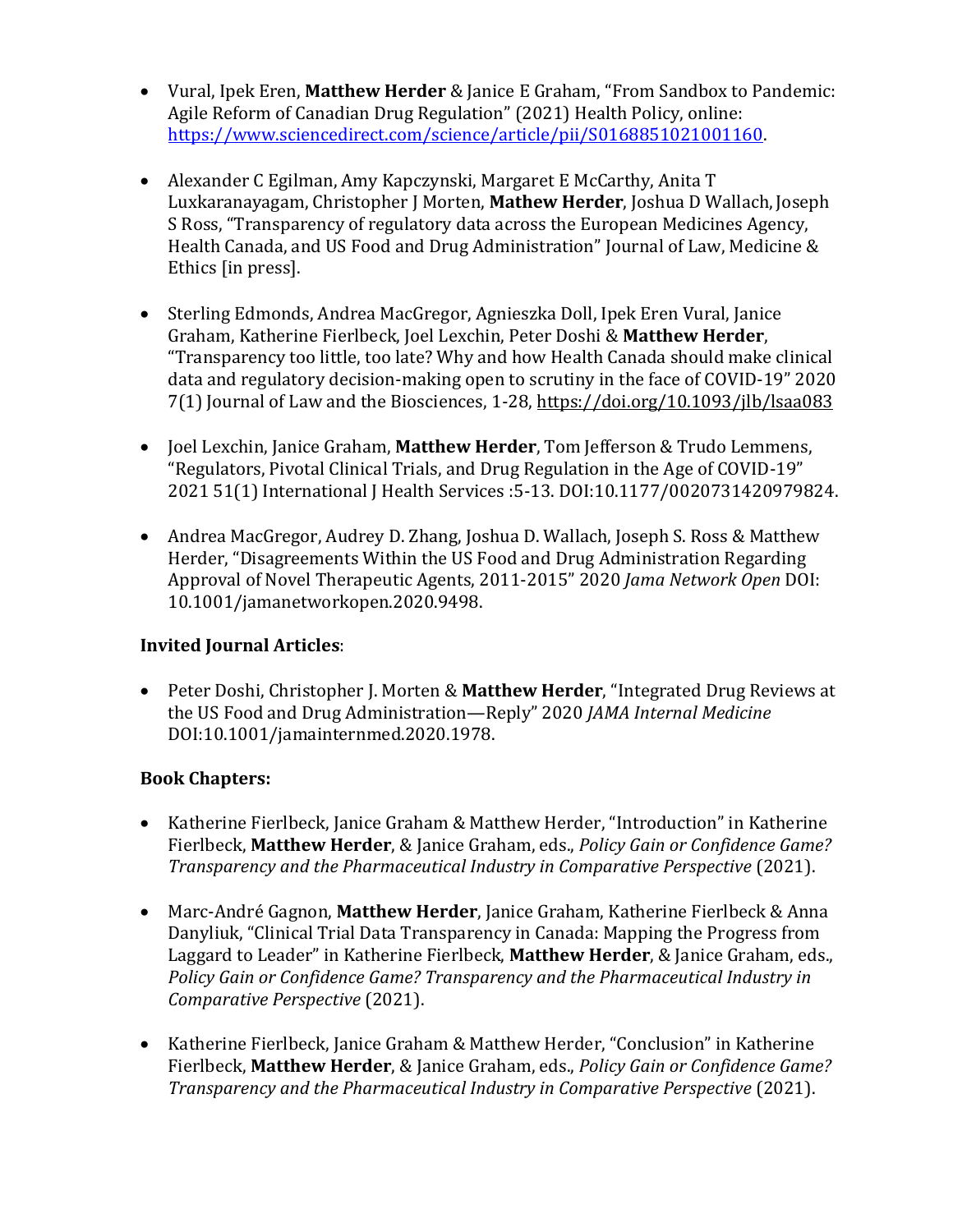- Vural, Ipek Eren, **Matthew Herder** & Janice E Graham, "From Sandbox to Pandemic: Agile Reform of Canadian Drug Regulation" (2021) Health Policy, online: https://www.sciencedirect.com/science/article/pii/S0168851021001160.

- Alexander C Egilman, Amy Kapczynski, Margaret E McCarthy, Anita T Luxkaranayagam, Christopher J Morten, **Mathew Herder**, Joshua D Wallach, Joseph S Ross, "Transparency of regulatory data across the European Medicines Agency, Health Canada, and US Food and Drug Administration" Journal of Law, Medicine & Ethics [in press].

- Sterling Edmonds, Andrea MacGregor, Agnieszka Doll, Ipek Eren Vural, Janice Graham, Katherine Fierlbeck, Joel Lexchin, Peter Doshi & **Matthew Herder**, "Transparency too little, too late? Why and how Health Canada should make clinical data and regulatory decision-making open to scrutiny in the face of COVID-19" 2020 7(1) Journal of Law and the Biosciences, 1-28, https://doi.org/10.1093/jlb/lsaa083

- Joel Lexchin, Janice Graham, **Matthew Herder**, Tom Jefferson & Trudo Lemmens, "Regulators, Pivotal Clinical Trials, and Drug Regulation in the Age of COVID-19" 2021 51(1) International J Health Services :5-13. DOI:10.1177/0020731420979824.

- Andrea MacGregor, Audrey D. Zhang, Joshua D. Wallach, Joseph S. Ross & Matthew Herder, "Disagreements Within the US Food and Drug Administration Regarding Approval of Novel Therapeutic Agents, 2011-2015" 2020 *Jama Network Open* DOI: 10.1001/jamanetworkopen.2020.9498.

**Invited Journal Articles**:

- Peter Doshi, Christopher J. Morten & **Matthew Herder**, "Integrated Drug Reviews at the US Food and Drug Administration—Reply" 2020 *JAMA Internal Medicine* DOI:10.1001/jamainternmed.2020.1978.

**Book Chapters:**

- Katherine Fierlbeck, Janice Graham & Matthew Herder, "Introduction" in Katherine Fierlbeck, **Matthew Herder**, & Janice Graham, eds., *Policy Gain or Confidence Game? Transparency and the Pharmaceutical Industry in Comparative Perspective* (2021).

- Marc-André Gagnon, **Matthew Herder**, Janice Graham, Katherine Fierlbeck & Anna Danyliuk, "Clinical Trial Data Transparency in Canada: Mapping the Progress from Laggard to Leader" in Katherine Fierlbeck, **Matthew Herder**, & Janice Graham, eds., *Policy Gain or Confidence Game? Transparency and the Pharmaceutical Industry in Comparative Perspective* (2021).

- Katherine Fierlbeck, Janice Graham & Matthew Herder, "Conclusion" in Katherine Fierlbeck, **Matthew Herder**, & Janice Graham, eds., *Policy Gain or Confidence Game? Transparency and the Pharmaceutical Industry in Comparative Perspective* (2021).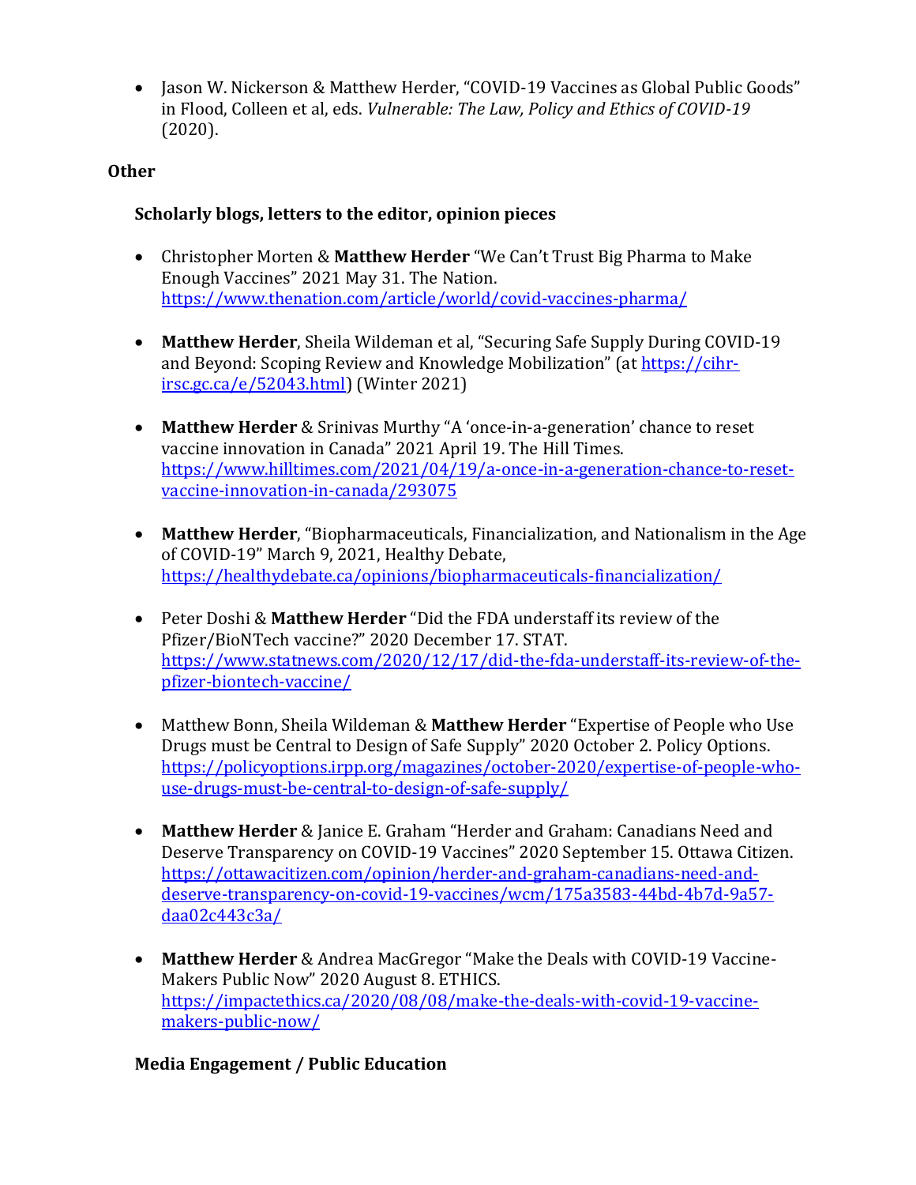- Jason W. Nickerson & Matthew Herder, "COVID-19 Vaccines as Global Public Goods" in Flood, Colleen et al, eds. *Vulnerable: The Law, Policy and Ethics of COVID-19* (2020).

### Other

#### Scholarly blogs, letters to the editor, opinion pieces

- Christopher Morten & **Matthew Herder** "We Can't Trust Big Pharma to Make Enough Vaccines" 2021 May 31. The Nation. https://www.thenation.com/article/world/covid-vaccines-pharma/

- **Matthew Herder**, Sheila Wildeman et al, "Securing Safe Supply During COVID-19 and Beyond: Scoping Review and Knowledge Mobilization" (at https://cihr-irsc.gc.ca/e/52043.html) (Winter 2021)

- **Matthew Herder** & Srinivas Murthy "A 'once-in-a-generation' chance to reset vaccine innovation in Canada" 2021 April 19. The Hill Times. https://www.hilltimes.com/2021/04/19/a-once-in-a-generation-chance-to-reset-vaccine-innovation-in-canada/293075

- **Matthew Herder**, "Biopharmaceuticals, Financialization, and Nationalism in the Age of COVID-19" March 9, 2021, Healthy Debate, https://healthydebate.ca/opinions/biopharmaceuticals-financialization/

- Peter Doshi & **Matthew Herder** "Did the FDA understaff its review of the Pfizer/BioNTech vaccine?" 2020 December 17. STAT. https://www.statnews.com/2020/12/17/did-the-fda-understaff-its-review-of-the-pfizer-biontech-vaccine/

- Matthew Bonn, Sheila Wildeman & **Matthew Herder** "Expertise of People who Use Drugs must be Central to Design of Safe Supply" 2020 October 2. Policy Options. https://policyoptions.irpp.org/magazines/october-2020/expertise-of-people-who-use-drugs-must-be-central-to-design-of-safe-supply/

- **Matthew Herder** & Janice E. Graham "Herder and Graham: Canadians Need and Deserve Transparency on COVID-19 Vaccines" 2020 September 15. Ottawa Citizen. https://ottawacitizen.com/opinion/herder-and-graham-canadians-need-and-deserve-transparency-on-covid-19-vaccines/wcm/175a3583-44bd-4b7d-9a57-daa02c443c3a/

- **Matthew Herder** & Andrea MacGregor "Make the Deals with COVID-19 Vaccine-Makers Public Now" 2020 August 8. ETHICS. https://impactethics.ca/2020/08/08/make-the-deals-with-covid-19-vaccine-makers-public-now/

#### Media Engagement / Public Education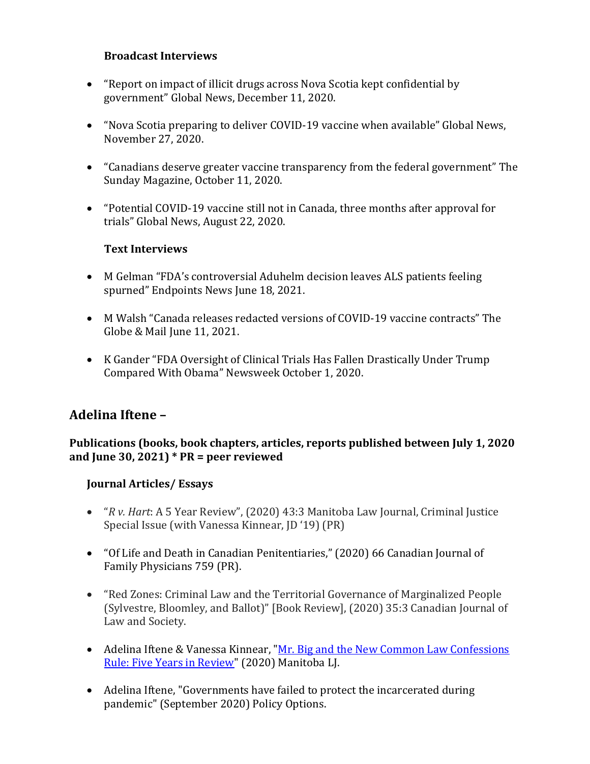### Broadcast Interviews

- "Report on impact of illicit drugs across Nova Scotia kept confidential by government" Global News, December 11, 2020.
- "Nova Scotia preparing to deliver COVID-19 vaccine when available" Global News, November 27, 2020.
- "Canadians deserve greater vaccine transparency from the federal government" The Sunday Magazine, October 11, 2020.
- "Potential COVID-19 vaccine still not in Canada, three months after approval for trials" Global News, August 22, 2020.

### Text Interviews

- M Gelman "FDA's controversial Aduhelm decision leaves ALS patients feeling spurned" Endpoints News June 18, 2021.
- M Walsh "Canada releases redacted versions of COVID-19 vaccine contracts" The Globe & Mail June 11, 2021.
- K Gander "FDA Oversight of Clinical Trials Has Fallen Drastically Under Trump Compared With Obama" Newsweek October 1, 2020.

## Adelina Iftene –

**Publications (books, book chapters, articles, reports published between July 1, 2020 and June 30, 2021) * PR = peer reviewed**

### Journal Articles/ Essays

- "*R v. Hart*: A 5 Year Review", (2020) 43:3 Manitoba Law Journal, Criminal Justice Special Issue (with Vanessa Kinnear, JD '19) (PR)
- "Of Life and Death in Canadian Penitentiaries," (2020) 66 Canadian Journal of Family Physicians 759 (PR).
- "Red Zones: Criminal Law and the Territorial Governance of Marginalized People (Sylvestre, Bloomley, and Ballot)" [Book Review], (2020) 35:3 Canadian Journal of Law and Society.
- Adelina Iftene & Vanessa Kinnear, "Mr. Big and the New Common Law Confessions Rule: Five Years in Review" (2020) Manitoba LJ.
- Adelina Iftene, "Governments have failed to protect the incarcerated during pandemic" (September 2020) Policy Options.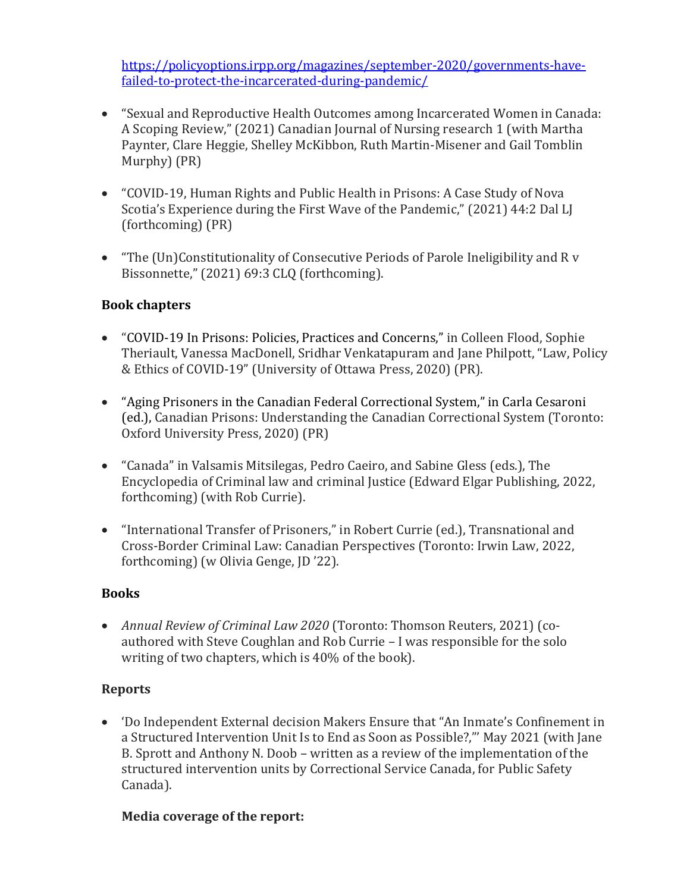https://policyoptions.irpp.org/magazines/september-2020/governments-have-failed-to-protect-the-incarcerated-during-pandemic/

- "Sexual and Reproductive Health Outcomes among Incarcerated Women in Canada: A Scoping Review," (2021) Canadian Journal of Nursing research 1 (with Martha Paynter, Clare Heggie, Shelley McKibbon, Ruth Martin-Misener and Gail Tomblin Murphy) (PR)

- "COVID-19, Human Rights and Public Health in Prisons: A Case Study of Nova Scotia's Experience during the First Wave of the Pandemic," (2021) 44:2 Dal LJ (forthcoming) (PR)

- "The (Un)Constitutionality of Consecutive Periods of Parole Ineligibility and R v Bissonnette," (2021) 69:3 CLQ (forthcoming).

**Book chapters**

- "COVID-19 In Prisons: Policies, Practices and Concerns," in Colleen Flood, Sophie Theriault, Vanessa MacDonell, Sridhar Venkatapuram and Jane Philpott, "Law, Policy & Ethics of COVID-19" (University of Ottawa Press, 2020) (PR).

- "Aging Prisoners in the Canadian Federal Correctional System," in Carla Cesaroni (ed.), Canadian Prisons: Understanding the Canadian Correctional System (Toronto: Oxford University Press, 2020) (PR)

- "Canada" in Valsamis Mitsilegas, Pedro Caeiro, and Sabine Gless (eds.), The Encyclopedia of Criminal law and criminal Justice (Edward Elgar Publishing, 2022, forthcoming) (with Rob Currie).

- "International Transfer of Prisoners," in Robert Currie (ed.), Transnational and Cross-Border Criminal Law: Canadian Perspectives (Toronto: Irwin Law, 2022, forthcoming) (w Olivia Genge, JD '22).

**Books**

- *Annual Review of Criminal Law 2020* (Toronto: Thomson Reuters, 2021) (co-authored with Steve Coughlan and Rob Currie – I was responsible for the solo writing of two chapters, which is 40% of the book).

**Reports**

- 'Do Independent External decision Makers Ensure that "An Inmate's Confinement in a Structured Intervention Unit Is to End as Soon as Possible?,"' May 2021 (with Jane B. Sprott and Anthony N. Doob – written as a review of the implementation of the structured intervention units by Correctional Service Canada, for Public Safety Canada).

  **Media coverage of the report:**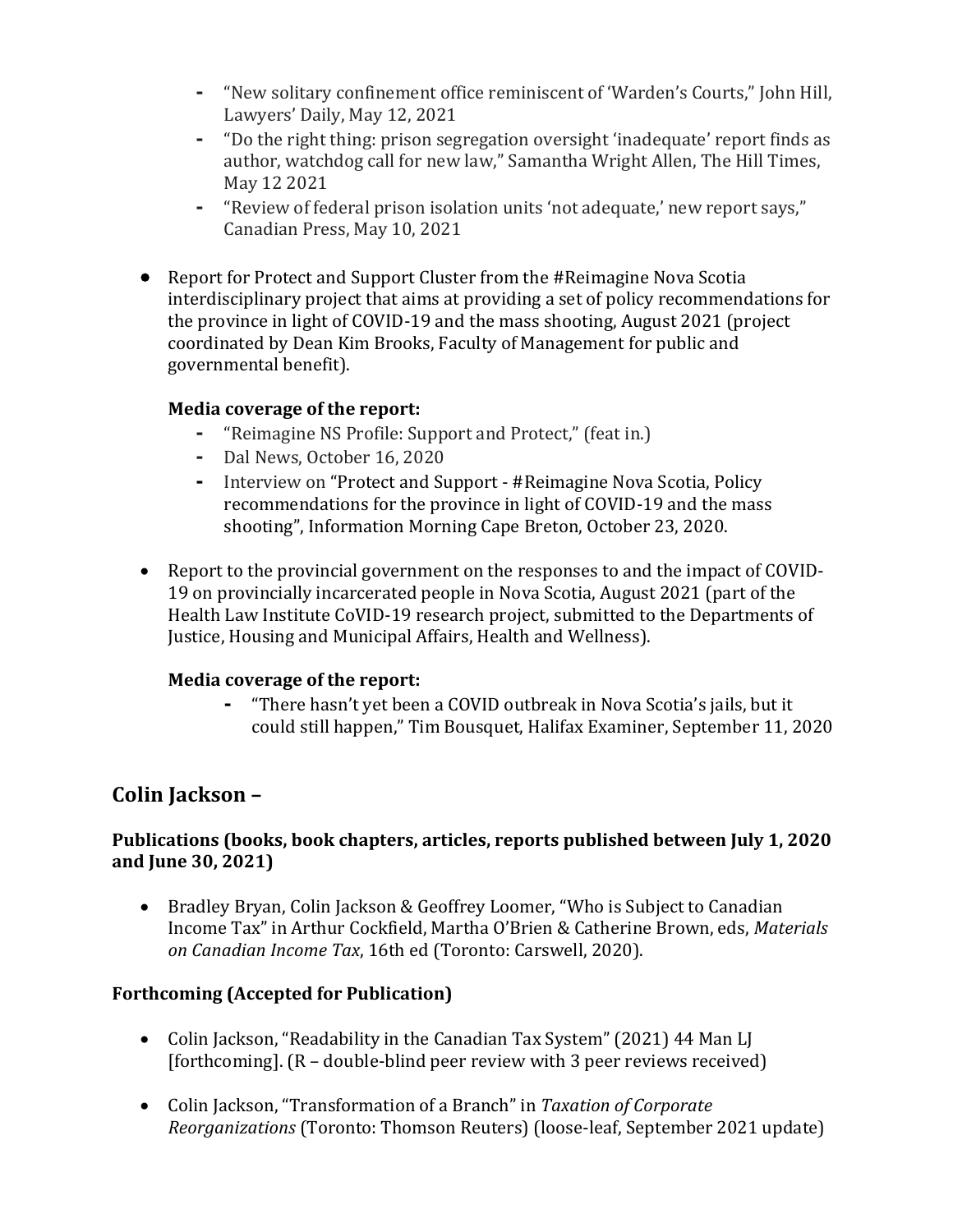- "New solitary confinement office reminiscent of 'Warden's Courts," John Hill, Lawyers' Daily, May 12, 2021
- "Do the right thing: prison segregation oversight 'inadequate' report finds as author, watchdog call for new law," Samantha Wright Allen, The Hill Times, May 12 2021
- "Review of federal prison isolation units 'not adequate,' new report says," Canadian Press, May 10, 2021

- Report for Protect and Support Cluster from the #Reimagine Nova Scotia interdisciplinary project that aims at providing a set of policy recommendations for the province in light of COVID-19 and the mass shooting, August 2021 (project coordinated by Dean Kim Brooks, Faculty of Management for public and governmental benefit).

  **Media coverage of the report:**
  - "Reimagine NS Profile: Support and Protect," (feat in.)
  - Dal News, October 16, 2020
  - Interview on "Protect and Support - #Reimagine Nova Scotia, Policy recommendations for the province in light of COVID-19 and the mass shooting", Information Morning Cape Breton, October 23, 2020.

- Report to the provincial government on the responses to and the impact of COVID-19 on provincially incarcerated people in Nova Scotia, August 2021 (part of the Health Law Institute CoVID-19 research project, submitted to the Departments of Justice, Housing and Municipal Affairs, Health and Wellness).

  **Media coverage of the report:**
  - "There hasn't yet been a COVID outbreak in Nova Scotia's jails, but it could still happen," Tim Bousquet, Halifax Examiner, September 11, 2020

## Colin Jackson –

### Publications (books, book chapters, articles, reports published between July 1, 2020 and June 30, 2021)

- Bradley Bryan, Colin Jackson & Geoffrey Loomer, "Who is Subject to Canadian Income Tax" in Arthur Cockfield, Martha O'Brien & Catherine Brown, eds, *Materials on Canadian Income Tax*, 16th ed (Toronto: Carswell, 2020).

### Forthcoming (Accepted for Publication)

- Colin Jackson, "Readability in the Canadian Tax System" (2021) 44 Man LJ [forthcoming]. (R – double-blind peer review with 3 peer reviews received)

- Colin Jackson, "Transformation of a Branch" in *Taxation of Corporate Reorganizations* (Toronto: Thomson Reuters) (loose-leaf, September 2021 update)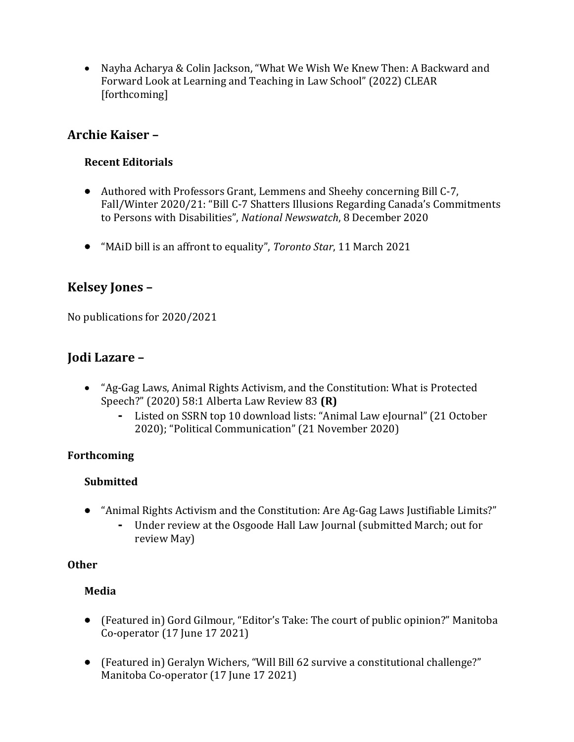- Nayha Acharya & Colin Jackson, "What We Wish We Knew Then: A Backward and Forward Look at Learning and Teaching in Law School" (2022) CLEAR [forthcoming]

## Archie Kaiser –

### Recent Editorials

- Authored with Professors Grant, Lemmens and Sheehy concerning Bill C-7, Fall/Winter 2020/21: "Bill C-7 Shatters Illusions Regarding Canada's Commitments to Persons with Disabilities", *National Newswatch*, 8 December 2020

- "MAiD bill is an affront to equality", *Toronto Star*, 11 March 2021

## Kelsey Jones –

No publications for 2020/2021

## Jodi Lazare –

- "Ag-Gag Laws, Animal Rights Activism, and the Constitution: What is Protected Speech?" (2020) 58:1 Alberta Law Review 83 **(R)**
  - Listed on SSRN top 10 download lists: "Animal Law eJournal" (21 October 2020); "Political Communication" (21 November 2020)

### Forthcoming

#### Submitted

- "Animal Rights Activism and the Constitution: Are Ag-Gag Laws Justifiable Limits?"
  - Under review at the Osgoode Hall Law Journal (submitted March; out for review May)

### Other

#### Media

- (Featured in) Gord Gilmour, "Editor's Take: The court of public opinion?" Manitoba Co-operator (17 June 17 2021)

- (Featured in) Geralyn Wichers, "Will Bill 62 survive a constitutional challenge?" Manitoba Co-operator (17 June 17 2021)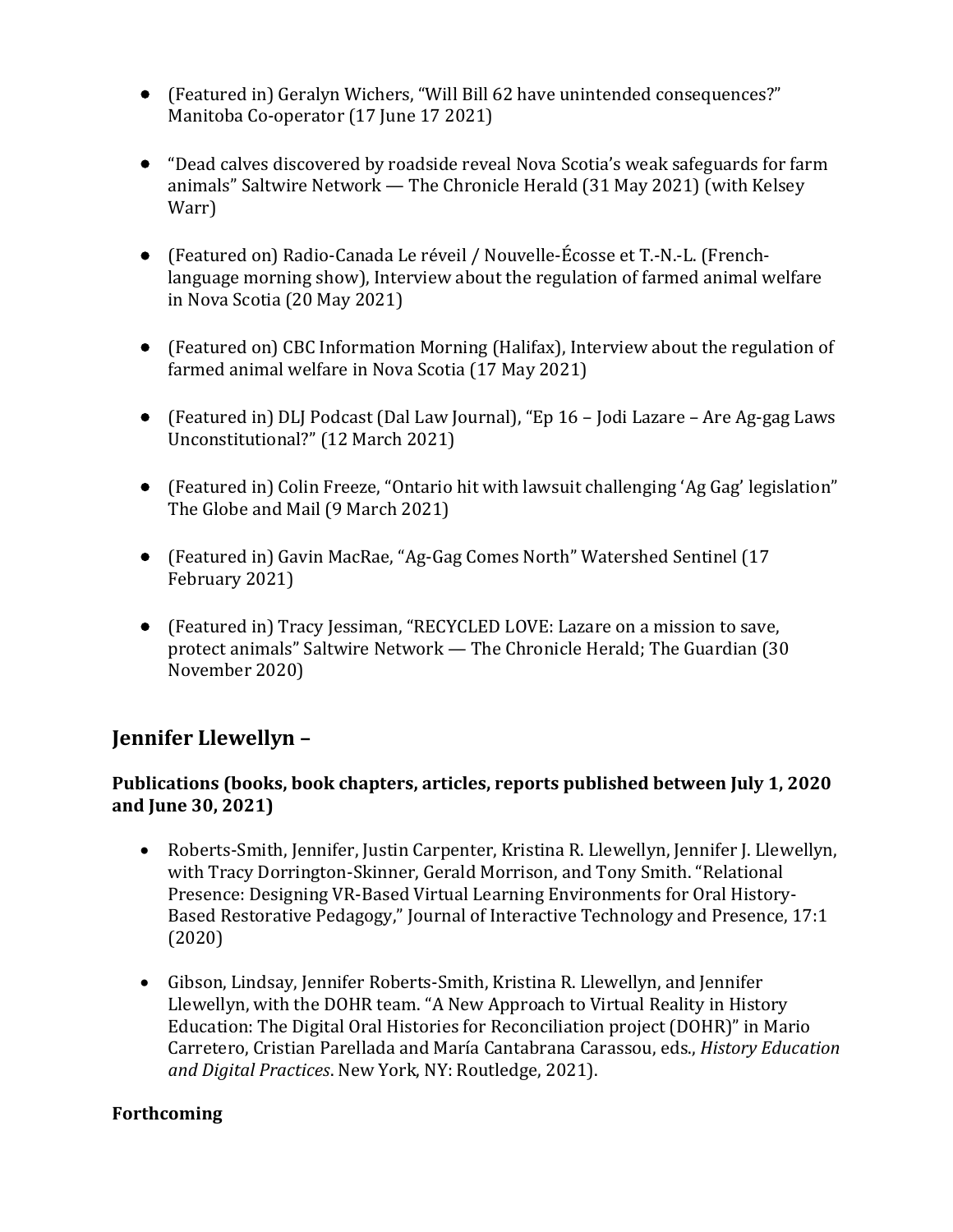- (Featured in) Geralyn Wichers, "Will Bill 62 have unintended consequences?" Manitoba Co-operator (17 June 17 2021)

- "Dead calves discovered by roadside reveal Nova Scotia's weak safeguards for farm animals" Saltwire Network — The Chronicle Herald (31 May 2021) (with Kelsey Warr)

- (Featured on) Radio-Canada Le réveil / Nouvelle-Écosse et T.-N.-L. (French-language morning show), Interview about the regulation of farmed animal welfare in Nova Scotia (20 May 2021)

- (Featured on) CBC Information Morning (Halifax), Interview about the regulation of farmed animal welfare in Nova Scotia (17 May 2021)

- (Featured in) DLJ Podcast (Dal Law Journal), "Ep 16 – Jodi Lazare – Are Ag-gag Laws Unconstitutional?" (12 March 2021)

- (Featured in) Colin Freeze, "Ontario hit with lawsuit challenging 'Ag Gag' legislation" The Globe and Mail (9 March 2021)

- (Featured in) Gavin MacRae, "Ag-Gag Comes North" Watershed Sentinel (17 February 2021)

- (Featured in) Tracy Jessiman, "RECYCLED LOVE: Lazare on a mission to save, protect animals" Saltwire Network — The Chronicle Herald; The Guardian (30 November 2020)

## Jennifer Llewellyn –

### Publications (books, book chapters, articles, reports published between July 1, 2020 and June 30, 2021)

- Roberts-Smith, Jennifer, Justin Carpenter, Kristina R. Llewellyn, Jennifer J. Llewellyn, with Tracy Dorrington-Skinner, Gerald Morrison, and Tony Smith. "Relational Presence: Designing VR-Based Virtual Learning Environments for Oral History-Based Restorative Pedagogy," Journal of Interactive Technology and Presence, 17:1 (2020)

- Gibson, Lindsay, Jennifer Roberts-Smith, Kristina R. Llewellyn, and Jennifer Llewellyn, with the DOHR team. "A New Approach to Virtual Reality in History Education: The Digital Oral Histories for Reconciliation project (DOHR)" in Mario Carretero, Cristian Parellada and María Cantabrana Carassou, eds., *History Education and Digital Practices*. New York, NY: Routledge, 2021).

### Forthcoming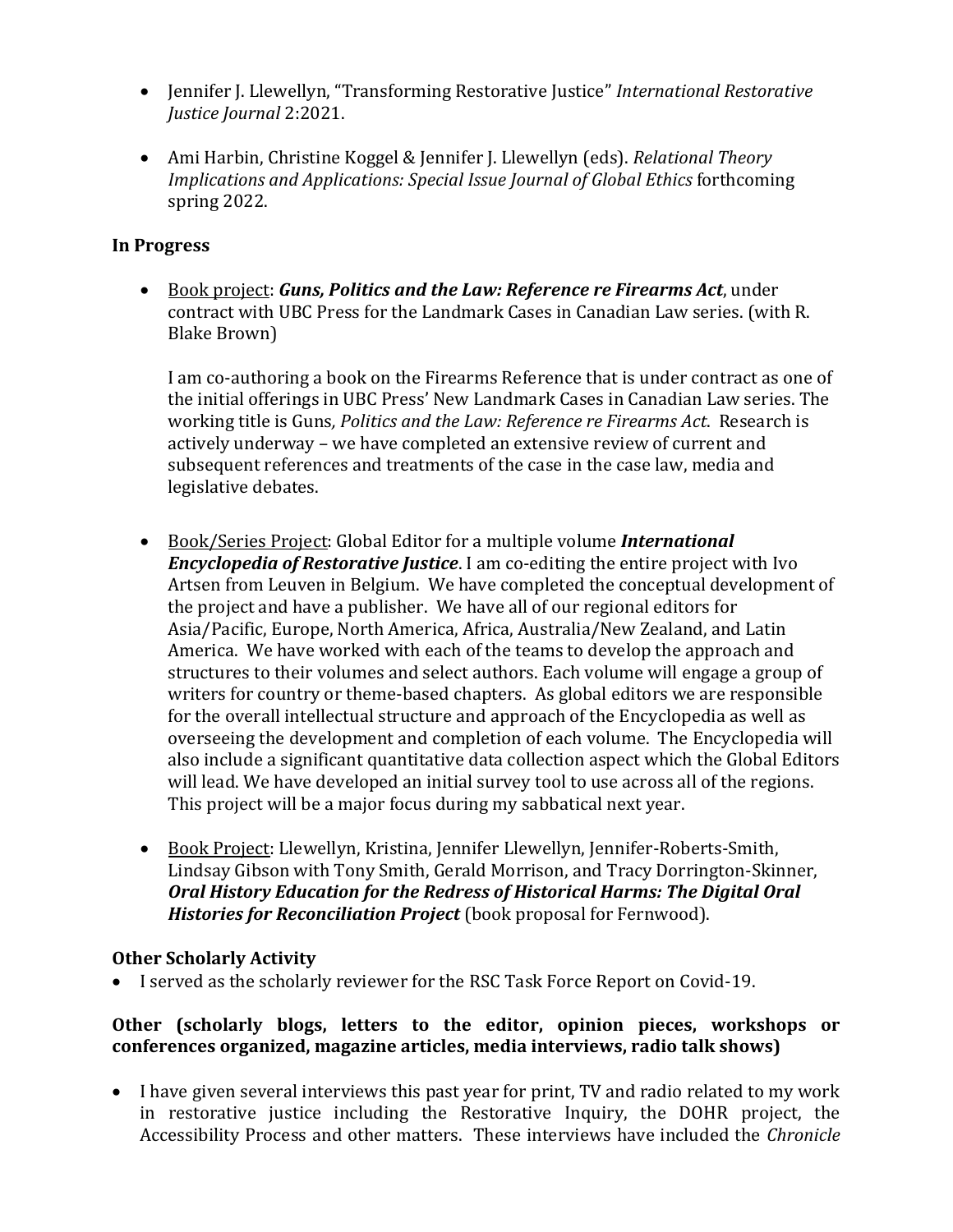- Jennifer J. Llewellyn, "Transforming Restorative Justice" *International Restorative Justice Journal* 2:2021.

- Ami Harbin, Christine Koggel & Jennifer J. Llewellyn (eds). *Relational Theory Implications and Applications: Special Issue Journal of Global Ethics* forthcoming spring 2022.

**In Progress**

- Book project: ***Guns, Politics and the Law: Reference re Firearms Act***, under contract with UBC Press for the Landmark Cases in Canadian Law series. (with R. Blake Brown)

  I am co-authoring a book on the Firearms Reference that is under contract as one of the initial offerings in UBC Press' New Landmark Cases in Canadian Law series. The working title is Guns*, Politics and the Law: Reference re Firearms Act*. Research is actively underway – we have completed an extensive review of current and subsequent references and treatments of the case in the case law, media and legislative debates.

- Book/Series Project: Global Editor for a multiple volume ***International Encyclopedia of Restorative Justice***. I am co-editing the entire project with Ivo Artsen from Leuven in Belgium. We have completed the conceptual development of the project and have a publisher. We have all of our regional editors for Asia/Pacific, Europe, North America, Africa, Australia/New Zealand, and Latin America. We have worked with each of the teams to develop the approach and structures to their volumes and select authors. Each volume will engage a group of writers for country or theme-based chapters. As global editors we are responsible for the overall intellectual structure and approach of the Encyclopedia as well as overseeing the development and completion of each volume. The Encyclopedia will also include a significant quantitative data collection aspect which the Global Editors will lead. We have developed an initial survey tool to use across all of the regions. This project will be a major focus during my sabbatical next year.

- Book Project: Llewellyn, Kristina, Jennifer Llewellyn, Jennifer-Roberts-Smith, Lindsay Gibson with Tony Smith, Gerald Morrison, and Tracy Dorrington-Skinner, ***Oral History Education for the Redress of Historical Harms: The Digital Oral Histories for Reconciliation Project*** (book proposal for Fernwood).

**Other Scholarly Activity**

- I served as the scholarly reviewer for the RSC Task Force Report on Covid-19.

**Other (scholarly blogs, letters to the editor, opinion pieces, workshops or conferences organized, magazine articles, media interviews, radio talk shows)**

- I have given several interviews this past year for print, TV and radio related to my work in restorative justice including the Restorative Inquiry, the DOHR project, the Accessibility Process and other matters. These interviews have included the *Chronicle*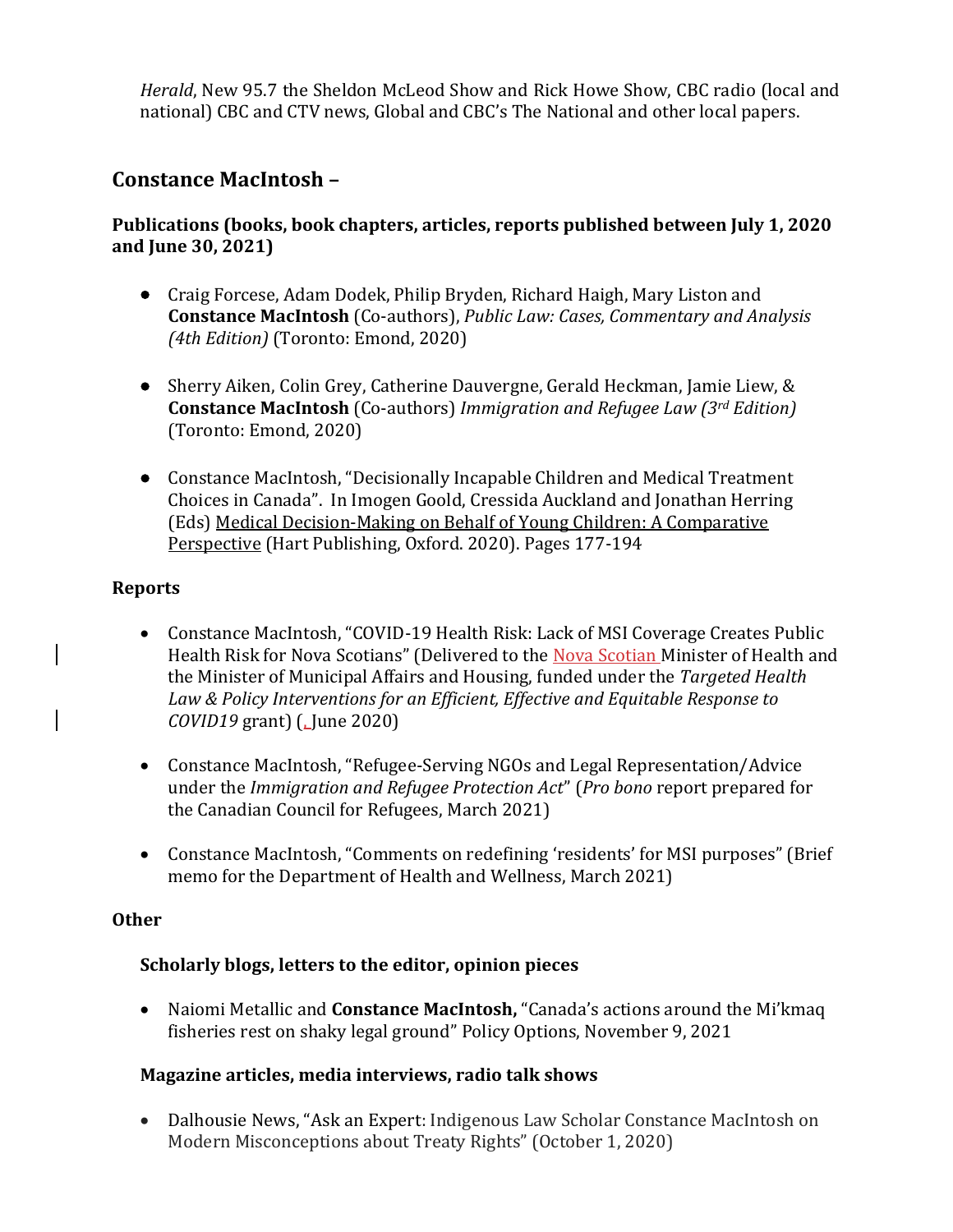*Herald*, New 95.7 the Sheldon McLeod Show and Rick Howe Show, CBC radio (local and national) CBC and CTV news, Global and CBC's The National and other local papers.

## Constance MacIntosh –

### Publications (books, book chapters, articles, reports published between July 1, 2020 and June 30, 2021)

- Craig Forcese, Adam Dodek, Philip Bryden, Richard Haigh, Mary Liston and **Constance MacIntosh** (Co-authors), *Public Law: Cases, Commentary and Analysis (4th Edition)* (Toronto: Emond, 2020)
- Sherry Aiken, Colin Grey, Catherine Dauvergne, Gerald Heckman, Jamie Liew, & **Constance MacIntosh** (Co-authors) *Immigration and Refugee Law (3rd Edition)* (Toronto: Emond, 2020)
- Constance MacIntosh, "Decisionally Incapable Children and Medical Treatment Choices in Canada". In Imogen Goold, Cressida Auckland and Jonathan Herring (Eds) Medical Decision-Making on Behalf of Young Children: A Comparative Perspective (Hart Publishing, Oxford. 2020). Pages 177-194

### Reports

- Constance MacIntosh, "COVID-19 Health Risk: Lack of MSI Coverage Creates Public Health Risk for Nova Scotians" (Delivered to the Nova Scotian Minister of Health and the Minister of Municipal Affairs and Housing, funded under the *Targeted Health Law & Policy Interventions for an Efficient, Effective and Equitable Response to COVID19* grant) (, June 2020)
- Constance MacIntosh, "Refugee-Serving NGOs and Legal Representation/Advice under the *Immigration and Refugee Protection Act*" (*Pro bono* report prepared for the Canadian Council for Refugees, March 2021)
- Constance MacIntosh, "Comments on redefining 'residents' for MSI purposes" (Brief memo for the Department of Health and Wellness, March 2021)

### Other

#### Scholarly blogs, letters to the editor, opinion pieces

- Naiomi Metallic and **Constance MacIntosh,** "Canada's actions around the Mi'kmaq fisheries rest on shaky legal ground" Policy Options, November 9, 2021

#### Magazine articles, media interviews, radio talk shows

- Dalhousie News, "Ask an Expert: Indigenous Law Scholar Constance MacIntosh on Modern Misconceptions about Treaty Rights" (October 1, 2020)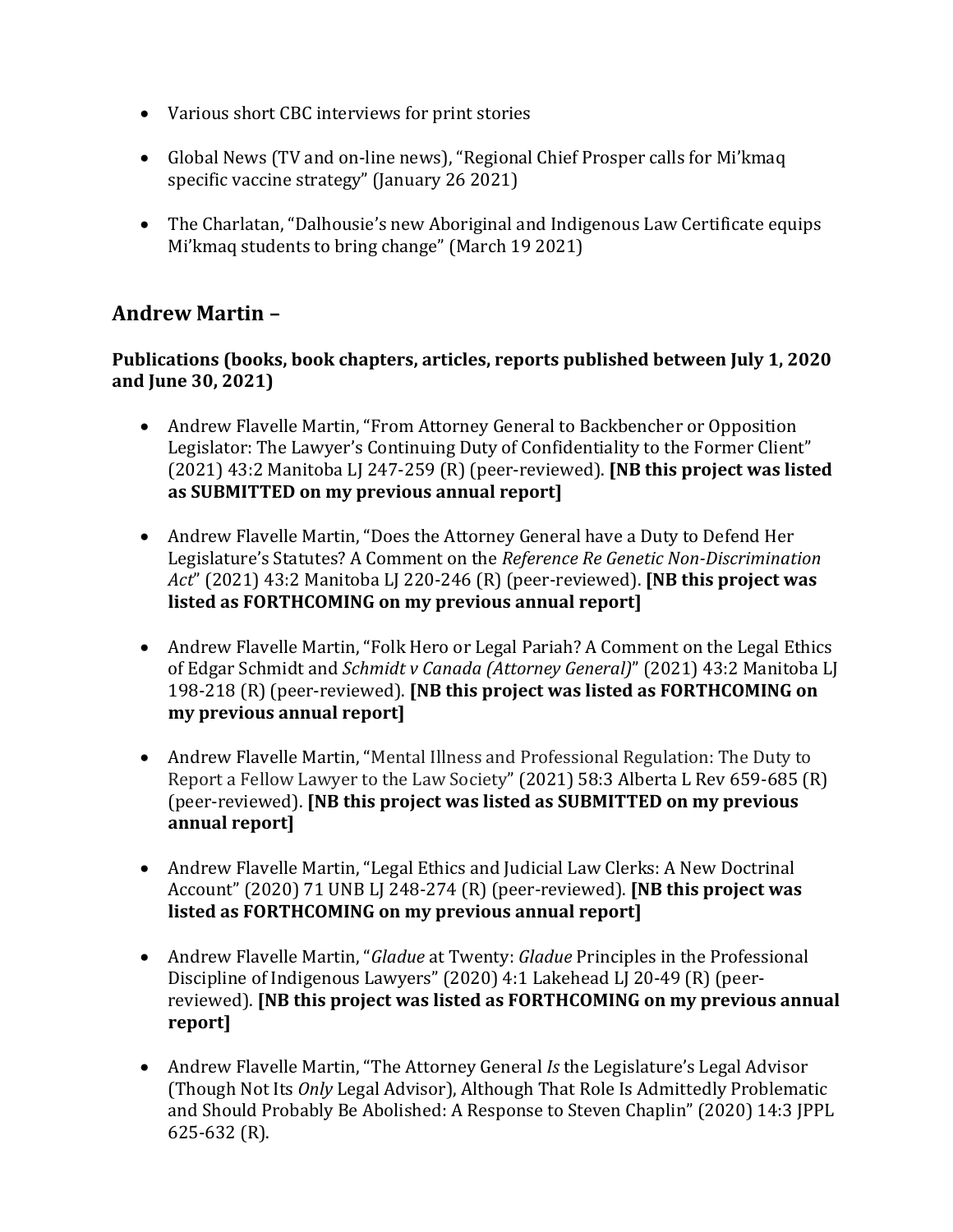- Various short CBC interviews for print stories

- Global News (TV and on-line news), "Regional Chief Prosper calls for Mi'kmaq specific vaccine strategy" (January 26 2021)

- The Charlatan, "Dalhousie's new Aboriginal and Indigenous Law Certificate equips Mi'kmaq students to bring change" (March 19 2021)

## Andrew Martin –

**Publications (books, book chapters, articles, reports published between July 1, 2020 and June 30, 2021)**

- Andrew Flavelle Martin, "From Attorney General to Backbencher or Opposition Legislator: The Lawyer's Continuing Duty of Confidentiality to the Former Client" (2021) 43:2 Manitoba LJ 247-259 (R) (peer-reviewed). **[NB this project was listed as SUBMITTED on my previous annual report]**

- Andrew Flavelle Martin, "Does the Attorney General have a Duty to Defend Her Legislature's Statutes? A Comment on the *Reference Re Genetic Non-Discrimination Act*" (2021) 43:2 Manitoba LJ 220-246 (R) (peer-reviewed). **[NB this project was listed as FORTHCOMING on my previous annual report]**

- Andrew Flavelle Martin, "Folk Hero or Legal Pariah? A Comment on the Legal Ethics of Edgar Schmidt and *Schmidt v Canada (Attorney General)*" (2021) 43:2 Manitoba LJ 198-218 (R) (peer-reviewed). **[NB this project was listed as FORTHCOMING on my previous annual report]**

- Andrew Flavelle Martin, "Mental Illness and Professional Regulation: The Duty to Report a Fellow Lawyer to the Law Society" (2021) 58:3 Alberta L Rev 659-685 (R) (peer-reviewed). **[NB this project was listed as SUBMITTED on my previous annual report]**

- Andrew Flavelle Martin, "Legal Ethics and Judicial Law Clerks: A New Doctrinal Account" (2020) 71 UNB LJ 248-274 (R) (peer-reviewed). **[NB this project was listed as FORTHCOMING on my previous annual report]**

- Andrew Flavelle Martin, "*Gladue* at Twenty: *Gladue* Principles in the Professional Discipline of Indigenous Lawyers" (2020) 4:1 Lakehead LJ 20-49 (R) (peer-reviewed). **[NB this project was listed as FORTHCOMING on my previous annual report]**

- Andrew Flavelle Martin, "The Attorney General *Is* the Legislature's Legal Advisor (Though Not Its *Only* Legal Advisor), Although That Role Is Admittedly Problematic and Should Probably Be Abolished: A Response to Steven Chaplin" (2020) 14:3 JPPL 625-632 (R).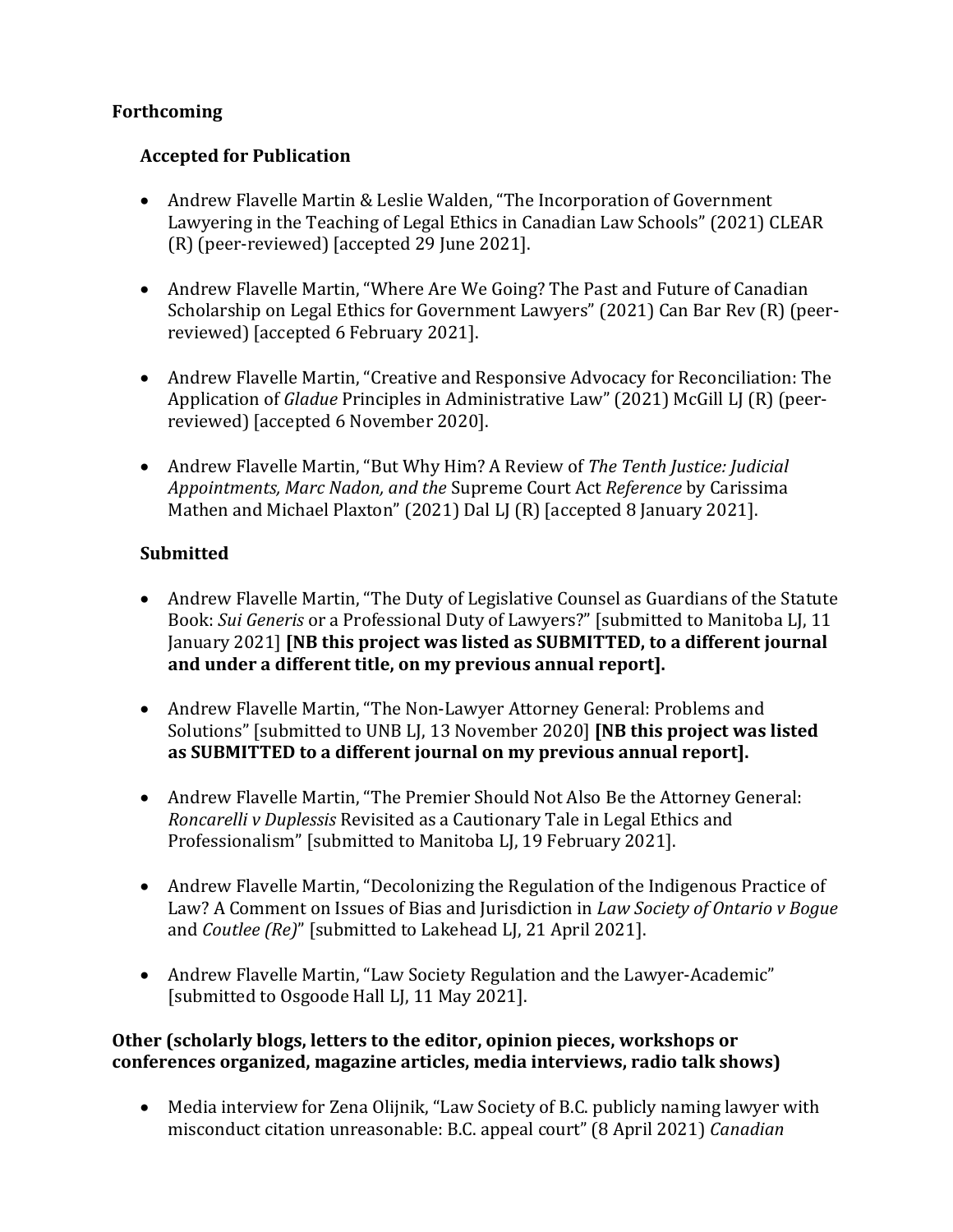**Forthcoming**

**Accepted for Publication**

- Andrew Flavelle Martin & Leslie Walden, "The Incorporation of Government Lawyering in the Teaching of Legal Ethics in Canadian Law Schools" (2021) CLEAR (R) (peer-reviewed) [accepted 29 June 2021].

- Andrew Flavelle Martin, "Where Are We Going? The Past and Future of Canadian Scholarship on Legal Ethics for Government Lawyers" (2021) Can Bar Rev (R) (peer-reviewed) [accepted 6 February 2021].

- Andrew Flavelle Martin, "Creative and Responsive Advocacy for Reconciliation: The Application of *Gladue* Principles in Administrative Law" (2021) McGill LJ (R) (peer-reviewed) [accepted 6 November 2020].

- Andrew Flavelle Martin, "But Why Him? A Review of *The Tenth Justice: Judicial Appointments, Marc Nadon, and the* Supreme Court Act *Reference* by Carissima Mathen and Michael Plaxton" (2021) Dal LJ (R) [accepted 8 January 2021].

**Submitted**

- Andrew Flavelle Martin, "The Duty of Legislative Counsel as Guardians of the Statute Book: *Sui Generis* or a Professional Duty of Lawyers?" [submitted to Manitoba LJ, 11 January 2021] **[NB this project was listed as SUBMITTED, to a different journal and under a different title, on my previous annual report].**

- Andrew Flavelle Martin, "The Non-Lawyer Attorney General: Problems and Solutions" [submitted to UNB LJ, 13 November 2020] **[NB this project was listed as SUBMITTED to a different journal on my previous annual report].**

- Andrew Flavelle Martin, "The Premier Should Not Also Be the Attorney General: *Roncarelli v Duplessis* Revisited as a Cautionary Tale in Legal Ethics and Professionalism" [submitted to Manitoba LJ, 19 February 2021].

- Andrew Flavelle Martin, "Decolonizing the Regulation of the Indigenous Practice of Law? A Comment on Issues of Bias and Jurisdiction in *Law Society of Ontario v Bogue* and *Coutlee (Re)*" [submitted to Lakehead LJ, 21 April 2021].

- Andrew Flavelle Martin, "Law Society Regulation and the Lawyer-Academic" [submitted to Osgoode Hall LJ, 11 May 2021].

**Other (scholarly blogs, letters to the editor, opinion pieces, workshops or conferences organized, magazine articles, media interviews, radio talk shows)**

- Media interview for Zena Olijnik, "Law Society of B.C. publicly naming lawyer with misconduct citation unreasonable: B.C. appeal court" (8 April 2021) *Canadian*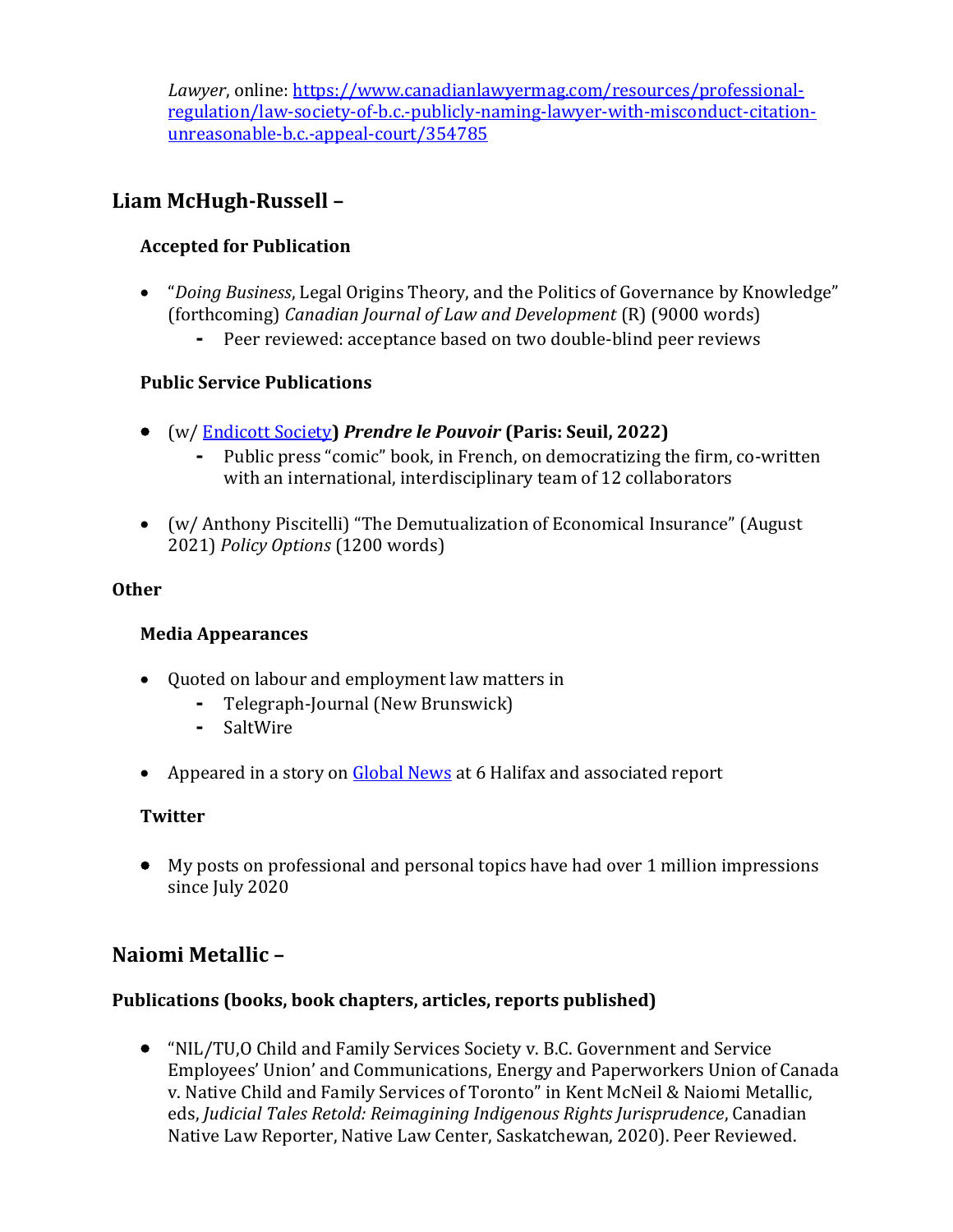*Lawyer*, online: [https://www.canadianlawyermag.com/resources/professional-regulation/law-society-of-b.c.-publicly-naming-lawyer-with-misconduct-citation-unreasonable-b.c.-appeal-court/354785](https://www.canadianlawyermag.com/resources/professional-regulation/law-society-of-b.c.-publicly-naming-lawyer-with-misconduct-citation-unreasonable-b.c.-appeal-court/354785)

## Liam McHugh-Russell –

### Accepted for Publication

- "*Doing Business*, Legal Origins Theory, and the Politics of Governance by Knowledge" (forthcoming) *Canadian Journal of Law and Development* (R) (9000 words)
  - Peer reviewed: acceptance based on two double-blind peer reviews

### Public Service Publications

- (w/ Endicott Society**)** ***Prendre le Pouvoir* (Paris: Seuil, 2022)**
  - Public press "comic" book, in French, on democratizing the firm, co-written with an international, interdisciplinary team of 12 collaborators

- (w/ Anthony Piscitelli) "The Demutualization of Economical Insurance" (August 2021) *Policy Options* (1200 words)

### Other

#### Media Appearances

- Quoted on labour and employment law matters in
  - Telegraph-Journal (New Brunswick)
  - SaltWire

- Appeared in a story on Global News at 6 Halifax and associated report

#### Twitter

- My posts on professional and personal topics have had over 1 million impressions since July 2020

## Naiomi Metallic –

### Publications (books, book chapters, articles, reports published)

- "NIL/TU,O Child and Family Services Society v. B.C. Government and Service Employees' Union' and Communications, Energy and Paperworkers Union of Canada v. Native Child and Family Services of Toronto" in Kent McNeil & Naiomi Metallic, eds, *Judicial Tales Retold: Reimagining Indigenous Rights Jurisprudence*, Canadian Native Law Reporter, Native Law Center, Saskatchewan, 2020). Peer Reviewed.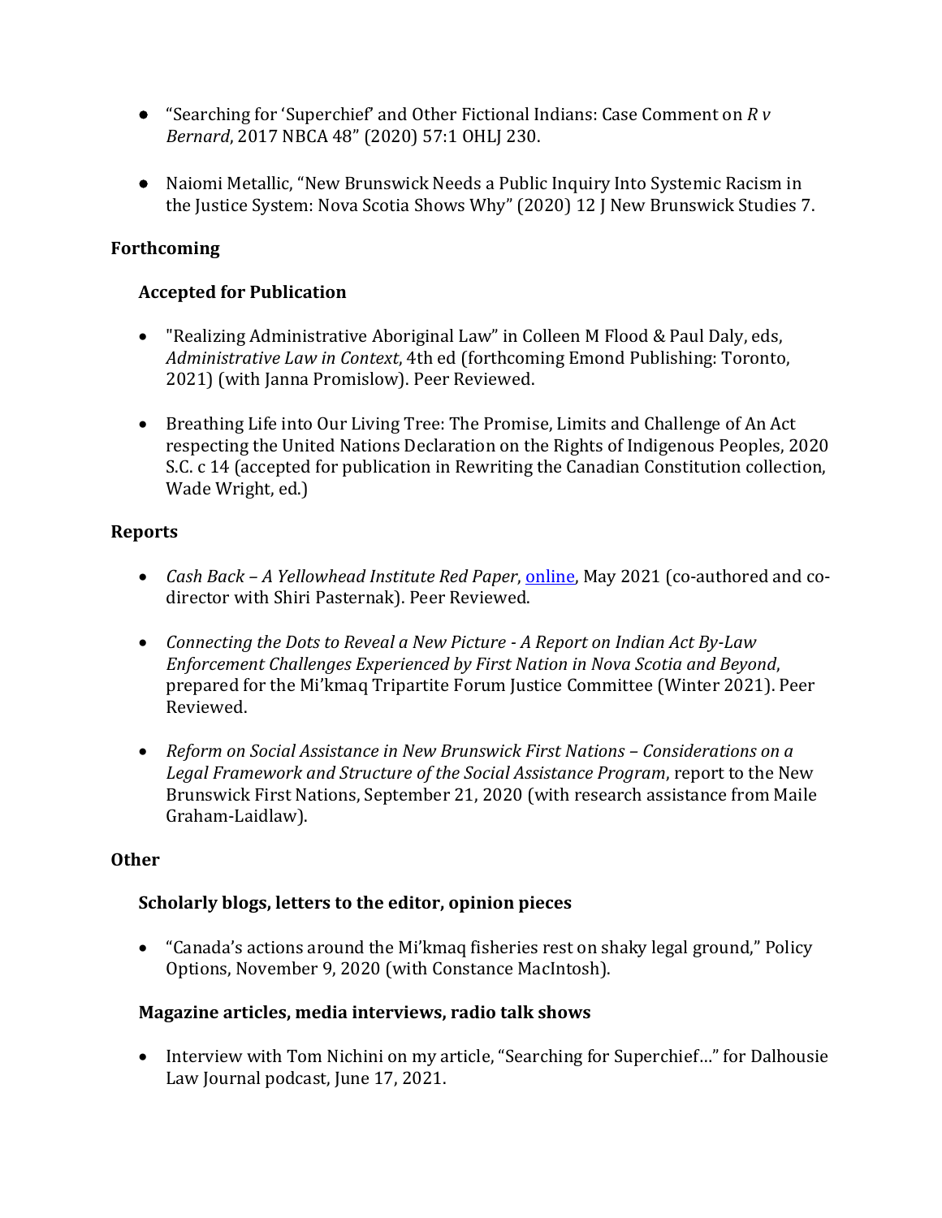- "Searching for 'Superchief' and Other Fictional Indians: Case Comment on *R v Bernard*, 2017 NBCA 48" (2020) 57:1 OHLJ 230.

- Naiomi Metallic, "New Brunswick Needs a Public Inquiry Into Systemic Racism in the Justice System: Nova Scotia Shows Why" (2020) 12 J New Brunswick Studies 7.

## Forthcoming

### Accepted for Publication

- "Realizing Administrative Aboriginal Law" in Colleen M Flood & Paul Daly, eds, *Administrative Law in Context*, 4th ed (forthcoming Emond Publishing: Toronto, 2021) (with Janna Promislow). Peer Reviewed.

- Breathing Life into Our Living Tree: The Promise, Limits and Challenge of An Act respecting the United Nations Declaration on the Rights of Indigenous Peoples, 2020 S.C. c 14 (accepted for publication in Rewriting the Canadian Constitution collection, Wade Wright, ed.)

## Reports

- *Cash Back – A Yellowhead Institute Red Paper*, online, May 2021 (co-authored and co-director with Shiri Pasternak). Peer Reviewed.

- *Connecting the Dots to Reveal a New Picture - A Report on Indian Act By-Law Enforcement Challenges Experienced by First Nation in Nova Scotia and Beyond*, prepared for the Mi'kmaq Tripartite Forum Justice Committee (Winter 2021). Peer Reviewed.

- *Reform on Social Assistance in New Brunswick First Nations – Considerations on a Legal Framework and Structure of the Social Assistance Program*, report to the New Brunswick First Nations, September 21, 2020 (with research assistance from Maile Graham-Laidlaw).

## Other

### Scholarly blogs, letters to the editor, opinion pieces

- "Canada's actions around the Mi'kmaq fisheries rest on shaky legal ground," Policy Options, November 9, 2020 (with Constance MacIntosh).

### Magazine articles, media interviews, radio talk shows

- Interview with Tom Nichini on my article, "Searching for Superchief…" for Dalhousie Law Journal podcast, June 17, 2021.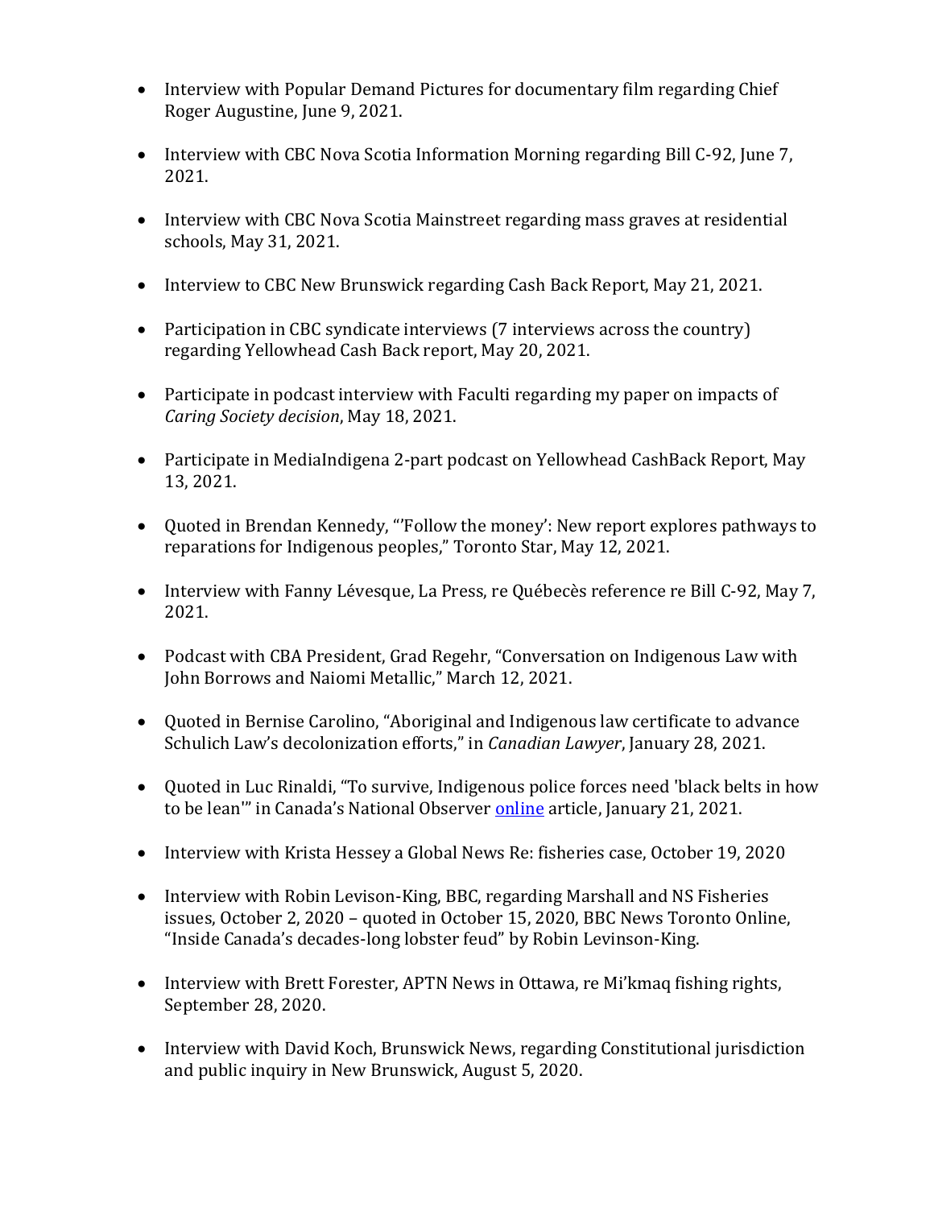- Interview with Popular Demand Pictures for documentary film regarding Chief Roger Augustine, June 9, 2021.

- Interview with CBC Nova Scotia Information Morning regarding Bill C-92, June 7, 2021.

- Interview with CBC Nova Scotia Mainstreet regarding mass graves at residential schools, May 31, 2021.

- Interview to CBC New Brunswick regarding Cash Back Report, May 21, 2021.

- Participation in CBC syndicate interviews (7 interviews across the country) regarding Yellowhead Cash Back report, May 20, 2021.

- Participate in podcast interview with Faculti regarding my paper on impacts of *Caring Society decision*, May 18, 2021.

- Participate in MediaIndigena 2-part podcast on Yellowhead CashBack Report, May 13, 2021.

- Quoted in Brendan Kennedy, "'Follow the money': New report explores pathways to reparations for Indigenous peoples," Toronto Star, May 12, 2021.

- Interview with Fanny Lévesque, La Press, re Québecès reference re Bill C-92, May 7, 2021.

- Podcast with CBA President, Grad Regehr, "Conversation on Indigenous Law with John Borrows and Naiomi Metallic," March 12, 2021.

- Quoted in Bernise Carolino, "Aboriginal and Indigenous law certificate to advance Schulich Law's decolonization efforts," in *Canadian Lawyer*, January 28, 2021.

- Quoted in Luc Rinaldi, "To survive, Indigenous police forces need 'black belts in how to be lean'" in Canada's National Observer online article, January 21, 2021.

- Interview with Krista Hessey a Global News Re: fisheries case, October 19, 2020

- Interview with Robin Levison-King, BBC, regarding Marshall and NS Fisheries issues, October 2, 2020 – quoted in October 15, 2020, BBC News Toronto Online, "Inside Canada's decades-long lobster feud" by Robin Levinson-King.

- Interview with Brett Forester, APTN News in Ottawa, re Mi'kmaq fishing rights, September 28, 2020.

- Interview with David Koch, Brunswick News, regarding Constitutional jurisdiction and public inquiry in New Brunswick, August 5, 2020.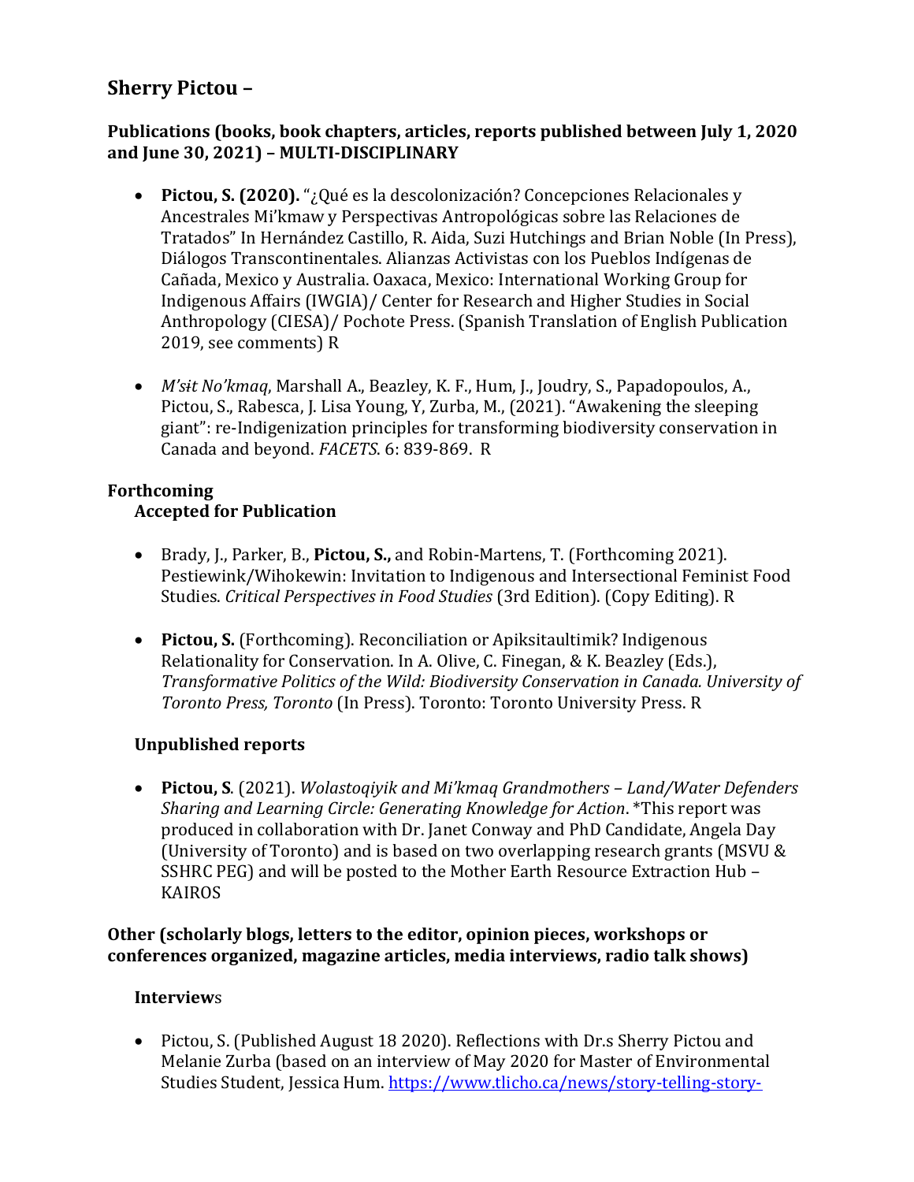## Sherry Pictou –

### Publications (books, book chapters, articles, reports published between July 1, 2020 and June 30, 2021) – MULTI-DISCIPLINARY

- **Pictou, S. (2020).** "¿Qué es la descolonización? Concepciones Relacionales y Ancestrales Mi'kmaw y Perspectivas Antropológicas sobre las Relaciones de Tratados" In Hernández Castillo, R. Aida, Suzi Hutchings and Brian Noble (In Press), Diálogos Transcontinentales. Alianzas Activistas con los Pueblos Indígenas de Cañada, Mexico y Australia. Oaxaca, Mexico: International Working Group for Indigenous Affairs (IWGIA)/ Center for Research and Higher Studies in Social Anthropology (CIESA)/ Pochote Press. (Spanish Translation of English Publication 2019, see comments) R

- *M'sɨt No'kmaq*, Marshall A., Beazley, K. F., Hum, J., Joudry, S., Papadopoulos, A., Pictou, S., Rabesca, J. Lisa Young, Y, Zurba, M., (2021). "Awakening the sleeping giant": re-Indigenization principles for transforming biodiversity conservation in Canada and beyond. *FACETS*. 6: 839-869. R

### Forthcoming

#### Accepted for Publication

- Brady, J., Parker, B., **Pictou, S.,** and Robin-Martens, T. (Forthcoming 2021). Pestiewink/Wihokewin: Invitation to Indigenous and Intersectional Feminist Food Studies. *Critical Perspectives in Food Studies* (3rd Edition). (Copy Editing). R

- **Pictou, S.** (Forthcoming). Reconciliation or Apiksitaultimik? Indigenous Relationality for Conservation. In A. Olive, C. Finegan, & K. Beazley (Eds.), *Transformative Politics of the Wild: Biodiversity Conservation in Canada. University of Toronto Press, Toronto* (In Press). Toronto: Toronto University Press. R

#### Unpublished reports

- **Pictou, S**. (2021). *Wolastoqiyik and Mi'kmaq Grandmothers – Land/Water Defenders Sharing and Learning Circle: Generating Knowledge for Action*. *This report was produced in collaboration with Dr. Janet Conway and PhD Candidate, Angela Day (University of Toronto) and is based on two overlapping research grants (MSVU & SSHRC PEG) and will be posted to the Mother Earth Resource Extraction Hub – KAIROS

### Other (scholarly blogs, letters to the editor, opinion pieces, workshops or conferences organized, magazine articles, media interviews, radio talk shows)

#### Interviews

- Pictou, S. (Published August 18 2020). Reflections with Dr.s Sherry Pictou and Melanie Zurba (based on an interview of May 2020 for Master of Environmental Studies Student, Jessica Hum. https://www.tlicho.ca/news/story-telling-story-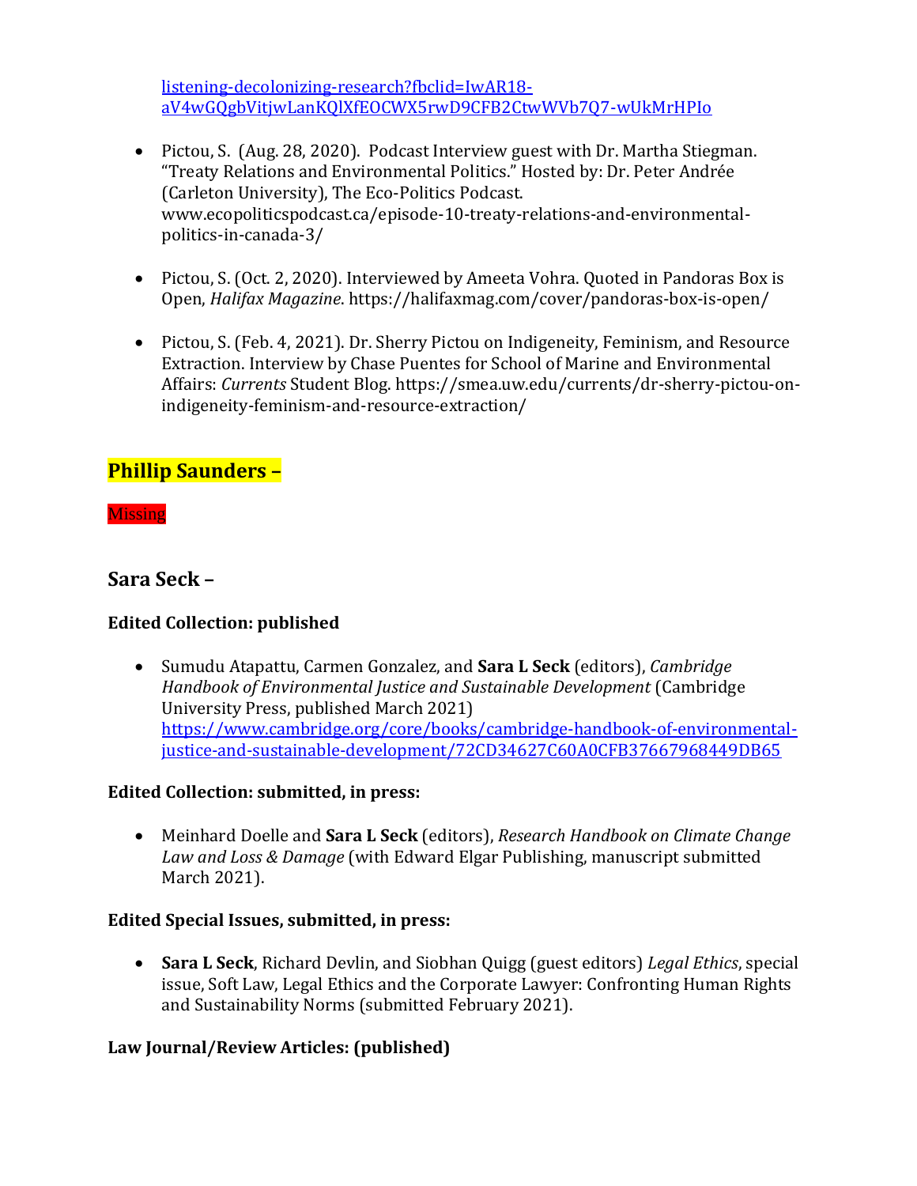[listening-decolonizing-research?fbclid=IwAR18-aV4wGQgbVitjwLanKQlXfEOCWX5rwD9CFB2CtwWVb7Q7-wUkMrHPIo](listening-decolonizing-research?fbclid=IwAR18-aV4wGQgbVitjwLanKQlXfEOCWX5rwD9CFB2CtwWVb7Q7-wUkMrHPIo)

- Pictou, S. (Aug. 28, 2020). Podcast Interview guest with Dr. Martha Stiegman. "Treaty Relations and Environmental Politics." Hosted by: Dr. Peter Andrée (Carleton University), The Eco-Politics Podcast. www.ecopoliticspodcast.ca/episode-10-treaty-relations-and-environmental-politics-in-canada-3/

- Pictou, S. (Oct. 2, 2020). Interviewed by Ameeta Vohra. Quoted in Pandoras Box is Open, *Halifax Magazine*. https://halifaxmag.com/cover/pandoras-box-is-open/

- Pictou, S. (Feb. 4, 2021). Dr. Sherry Pictou on Indigeneity, Feminism, and Resource Extraction. Interview by Chase Puentes for School of Marine and Environmental Affairs: *Currents* Student Blog. https://smea.uw.edu/currents/dr-sherry-pictou-on-indigeneity-feminism-and-resource-extraction/

## Phillip Saunders –

Missing

## Sara Seck –

**Edited Collection: published**

- Sumudu Atapattu, Carmen Gonzalez, and **Sara L Seck** (editors), *Cambridge Handbook of Environmental Justice and Sustainable Development* (Cambridge University Press, published March 2021) [https://www.cambridge.org/core/books/cambridge-handbook-of-environmental-justice-and-sustainable-development/72CD34627C60A0CFB37667968449DB65](https://www.cambridge.org/core/books/cambridge-handbook-of-environmental-justice-and-sustainable-development/72CD34627C60A0CFB37667968449DB65)

**Edited Collection: submitted, in press:**

- Meinhard Doelle and **Sara L Seck** (editors), *Research Handbook on Climate Change Law and Loss & Damage* (with Edward Elgar Publishing, manuscript submitted March 2021).

**Edited Special Issues, submitted, in press:**

- **Sara L Seck**, Richard Devlin, and Siobhan Quigg (guest editors) *Legal Ethics*, special issue, Soft Law, Legal Ethics and the Corporate Lawyer: Confronting Human Rights and Sustainability Norms (submitted February 2021).

**Law Journal/Review Articles: (published)**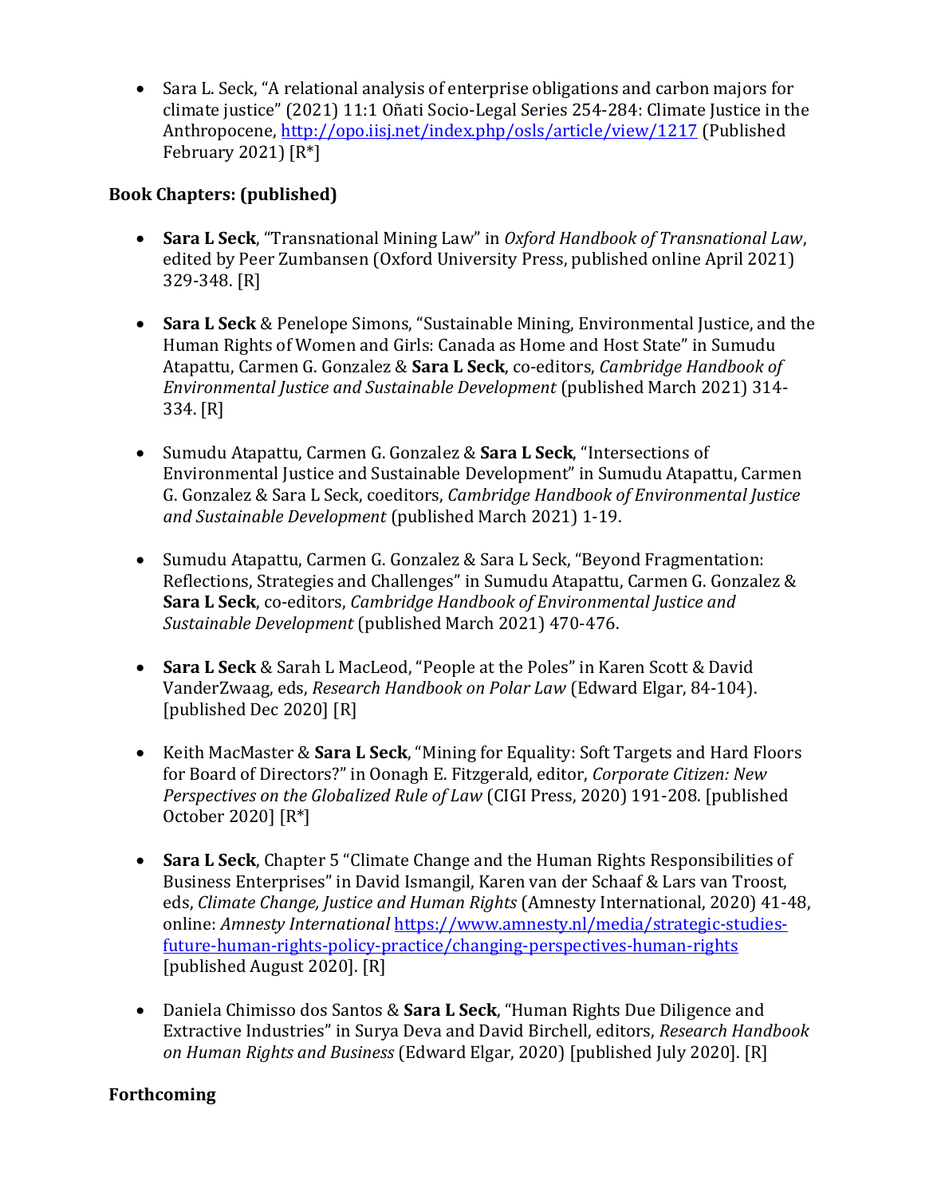- Sara L. Seck, “A relational analysis of enterprise obligations and carbon majors for climate justice” (2021) 11:1 Oñati Socio-Legal Series 254-284: Climate Justice in the Anthropocene, http://opo.iisj.net/index.php/osls/article/view/1217 (Published February 2021) [R*]

**Book Chapters: (published)**

- **Sara L Seck**, “Transnational Mining Law” in *Oxford Handbook of Transnational Law*, edited by Peer Zumbansen (Oxford University Press, published online April 2021) 329-348. [R]

- **Sara L Seck** & Penelope Simons, “Sustainable Mining, Environmental Justice, and the Human Rights of Women and Girls: Canada as Home and Host State” in Sumudu Atapattu, Carmen G. Gonzalez & **Sara L Seck**, co-editors, *Cambridge Handbook of Environmental Justice and Sustainable Development* (published March 2021) 314-334. [R]

- Sumudu Atapattu, Carmen G. Gonzalez & **Sara L Seck**, “Intersections of Environmental Justice and Sustainable Development” in Sumudu Atapattu, Carmen G. Gonzalez & Sara L Seck, coeditors, *Cambridge Handbook of Environmental Justice and Sustainable Development* (published March 2021) 1-19.

- Sumudu Atapattu, Carmen G. Gonzalez & Sara L Seck, “Beyond Fragmentation: Reflections, Strategies and Challenges” in Sumudu Atapattu, Carmen G. Gonzalez & **Sara L Seck**, co-editors, *Cambridge Handbook of Environmental Justice and Sustainable Development* (published March 2021) 470-476.

- **Sara L Seck** & Sarah L MacLeod, “People at the Poles” in Karen Scott & David VanderZwaag, eds, *Research Handbook on Polar Law* (Edward Elgar, 84-104). [published Dec 2020] [R]

- Keith MacMaster & **Sara L Seck**, “Mining for Equality: Soft Targets and Hard Floors for Board of Directors?” in Oonagh E. Fitzgerald, editor, *Corporate Citizen: New Perspectives on the Globalized Rule of Law* (CIGI Press, 2020) 191-208. [published October 2020] [R*]

- **Sara L Seck**, Chapter 5 “Climate Change and the Human Rights Responsibilities of Business Enterprises” in David Ismangil, Karen van der Schaaf & Lars van Troost, eds, *Climate Change, Justice and Human Rights* (Amnesty International, 2020) 41-48, online: *Amnesty International* https://www.amnesty.nl/media/strategic-studies-future-human-rights-policy-practice/changing-perspectives-human-rights [published August 2020]. [R]

- Daniela Chimisso dos Santos & **Sara L Seck**, “Human Rights Due Diligence and Extractive Industries” in Surya Deva and David Birchell, editors, *Research Handbook on Human Rights and Business* (Edward Elgar, 2020) [published July 2020]. [R]

**Forthcoming**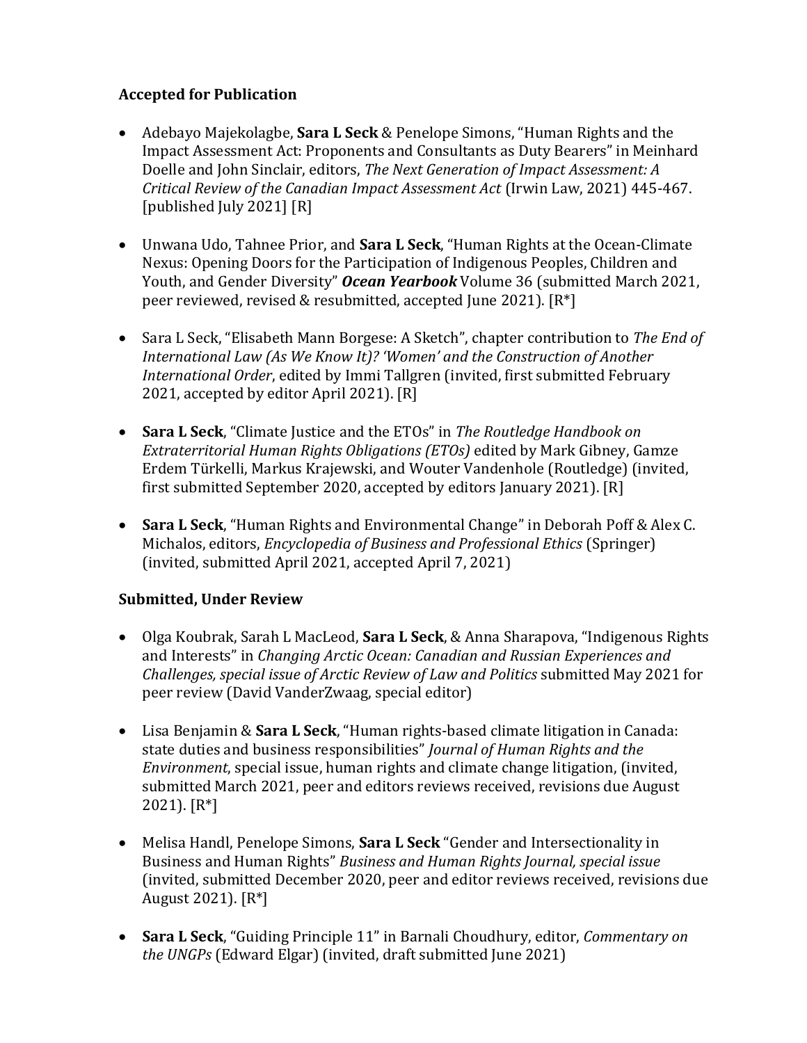### Accepted for Publication

- Adebayo Majekolagbe, **Sara L Seck** & Penelope Simons, "Human Rights and the Impact Assessment Act: Proponents and Consultants as Duty Bearers" in Meinhard Doelle and John Sinclair, editors, *The Next Generation of Impact Assessment: A Critical Review of the Canadian Impact Assessment Act* (Irwin Law, 2021) 445-467. [published July 2021] [R]

- Unwana Udo, Tahnee Prior, and **Sara L Seck**, "Human Rights at the Ocean-Climate Nexus: Opening Doors for the Participation of Indigenous Peoples, Children and Youth, and Gender Diversity" ***Ocean Yearbook*** Volume 36 (submitted March 2021, peer reviewed, revised & resubmitted, accepted June 2021). [R*]

- Sara L Seck, "Elisabeth Mann Borgese: A Sketch", chapter contribution to *The End of International Law (As We Know It)? 'Women' and the Construction of Another International Order*, edited by Immi Tallgren (invited, first submitted February 2021, accepted by editor April 2021). [R]

- **Sara L Seck**, "Climate Justice and the ETOs" in *The Routledge Handbook on Extraterritorial Human Rights Obligations (ETOs)* edited by Mark Gibney, Gamze Erdem Türkelli, Markus Krajewski, and Wouter Vandenhole (Routledge) (invited, first submitted September 2020, accepted by editors January 2021). [R]

- **Sara L Seck**, "Human Rights and Environmental Change" in Deborah Poff & Alex C. Michalos, editors, *Encyclopedia of Business and Professional Ethics* (Springer) (invited, submitted April 2021, accepted April 7, 2021)

### Submitted, Under Review

- Olga Koubrak, Sarah L MacLeod, **Sara L Seck**, & Anna Sharapova, "Indigenous Rights and Interests" in *Changing Arctic Ocean: Canadian and Russian Experiences and Challenges, special issue of Arctic Review of Law and Politics* submitted May 2021 for peer review (David VanderZwaag, special editor)

- Lisa Benjamin & **Sara L Seck**, "Human rights-based climate litigation in Canada: state duties and business responsibilities" *Journal of Human Rights and the Environment*, special issue, human rights and climate change litigation, (invited, submitted March 2021, peer and editors reviews received, revisions due August 2021). [R*]

- Melisa Handl, Penelope Simons, **Sara L Seck** "Gender and Intersectionality in Business and Human Rights" *Business and Human Rights Journal, special issue* (invited, submitted December 2020, peer and editor reviews received, revisions due August 2021). [R*]

- **Sara L Seck**, "Guiding Principle 11" in Barnali Choudhury, editor, *Commentary on the UNGPs* (Edward Elgar) (invited, draft submitted June 2021)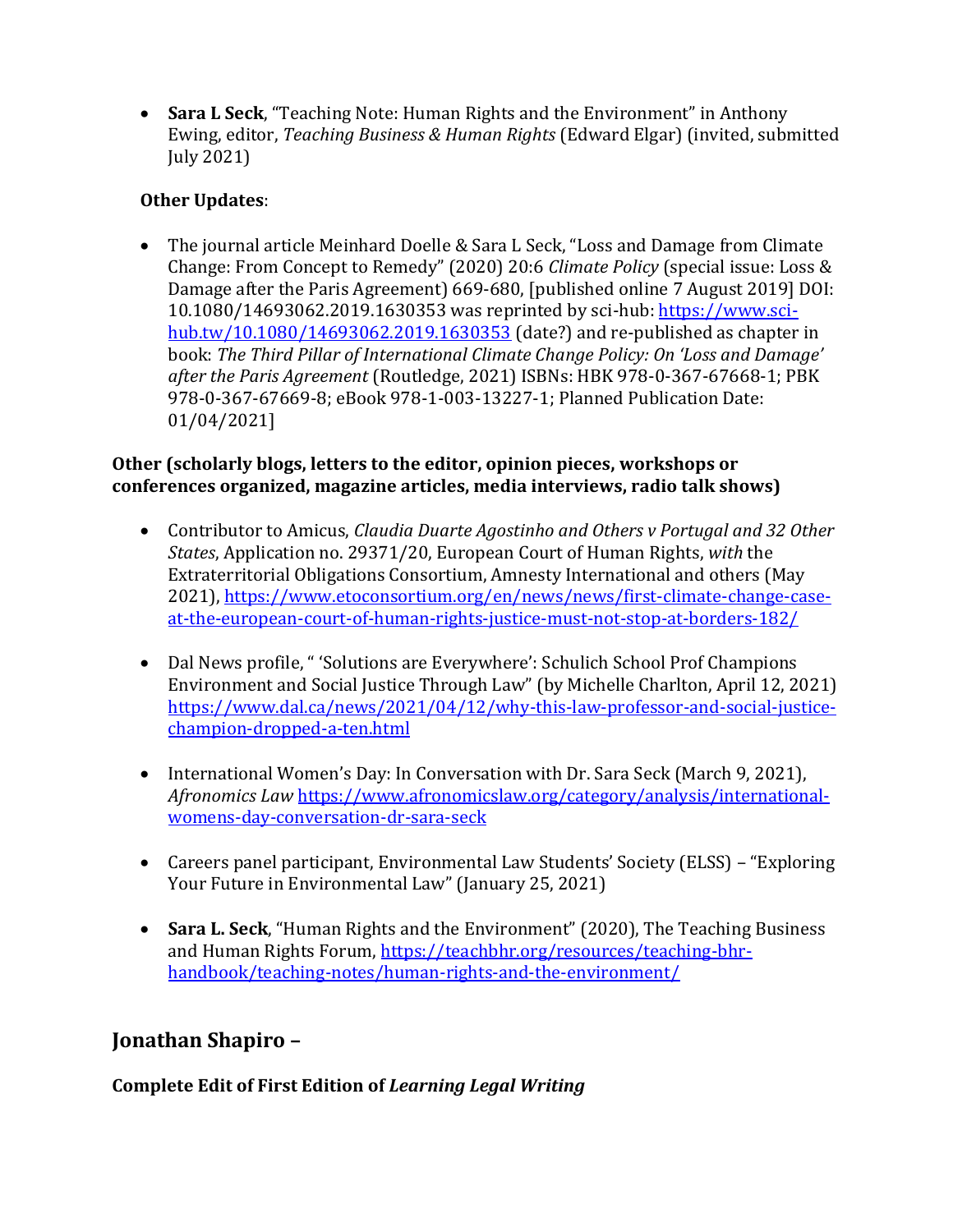- **Sara L Seck**, "Teaching Note: Human Rights and the Environment" in Anthony Ewing, editor, *Teaching Business & Human Rights* (Edward Elgar) (invited, submitted July 2021)

**Other Updates**:

- The journal article Meinhard Doelle & Sara L Seck, "Loss and Damage from Climate Change: From Concept to Remedy" (2020) 20:6 *Climate Policy* (special issue: Loss & Damage after the Paris Agreement) 669-680, [published online 7 August 2019] DOI: 10.1080/14693062.2019.1630353 was reprinted by sci-hub: https://www.sci-hub.tw/10.1080/14693062.2019.1630353 (date?) and re-published as chapter in book: *The Third Pillar of International Climate Change Policy: On 'Loss and Damage' after the Paris Agreement* (Routledge, 2021) ISBNs: HBK 978-0-367-67668-1; PBK 978-0-367-67669-8; eBook 978-1-003-13227-1; Planned Publication Date: 01/04/2021]

**Other (scholarly blogs, letters to the editor, opinion pieces, workshops or conferences organized, magazine articles, media interviews, radio talk shows)**

- Contributor to Amicus, *Claudia Duarte Agostinho and Others v Portugal and 32 Other States*, Application no. 29371/20, European Court of Human Rights, *with* the Extraterritorial Obligations Consortium, Amnesty International and others (May 2021), https://www.etoconsortium.org/en/news/news/first-climate-change-case-at-the-european-court-of-human-rights-justice-must-not-stop-at-borders-182/

- Dal News profile, " 'Solutions are Everywhere': Schulich School Prof Champions Environment and Social Justice Through Law" (by Michelle Charlton, April 12, 2021) https://www.dal.ca/news/2021/04/12/why-this-law-professor-and-social-justice-champion-dropped-a-ten.html

- International Women's Day: In Conversation with Dr. Sara Seck (March 9, 2021), *Afronomics Law* https://www.afronomicslaw.org/category/analysis/international-womens-day-conversation-dr-sara-seck

- Careers panel participant, Environmental Law Students' Society (ELSS) – "Exploring Your Future in Environmental Law" (January 25, 2021)

- **Sara L. Seck**, "Human Rights and the Environment" (2020), The Teaching Business and Human Rights Forum, https://teachbhr.org/resources/teaching-bhr-handbook/teaching-notes/human-rights-and-the-environment/

## Jonathan Shapiro –

**Complete Edit of First Edition of *Learning Legal Writing***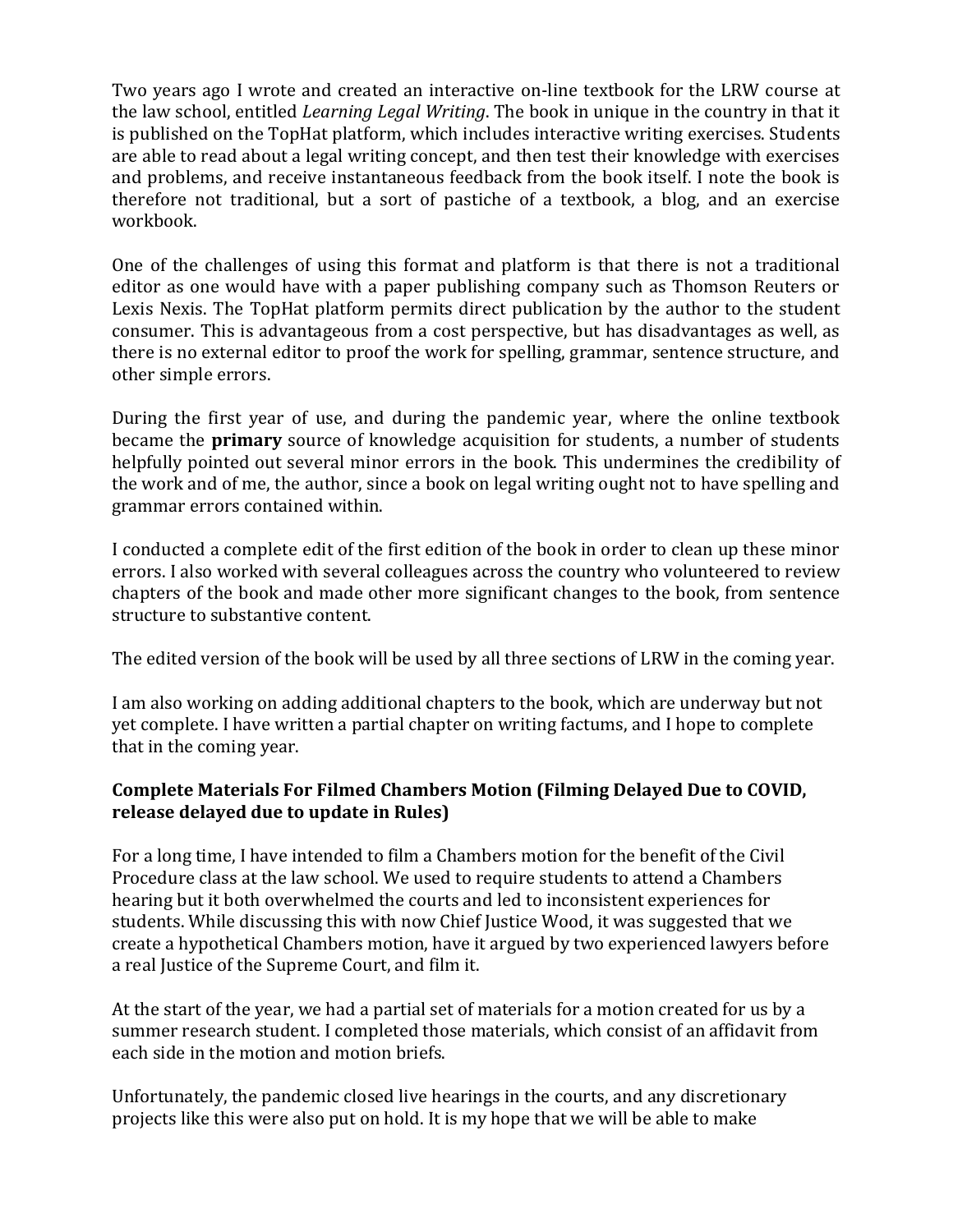Two years ago I wrote and created an interactive on-line textbook for the LRW course at the law school, entitled *Learning Legal Writing*. The book in unique in the country in that it is published on the TopHat platform, which includes interactive writing exercises. Students are able to read about a legal writing concept, and then test their knowledge with exercises and problems, and receive instantaneous feedback from the book itself. I note the book is therefore not traditional, but a sort of pastiche of a textbook, a blog, and an exercise workbook.

One of the challenges of using this format and platform is that there is not a traditional editor as one would have with a paper publishing company such as Thomson Reuters or Lexis Nexis. The TopHat platform permits direct publication by the author to the student consumer. This is advantageous from a cost perspective, but has disadvantages as well, as there is no external editor to proof the work for spelling, grammar, sentence structure, and other simple errors.

During the first year of use, and during the pandemic year, where the online textbook became the **primary** source of knowledge acquisition for students, a number of students helpfully pointed out several minor errors in the book. This undermines the credibility of the work and of me, the author, since a book on legal writing ought not to have spelling and grammar errors contained within.

I conducted a complete edit of the first edition of the book in order to clean up these minor errors. I also worked with several colleagues across the country who volunteered to review chapters of the book and made other more significant changes to the book, from sentence structure to substantive content.

The edited version of the book will be used by all three sections of LRW in the coming year.

I am also working on adding additional chapters to the book, which are underway but not yet complete. I have written a partial chapter on writing factums, and I hope to complete that in the coming year.

**Complete Materials For Filmed Chambers Motion (Filming Delayed Due to COVID, release delayed due to update in Rules)**

For a long time, I have intended to film a Chambers motion for the benefit of the Civil Procedure class at the law school. We used to require students to attend a Chambers hearing but it both overwhelmed the courts and led to inconsistent experiences for students. While discussing this with now Chief Justice Wood, it was suggested that we create a hypothetical Chambers motion, have it argued by two experienced lawyers before a real Justice of the Supreme Court, and film it.

At the start of the year, we had a partial set of materials for a motion created for us by a summer research student. I completed those materials, which consist of an affidavit from each side in the motion and motion briefs.

Unfortunately, the pandemic closed live hearings in the courts, and any discretionary projects like this were also put on hold. It is my hope that we will be able to make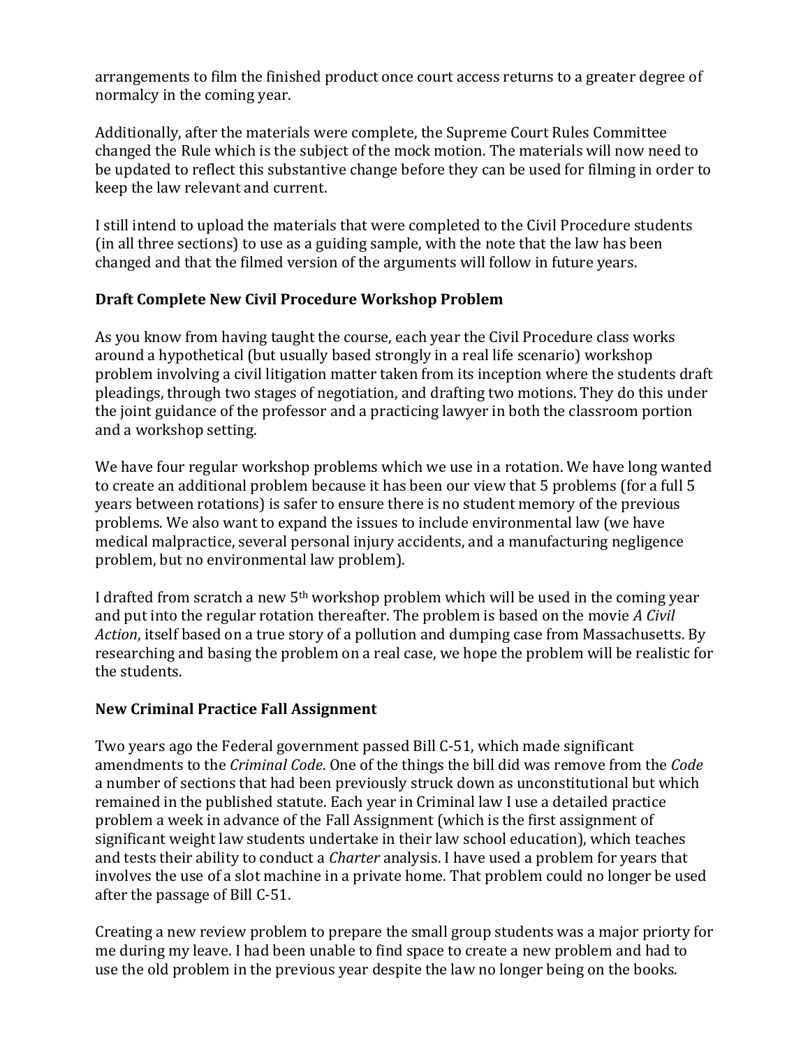arrangements to film the finished product once court access returns to a greater degree of normalcy in the coming year.

Additionally, after the materials were complete, the Supreme Court Rules Committee changed the Rule which is the subject of the mock motion. The materials will now need to be updated to reflect this substantive change before they can be used for filming in order to keep the law relevant and current.

I still intend to upload the materials that were completed to the Civil Procedure students (in all three sections) to use as a guiding sample, with the note that the law has been changed and that the filmed version of the arguments will follow in future years.

**Draft Complete New Civil Procedure Workshop Problem**

As you know from having taught the course, each year the Civil Procedure class works around a hypothetical (but usually based strongly in a real life scenario) workshop problem involving a civil litigation matter taken from its inception where the students draft pleadings, through two stages of negotiation, and drafting two motions. They do this under the joint guidance of the professor and a practicing lawyer in both the classroom portion and a workshop setting.

We have four regular workshop problems which we use in a rotation. We have long wanted to create an additional problem because it has been our view that 5 problems (for a full 5 years between rotations) is safer to ensure there is no student memory of the previous problems. We also want to expand the issues to include environmental law (we have medical malpractice, several personal injury accidents, and a manufacturing negligence problem, but no environmental law problem).

I drafted from scratch a new 5th workshop problem which will be used in the coming year and put into the regular rotation thereafter. The problem is based on the movie *A Civil Action*, itself based on a true story of a pollution and dumping case from Massachusetts. By researching and basing the problem on a real case, we hope the problem will be realistic for the students.

**New Criminal Practice Fall Assignment**

Two years ago the Federal government passed Bill C-51, which made significant amendments to the *Criminal Code*. One of the things the bill did was remove from the *Code* a number of sections that had been previously struck down as unconstitutional but which remained in the published statute. Each year in Criminal law I use a detailed practice problem a week in advance of the Fall Assignment (which is the first assignment of significant weight law students undertake in their law school education), which teaches and tests their ability to conduct a *Charter* analysis. I have used a problem for years that involves the use of a slot machine in a private home. That problem could no longer be used after the passage of Bill C-51.

Creating a new review problem to prepare the small group students was a major priorty for me during my leave. I had been unable to find space to create a new problem and had to use the old problem in the previous year despite the law no longer being on the books.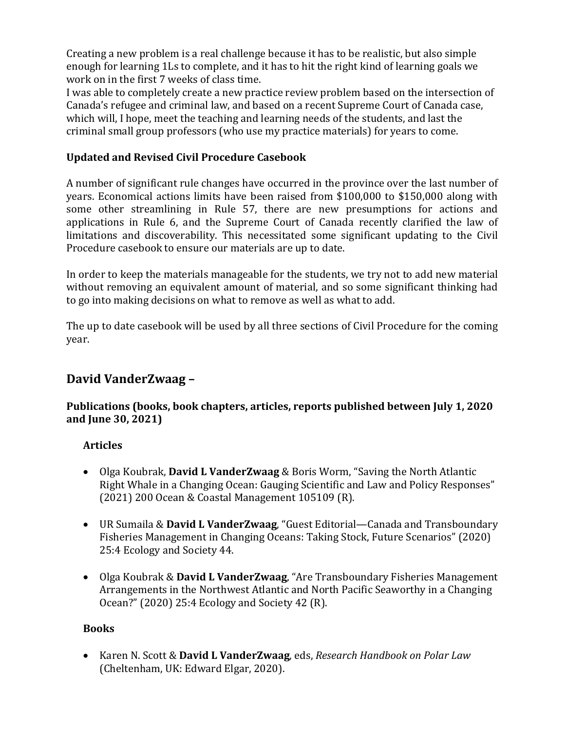Creating a new problem is a real challenge because it has to be realistic, but also simple enough for learning 1Ls to complete, and it has to hit the right kind of learning goals we work on in the first 7 weeks of class time.

I was able to completely create a new practice review problem based on the intersection of Canada's refugee and criminal law, and based on a recent Supreme Court of Canada case, which will, I hope, meet the teaching and learning needs of the students, and last the criminal small group professors (who use my practice materials) for years to come.

### Updated and Revised Civil Procedure Casebook

A number of significant rule changes have occurred in the province over the last number of years. Economical actions limits have been raised from $100,000 to $150,000 along with some other streamlining in Rule 57, there are new presumptions for actions and applications in Rule 6, and the Supreme Court of Canada recently clarified the law of limitations and discoverability. This necessitated some significant updating to the Civil Procedure casebook to ensure our materials are up to date.

In order to keep the materials manageable for the students, we try not to add new material without removing an equivalent amount of material, and so some significant thinking had to go into making decisions on what to remove as well as what to add.

The up to date casebook will be used by all three sections of Civil Procedure for the coming year.

## David VanderZwaag –

### Publications (books, book chapters, articles, reports published between July 1, 2020 and June 30, 2021)

#### Articles

- Olga Koubrak, **David L VanderZwaag** & Boris Worm, "Saving the North Atlantic Right Whale in a Changing Ocean: Gauging Scientific and Law and Policy Responses" (2021) 200 Ocean & Coastal Management 105109 (R).
- UR Sumaila & **David L VanderZwaag**, "Guest Editorial—Canada and Transboundary Fisheries Management in Changing Oceans: Taking Stock, Future Scenarios" (2020) 25:4 Ecology and Society 44.
- Olga Koubrak & **David L VanderZwaag**, "Are Transboundary Fisheries Management Arrangements in the Northwest Atlantic and North Pacific Seaworthy in a Changing Ocean?" (2020) 25:4 Ecology and Society 42 (R).

#### Books

- Karen N. Scott & **David L VanderZwaag**, eds, *Research Handbook on Polar Law* (Cheltenham, UK: Edward Elgar, 2020).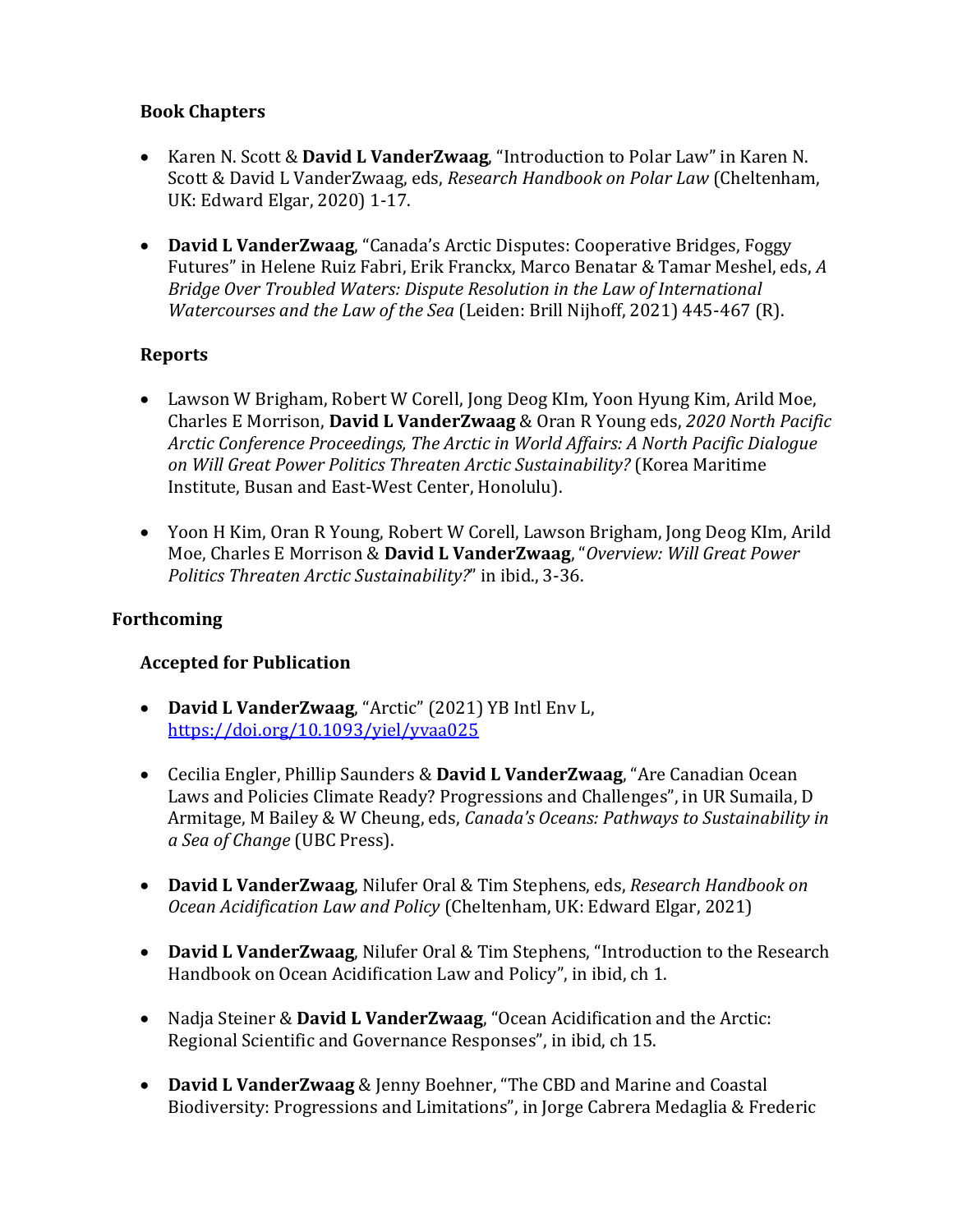### Book Chapters

- Karen N. Scott & **David L VanderZwaag**, "Introduction to Polar Law" in Karen N. Scott & David L VanderZwaag, eds, *Research Handbook on Polar Law* (Cheltenham, UK: Edward Elgar, 2020) 1-17.

- **David L VanderZwaag**, "Canada's Arctic Disputes: Cooperative Bridges, Foggy Futures" in Helene Ruiz Fabri, Erik Franckx, Marco Benatar & Tamar Meshel, eds, *A Bridge Over Troubled Waters: Dispute Resolution in the Law of International Watercourses and the Law of the Sea* (Leiden: Brill Nijhoff, 2021) 445-467 (R).

### Reports

- Lawson W Brigham, Robert W Corell, Jong Deog KIm, Yoon Hyung Kim, Arild Moe, Charles E Morrison, **David L VanderZwaag** & Oran R Young eds, *2020 North Pacific Arctic Conference Proceedings, The Arctic in World Affairs: A North Pacific Dialogue on Will Great Power Politics Threaten Arctic Sustainability?* (Korea Maritime Institute, Busan and East-West Center, Honolulu).

- Yoon H Kim, Oran R Young, Robert W Corell, Lawson Brigham, Jong Deog KIm, Arild Moe, Charles E Morrison & **David L VanderZwaag**, "*Overview: Will Great Power Politics Threaten Arctic Sustainability?*" in ibid., 3-36.

## Forthcoming

### Accepted for Publication

- **David L VanderZwaag**, "Arctic" (2021) YB Intl Env L, https://doi.org/10.1093/yiel/yvaa025

- Cecilia Engler, Phillip Saunders & **David L VanderZwaag**, "Are Canadian Ocean Laws and Policies Climate Ready? Progressions and Challenges", in UR Sumaila, D Armitage, M Bailey & W Cheung, eds, *Canada's Oceans: Pathways to Sustainability in a Sea of Change* (UBC Press).

- **David L VanderZwaag**, Nilufer Oral & Tim Stephens, eds, *Research Handbook on Ocean Acidification Law and Policy* (Cheltenham, UK: Edward Elgar, 2021)

- **David L VanderZwaag**, Nilufer Oral & Tim Stephens, "Introduction to the Research Handbook on Ocean Acidification Law and Policy", in ibid, ch 1.

- Nadja Steiner & **David L VanderZwaag**, "Ocean Acidification and the Arctic: Regional Scientific and Governance Responses", in ibid, ch 15.

- **David L VanderZwaag** & Jenny Boehner, "The CBD and Marine and Coastal Biodiversity: Progressions and Limitations", in Jorge Cabrera Medaglia & Frederic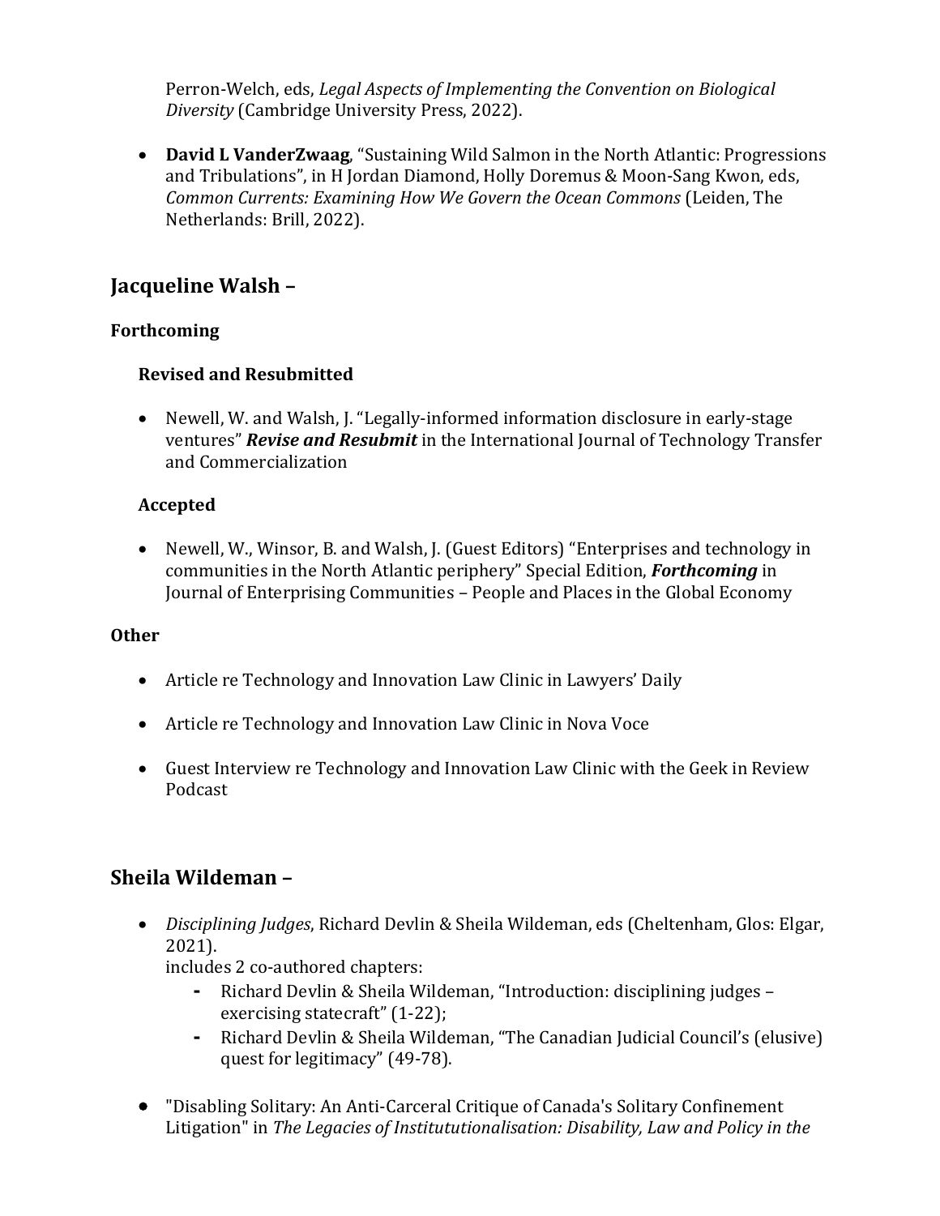Perron-Welch, eds, *Legal Aspects of Implementing the Convention on Biological Diversity* (Cambridge University Press, 2022).

- **David L VanderZwaag**, "Sustaining Wild Salmon in the North Atlantic: Progressions and Tribulations", in H Jordan Diamond, Holly Doremus & Moon-Sang Kwon, eds, *Common Currents: Examining How We Govern the Ocean Commons* (Leiden, The Netherlands: Brill, 2022).

## Jacqueline Walsh –

**Forthcoming**

**Revised and Resubmitted**

- Newell, W. and Walsh, J. "Legally-informed information disclosure in early-stage ventures" ***Revise and Resubmit*** in the International Journal of Technology Transfer and Commercialization

**Accepted**

- Newell, W., Winsor, B. and Walsh, J. (Guest Editors) "Enterprises and technology in communities in the North Atlantic periphery" Special Edition, ***Forthcoming*** in Journal of Enterprising Communities – People and Places in the Global Economy

**Other**

- Article re Technology and Innovation Law Clinic in Lawyers' Daily
- Article re Technology and Innovation Law Clinic in Nova Voce
- Guest Interview re Technology and Innovation Law Clinic with the Geek in Review Podcast

## Sheila Wildeman –

- *Disciplining Judges*, Richard Devlin & Sheila Wildeman, eds (Cheltenham, Glos: Elgar, 2021).
  includes 2 co-authored chapters:
  - Richard Devlin & Sheila Wildeman, "Introduction: disciplining judges – exercising statecraft" (1-22);
  - Richard Devlin & Sheila Wildeman, "The Canadian Judicial Council's (elusive) quest for legitimacy" (49-78).
- "Disabling Solitary: An Anti-Carceral Critique of Canada's Solitary Confinement Litigation" in *The Legacies of Institutionalisation: Disability, Law and Policy in the*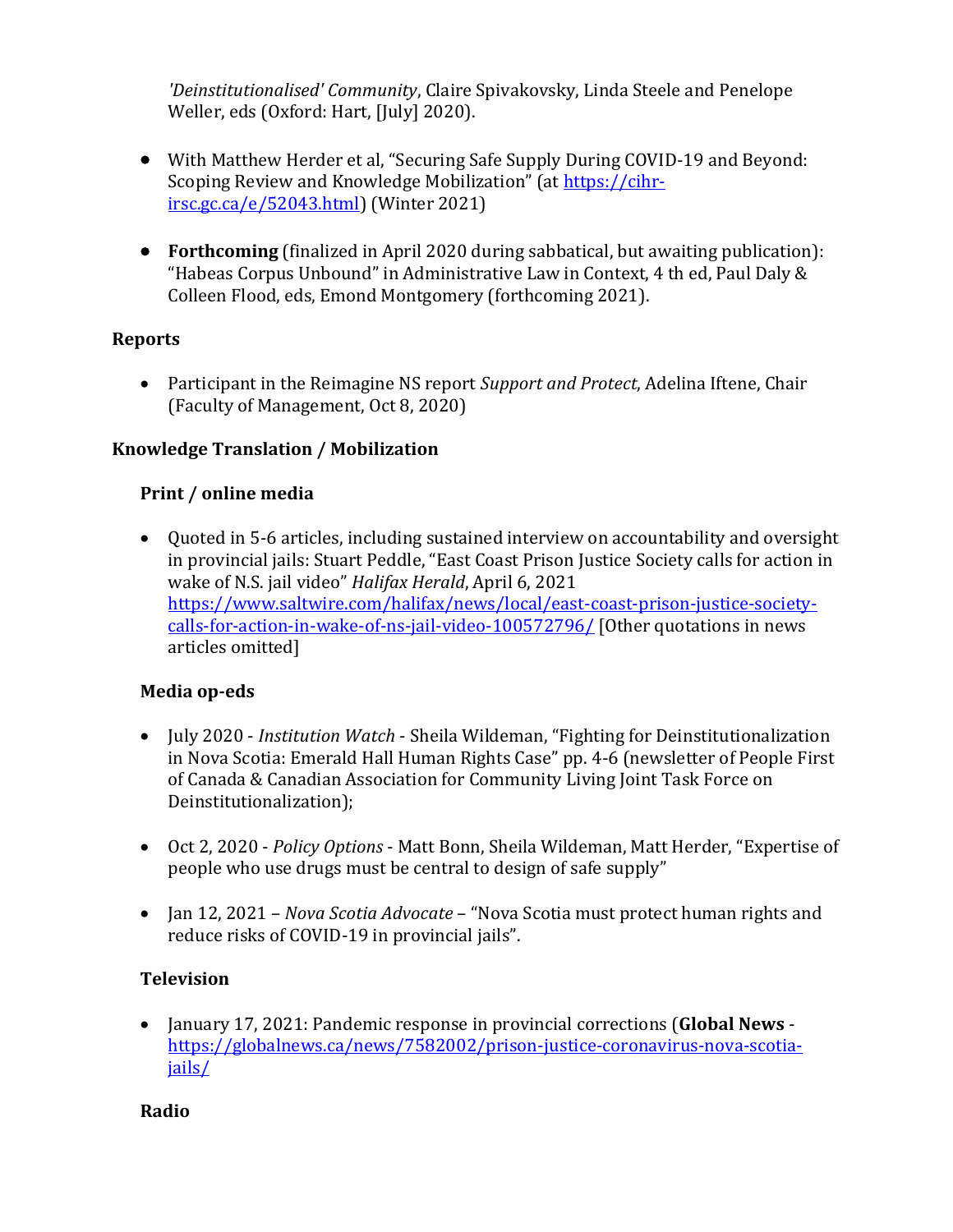*'Deinstitutionalised' Community*, Claire Spivakovsky, Linda Steele and Penelope Weller, eds (Oxford: Hart, [July] 2020).

- With Matthew Herder et al, "Securing Safe Supply During COVID-19 and Beyond: Scoping Review and Knowledge Mobilization" (at https://cihr-irsc.gc.ca/e/52043.html) (Winter 2021)

- **Forthcoming** (finalized in April 2020 during sabbatical, but awaiting publication): "Habeas Corpus Unbound" in Administrative Law in Context, 4 th ed, Paul Daly & Colleen Flood, eds, Emond Montgomery (forthcoming 2021).

### Reports

- Participant in the Reimagine NS report *Support and Protect*, Adelina Iftene, Chair (Faculty of Management, Oct 8, 2020)

### Knowledge Translation / Mobilization

#### Print / online media

- Quoted in 5-6 articles, including sustained interview on accountability and oversight in provincial jails: Stuart Peddle, "East Coast Prison Justice Society calls for action in wake of N.S. jail video" *Halifax Herald*, April 6, 2021 https://www.saltwire.com/halifax/news/local/east-coast-prison-justice-society-calls-for-action-in-wake-of-ns-jail-video-100572796/ [Other quotations in news articles omitted]

#### Media op-eds

- July 2020 - *Institution Watch* - Sheila Wildeman, "Fighting for Deinstitutionalization in Nova Scotia: Emerald Hall Human Rights Case" pp. 4-6 (newsletter of People First of Canada & Canadian Association for Community Living Joint Task Force on Deinstitutionalization);

- Oct 2, 2020 - *Policy Options* - Matt Bonn, Sheila Wildeman, Matt Herder, "Expertise of people who use drugs must be central to design of safe supply"

- Jan 12, 2021 – *Nova Scotia Advocate* – "Nova Scotia must protect human rights and reduce risks of COVID-19 in provincial jails".

#### Television

- January 17, 2021: Pandemic response in provincial corrections (**Global News** - https://globalnews.ca/news/7582002/prison-justice-coronavirus-nova-scotia-jails/

#### Radio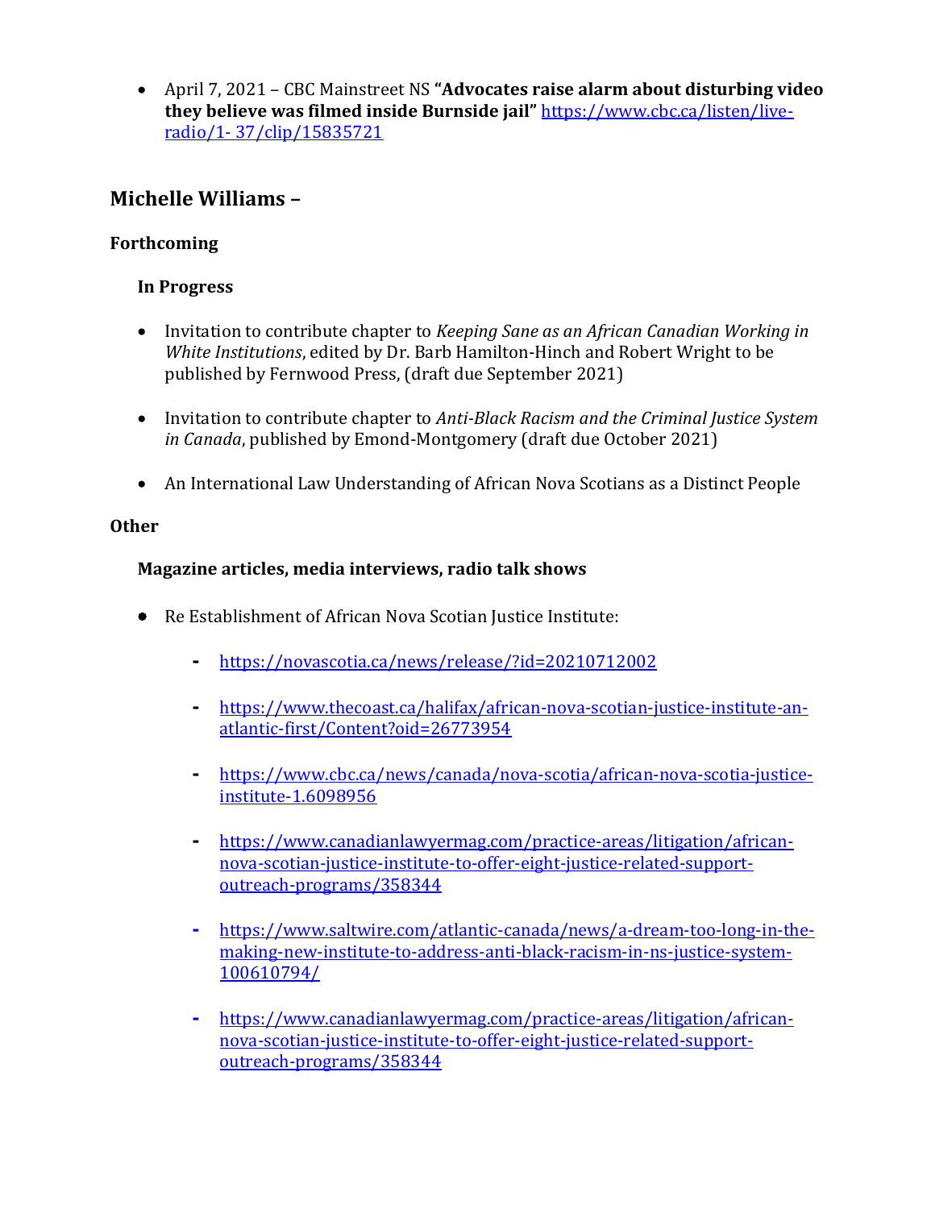- April 7, 2021 – CBC Mainstreet NS **"Advocates raise alarm about disturbing video they believe was filmed inside Burnside jail"** https://www.cbc.ca/listen/live-radio/1- 37/clip/15835721

## Michelle Williams –

### Forthcoming

#### In Progress

- Invitation to contribute chapter to *Keeping Sane as an African Canadian Working in White Institutions*, edited by Dr. Barb Hamilton-Hinch and Robert Wright to be published by Fernwood Press, (draft due September 2021)

- Invitation to contribute chapter to *Anti-Black Racism and the Criminal Justice System in Canada*, published by Emond-Montgomery (draft due October 2021)

- An International Law Understanding of African Nova Scotians as a Distinct People

### Other

#### Magazine articles, media interviews, radio talk shows

- Re Establishment of African Nova Scotian Justice Institute:
    - https://novascotia.ca/news/release/?id=20210712002
    - https://www.thecoast.ca/halifax/african-nova-scotian-justice-institute-an-atlantic-first/Content?oid=26773954
    - https://www.cbc.ca/news/canada/nova-scotia/african-nova-scotia-justice-institute-1.6098956
    - https://www.canadianlawyermag.com/practice-areas/litigation/african-nova-scotian-justice-institute-to-offer-eight-justice-related-support-outreach-programs/358344
    - https://www.saltwire.com/atlantic-canada/news/a-dream-too-long-in-the-making-new-institute-to-address-anti-black-racism-in-ns-justice-system-100610794/
    - https://www.canadianlawyermag.com/practice-areas/litigation/african-nova-scotian-justice-institute-to-offer-eight-justice-related-support-outreach-programs/358344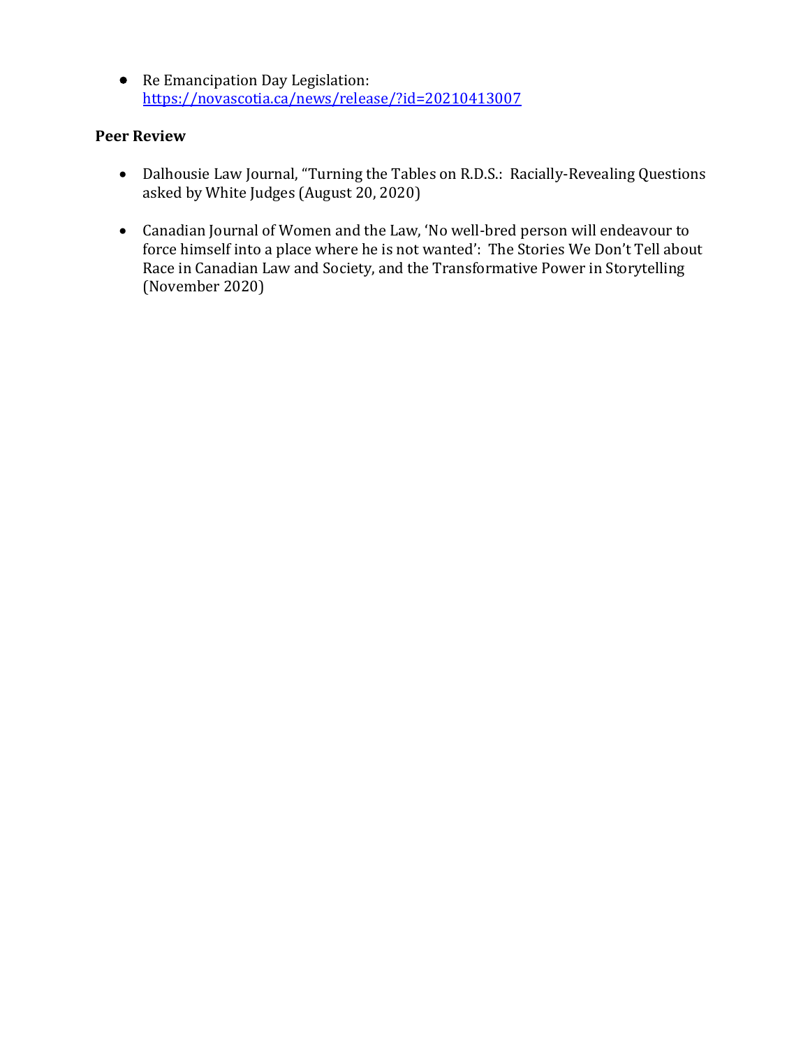- Re Emancipation Day Legislation: [https://novascotia.ca/news/release/?id=20210413007](https://novascotia.ca/news/release/?id=20210413007)

**Peer Review**

- Dalhousie Law Journal, "Turning the Tables on R.D.S.: Racially-Revealing Questions asked by White Judges (August 20, 2020)
- Canadian Journal of Women and the Law, 'No well-bred person will endeavour to force himself into a place where he is not wanted': The Stories We Don't Tell about Race in Canadian Law and Society, and the Transformative Power in Storytelling (November 2020)